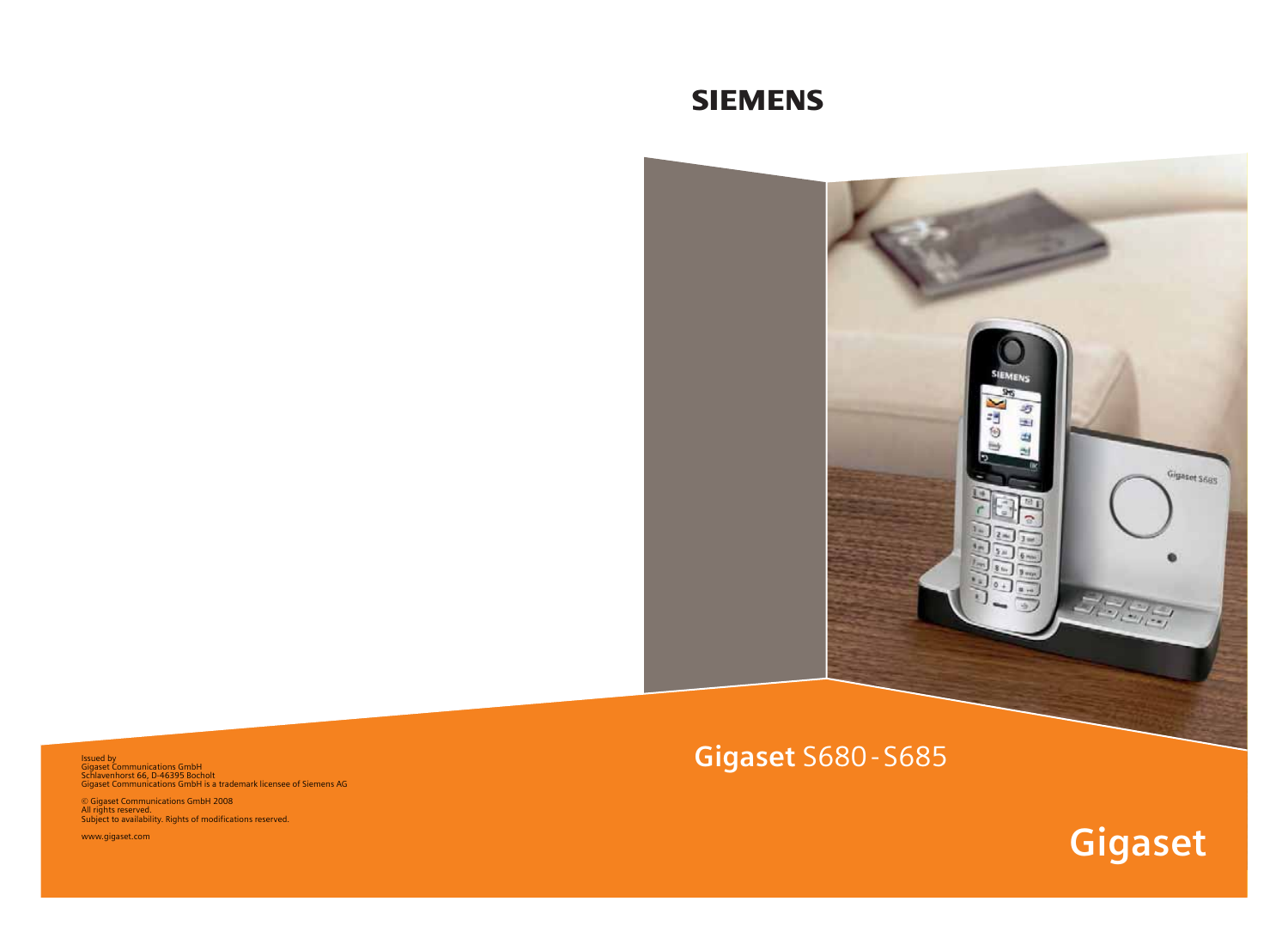**SIEMENS**

# Gigaset S680 - S685

Issued by
Gigaset Communications GmbH
Schlavenhorst 66, D-46395 Bocholt
Gigaset Communications GmbH is a trademark licensee of Siemens AG

© Gigaset Communications GmbH 2008
All rights reserved.
Subject to availability. Rights of modifications reserved.

www.gigaset.com

**Gigaset**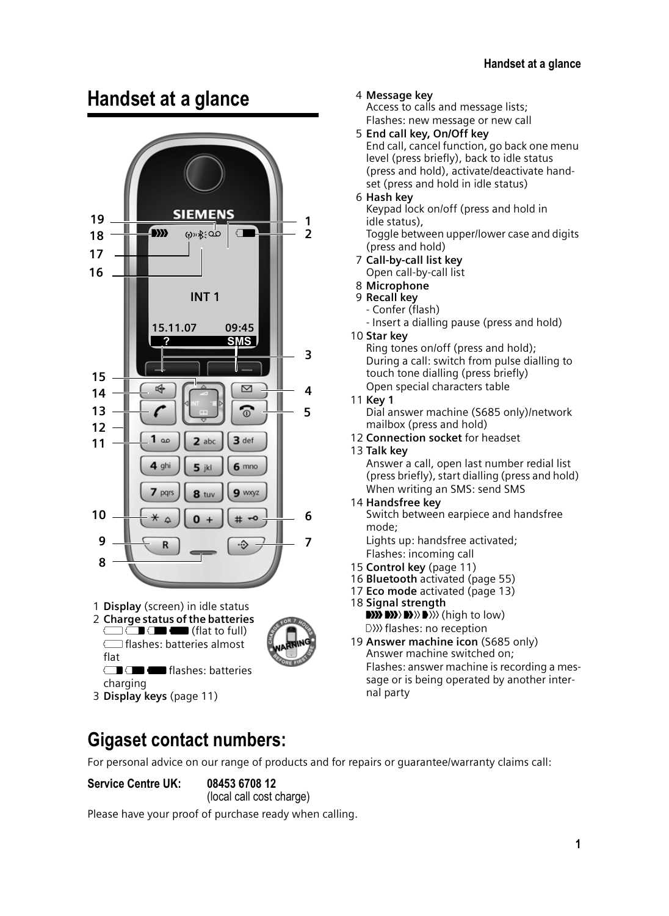# Handset at a glance

1 **Display** (screen) in idle status
2 **Charge status of the batteries**
(flat to full)
flashes: batteries almost flat
flashes: batteries charging
3 **Display keys** (page 11)
4 **Message key**
Access to calls and message lists;
Flashes: new message or new call
5 **End call key, On/Off key**
End call, cancel function, go back one menu level (press briefly), back to idle status (press and hold), activate/deactivate handset (press and hold in idle status)
6 **Hash key**
Keypad lock on/off (press and hold in idle status),
Toggle between upper/lower case and digits (press and hold)
7 **Call-by-call list key**
Open call-by-call list
8 **Microphone**
9 **Recall key**
- Confer (flash)
- Insert a dialling pause (press and hold)
10 **Star key**
Ring tones on/off (press and hold);
During a call: switch from pulse dialling to touch tone dialling (press briefly)
Open special characters table
11 **Key 1**
Dial answer machine (S685 only)/network mailbox (press and hold)
12 **Connection socket** for headset
13 **Talk key**
Answer a call, open last number redial list (press briefly), start dialling (press and hold)
When writing an SMS: send SMS
14 **Handsfree key**
Switch between earpiece and handsfree mode;
Lights up: handsfree activated;
Flashes: incoming call
15 **Control key** (page 11)
16 **Bluetooth** activated (page 55)
17 **Eco mode** activated (page 13)
18 **Signal strength**
(high to low)
flashes: no reception
19 **Answer machine icon** (S685 only)
Answer machine switched on;
Flashes: answer machine is recording a message or is being operated by another internal party

# Gigaset contact numbers:

For personal advice on our range of products and for repairs or guarantee/warranty claims call:

**Service Centre UK:** **08453 6708 12**
(local call cost charge)

Please have your proof of purchase ready when calling.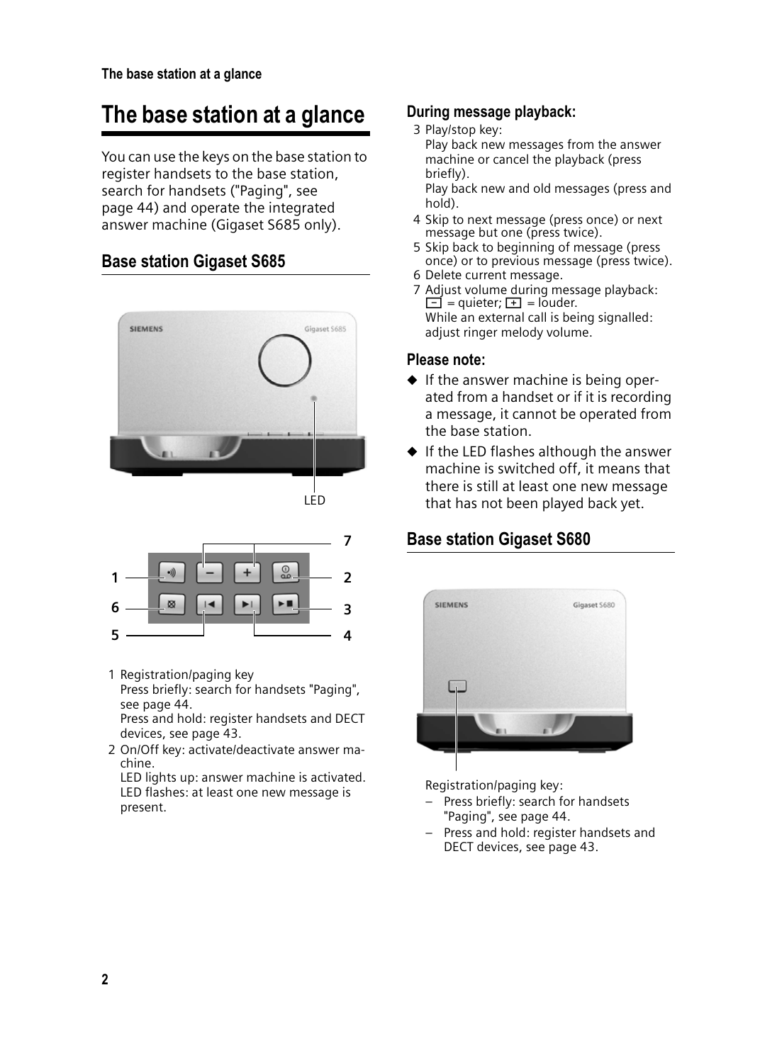# The base station at a glance

You can use the keys on the base station to register handsets to the base station, search for handsets ("Paging", see page 44) and operate the integrated answer machine (Gigaset S685 only).

## Base station Gigaset S685

LED

1 Registration/paging key
Press briefly: search for handsets "Paging", see page 44.
Press and hold: register handsets and DECT devices, see page 43.

2 On/Off key: activate/deactivate answer machine.
LED lights up: answer machine is activated.
LED flashes: at least one new message is present.

### During message playback:

3 Play/stop key:
Play back new messages from the answer machine or cancel the playback (press briefly).
Play back new and old messages (press and hold).

4 Skip to next message (press once) or next message but one (press twice).

5 Skip back to beginning of message (press once) or to previous message (press twice).

6 Delete current message.

7 Adjust volume during message playback:
[−] = quieter; [+] = louder.
While an external call is being signalled: adjust ringer melody volume.

### Please note:

- If the answer machine is being operated from a handset or if it is recording a message, it cannot be operated from the base station.
- If the LED flashes although the answer machine is switched off, it means that there is still at least one new message that has not been played back yet.

## Base station Gigaset S680

Registration/paging key:

- Press briefly: search for handsets "Paging", see page 44.
- Press and hold: register handsets and DECT devices, see page 43.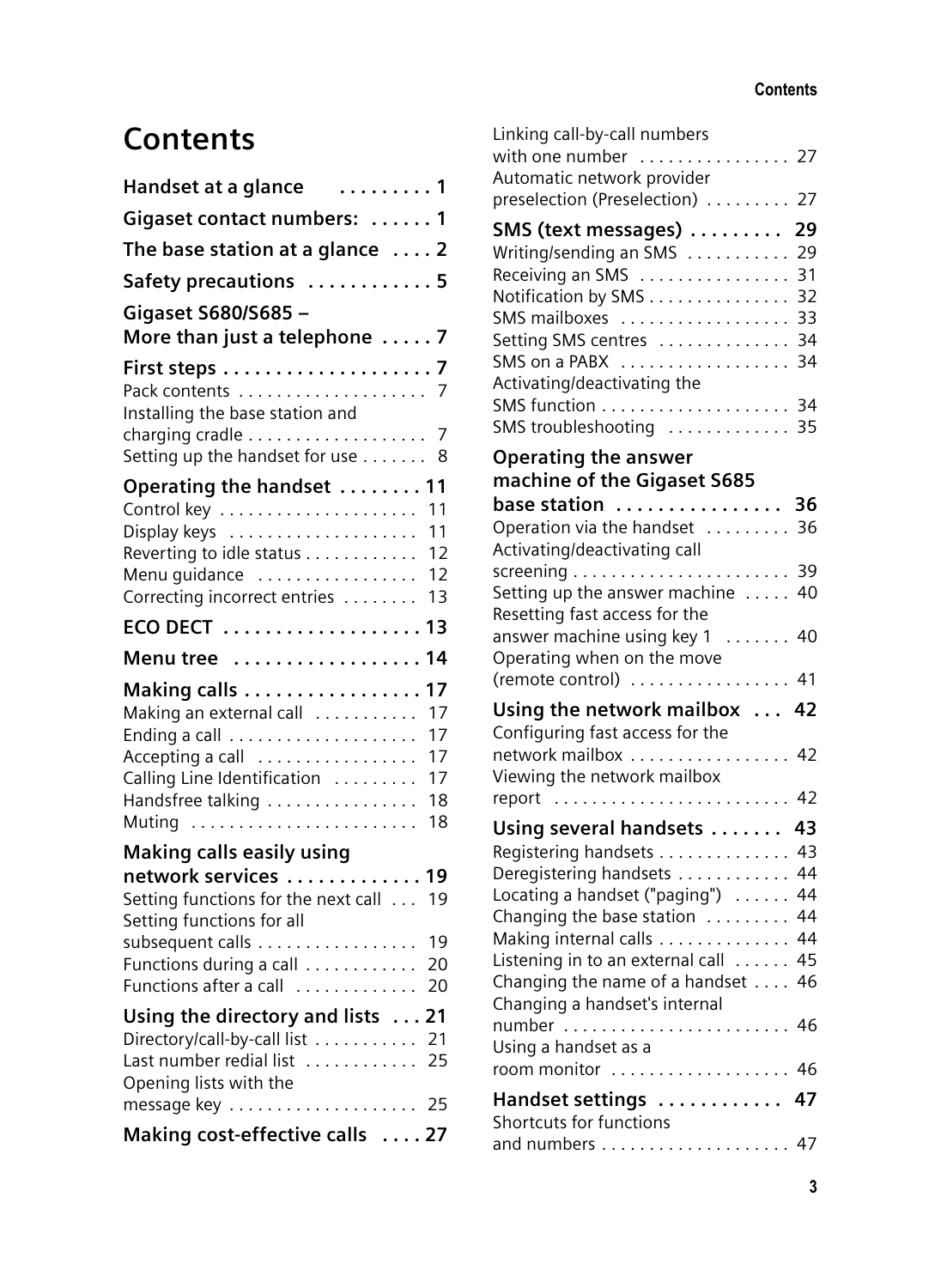# Contents

**Handset at a glance . . . . . . . . . 1**

**Gigaset contact numbers: . . . . . . 1**

**The base station at a glance . . . . 2**

**Safety precautions . . . . . . . . . . . . 5**

**Gigaset S680/S685 – More than just a telephone . . . . . 7**

**First steps . . . . . . . . . . . . . . . . . . . . 7**

Pack contents . . . . . . . . . . . . . . . . . . . . 7
Installing the base station and charging cradle . . . . . . . . . . . . . . . . . . . 7
Setting up the handset for use . . . . . . . 8

**Operating the handset . . . . . . . . 11**

Control key . . . . . . . . . . . . . . . . . . . . . 11
Display keys . . . . . . . . . . . . . . . . . . . . 11
Reverting to idle status . . . . . . . . . . . . 12
Menu guidance . . . . . . . . . . . . . . . . . 12
Correcting incorrect entries . . . . . . . . 13

**ECO DECT . . . . . . . . . . . . . . . . . . . 13**

**Menu tree . . . . . . . . . . . . . . . . . . 14**

**Making calls . . . . . . . . . . . . . . . . . 17**

Making an external call . . . . . . . . . . . 17
Ending a call . . . . . . . . . . . . . . . . . . . . 17
Accepting a call . . . . . . . . . . . . . . . . . 17
Calling Line Identification . . . . . . . . . 17
Handsfree talking . . . . . . . . . . . . . . . . 18
Muting . . . . . . . . . . . . . . . . . . . . . . . . 18

**Making calls easily using network services . . . . . . . . . . . . . 19**

Setting functions for the next call . . . 19
Setting functions for all subsequent calls . . . . . . . . . . . . . . . . . 19
Functions during a call . . . . . . . . . . . . 20
Functions after a call . . . . . . . . . . . . . 20

**Using the directory and lists . . . 21**

Directory/call-by-call list . . . . . . . . . . . 21
Last number redial list . . . . . . . . . . . . 25
Opening lists with the message key . . . . . . . . . . . . . . . . . . . . 25

**Making cost-effective calls . . . . 27**

Linking call-by-call numbers with one number . . . . . . . . . . . . . . . . 27
Automatic network provider preselection (Preselection) . . . . . . . . . 27

**SMS (text messages) . . . . . . . . . 29**

Writing/sending an SMS . . . . . . . . . . . 29
Receiving an SMS . . . . . . . . . . . . . . . . 31
Notification by SMS . . . . . . . . . . . . . . . 32
SMS mailboxes . . . . . . . . . . . . . . . . . . 33
Setting SMS centres . . . . . . . . . . . . . . 34
SMS on a PABX . . . . . . . . . . . . . . . . . . 34
Activating/deactivating the SMS function . . . . . . . . . . . . . . . . . . . . 34
SMS troubleshooting . . . . . . . . . . . . . 35

**Operating the answer machine of the Gigaset S685 base station . . . . . . . . . . . . . . . . 36**

Operation via the handset . . . . . . . . . 36
Activating/deactivating call screening . . . . . . . . . . . . . . . . . . . . . . . 39
Setting up the answer machine . . . . . 40
Resetting fast access for the answer machine using key 1 . . . . . . . 40
Operating when on the move (remote control) . . . . . . . . . . . . . . . . . 41

**Using the network mailbox . . . 42**

Configuring fast access for the network mailbox . . . . . . . . . . . . . . . . . 42
Viewing the network mailbox report . . . . . . . . . . . . . . . . . . . . . . . . . 42

**Using several handsets . . . . . . . 43**

Registering handsets . . . . . . . . . . . . . . 43
Deregistering handsets . . . . . . . . . . . . 44
Locating a handset ("paging") . . . . . . 44
Changing the base station . . . . . . . . . 44
Making internal calls . . . . . . . . . . . . . . 44
Listening in to an external call . . . . . . 45
Changing the name of a handset . . . . 46
Changing a handset's internal number . . . . . . . . . . . . . . . . . . . . . . . . 46
Using a handset as a room monitor . . . . . . . . . . . . . . . . . . . 46

**Handset settings . . . . . . . . . . . . 47**

Shortcuts for functions and numbers . . . . . . . . . . . . . . . . . . . . 47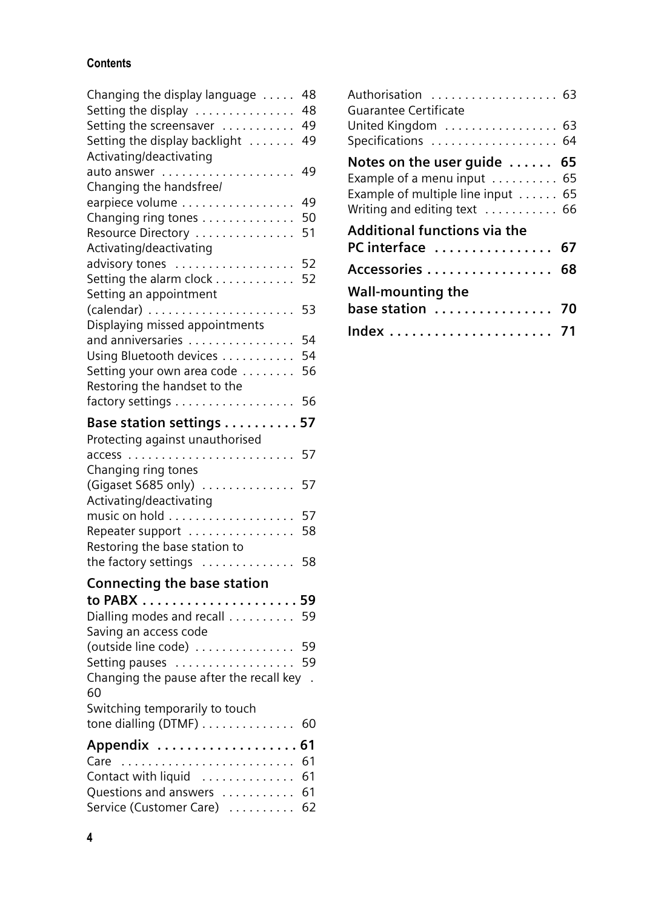Changing the display language . . . . . 48
Setting the display . . . . . . . . . . . . . . . 48
Setting the screensaver . . . . . . . . . . . 49
Setting the display backlight . . . . . . . 49
Activating/deactivating auto answer . . . . . . . . . . . . . . . . . . . . 49
Changing the handsfree/ earpiece volume . . . . . . . . . . . . . . . . . 49
Changing ring tones . . . . . . . . . . . . . . 50
Resource Directory . . . . . . . . . . . . . . . 51
Activating/deactivating advisory tones . . . . . . . . . . . . . . . . . . 52
Setting the alarm clock . . . . . . . . . . . . 52
Setting an appointment (calendar) . . . . . . . . . . . . . . . . . . . . . . 53
Displaying missed appointments and anniversaries . . . . . . . . . . . . . . . . 54
Using Bluetooth devices . . . . . . . . . . . 54
Setting your own area code . . . . . . . . 56
Restoring the handset to the factory settings . . . . . . . . . . . . . . . . . . 56

**Base station settings . . . . . . . . . . 57**
Protecting against unauthorised access . . . . . . . . . . . . . . . . . . . . . . . . . 57
Changing ring tones (Gigaset S685 only) . . . . . . . . . . . . . 57
Activating/deactivating music on hold . . . . . . . . . . . . . . . . . . . 57
Repeater support . . . . . . . . . . . . . . . . 58
Restoring the base station to the factory settings . . . . . . . . . . . . . 58

**Connecting the base station to PABX . . . . . . . . . . . . . . . . . . . . . 59**
Dialling modes and recall . . . . . . . . . . 59
Saving an access code (outside line code) . . . . . . . . . . . . . . . 59
Setting pauses . . . . . . . . . . . . . . . . . . 59
Changing the pause after the recall key . 60
Switching temporarily to touch tone dialling (DTMF) . . . . . . . . . . . . . . 60

**Appendix . . . . . . . . . . . . . . . . . . . 61**
Care . . . . . . . . . . . . . . . . . . . . . . . . . . 61
Contact with liquid . . . . . . . . . . . . . . 61
Questions and answers . . . . . . . . . . . 61
Service (Customer Care) . . . . . . . . . . 62
Authorisation . . . . . . . . . . . . . . . . . . . 63
Guarantee Certificate United Kingdom . . . . . . . . . . . . . . . . . 63
Specifications . . . . . . . . . . . . . . . . . . . 64

**Notes on the user guide . . . . . . 65**
Example of a menu input . . . . . . . . . . 65
Example of multiple line input . . . . . . 65
Writing and editing text . . . . . . . . . . . 66

**Additional functions via the PC interface . . . . . . . . . . . . . . . . 67**

**Accessories . . . . . . . . . . . . . . . . . 68**

**Wall-mounting the base station . . . . . . . . . . . . . . . . 70**

**Index . . . . . . . . . . . . . . . . . . . . . . 71**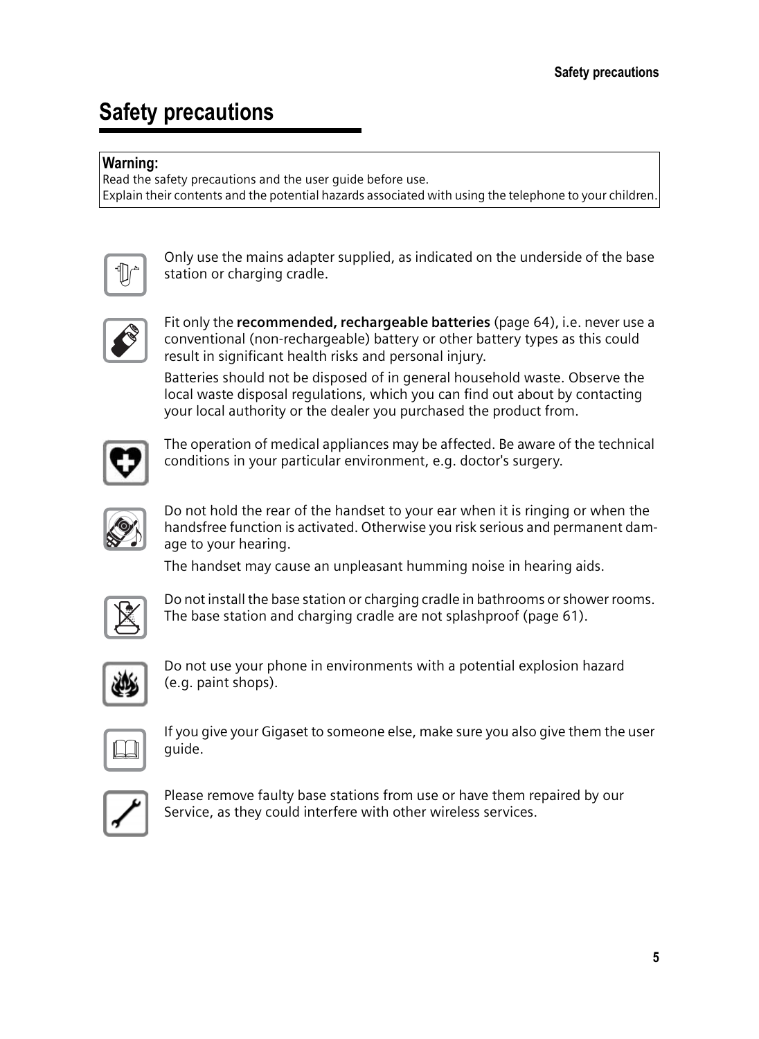# Safety precautions

**Warning:**
Read the safety precautions and the user guide before use.
Explain their contents and the potential hazards associated with using the telephone to your children.

Only use the mains adapter supplied, as indicated on the underside of the base station or charging cradle.

Fit only the **recommended, rechargeable batteries** (page 64), i.e. never use a conventional (non-rechargeable) battery or other battery types as this could result in significant health risks and personal injury.

Batteries should not be disposed of in general household waste. Observe the local waste disposal regulations, which you can find out about by contacting your local authority or the dealer you purchased the product from.

The operation of medical appliances may be affected. Be aware of the technical conditions in your particular environment, e.g. doctor's surgery.

Do not hold the rear of the handset to your ear when it is ringing or when the handsfree function is activated. Otherwise you risk serious and permanent damage to your hearing.

The handset may cause an unpleasant humming noise in hearing aids.

Do not install the base station or charging cradle in bathrooms or shower rooms. The base station and charging cradle are not splashproof (page 61).

Do not use your phone in environments with a potential explosion hazard (e.g. paint shops).

If you give your Gigaset to someone else, make sure you also give them the user guide.

Please remove faulty base stations from use or have them repaired by our Service, as they could interfere with other wireless services.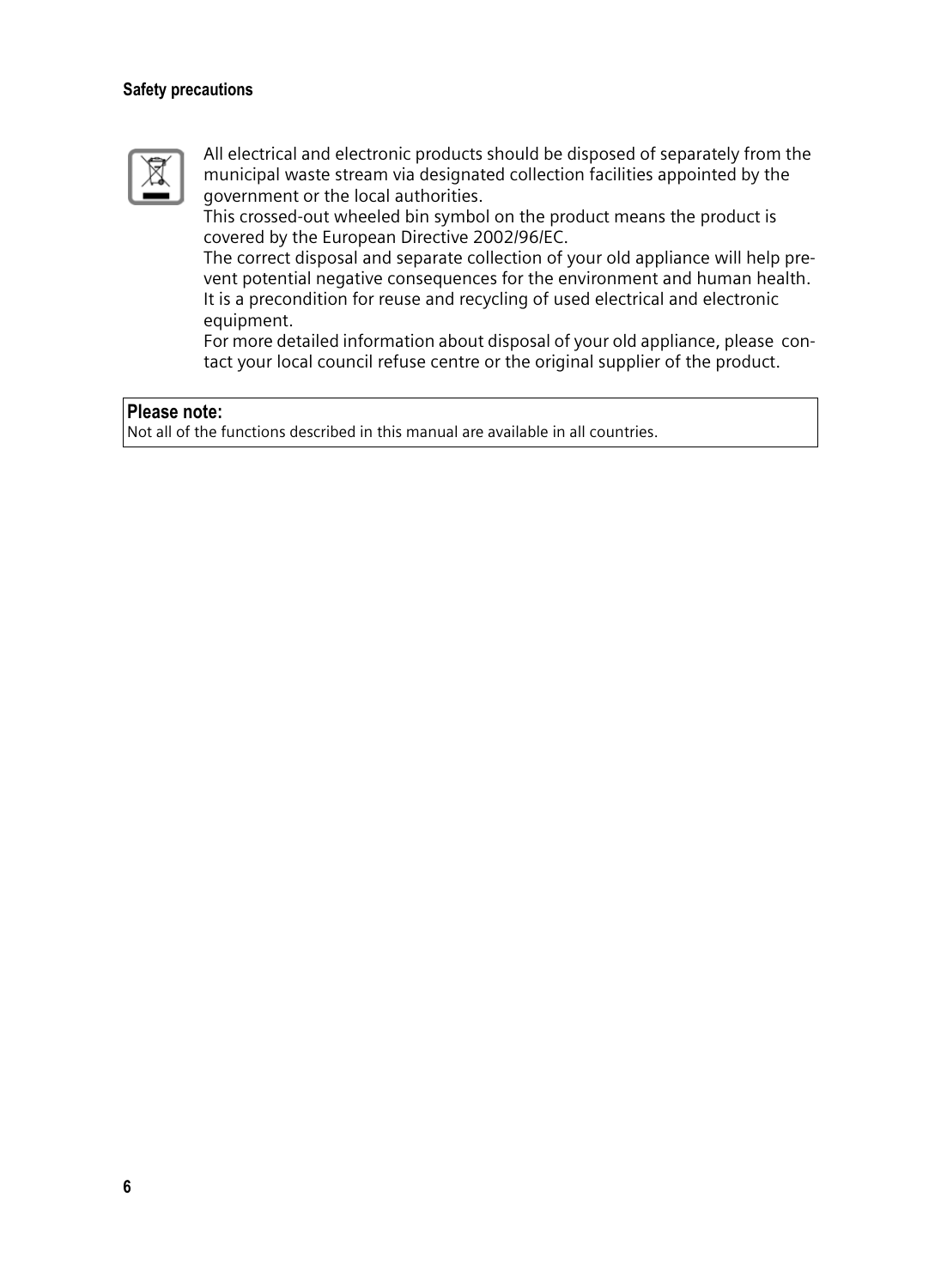All electrical and electronic products should be disposed of separately from the municipal waste stream via designated collection facilities appointed by the government or the local authorities.

This crossed-out wheeled bin symbol on the product means the product is covered by the European Directive 2002/96/EC.

The correct disposal and separate collection of your old appliance will help prevent potential negative consequences for the environment and human health. It is a precondition for reuse and recycling of used electrical and electronic equipment.

For more detailed information about disposal of your old appliance, please contact your local council refuse centre or the original supplier of the product.

**Please note:**

Not all of the functions described in this manual are available in all countries.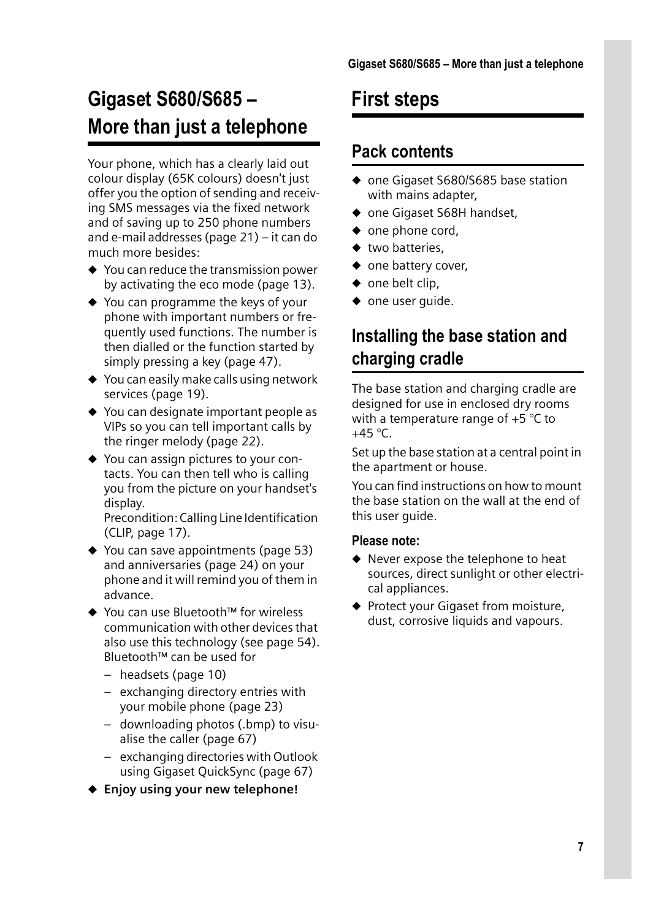# Gigaset S680/S685 – More than just a telephone

Your phone, which has a clearly laid out colour display (65K colours) doesn't just offer you the option of sending and receiving SMS messages via the fixed network and of saving up to 250 phone numbers and e-mail addresses (page 21) – it can do much more besides:

- You can reduce the transmission power by activating the eco mode (page 13).
- You can programme the keys of your phone with important numbers or frequently used functions. The number is then dialled or the function started by simply pressing a key (page 47).
- You can easily make calls using network services (page 19).
- You can designate important people as VIPs so you can tell important calls by the ringer melody (page 22).
- You can assign pictures to your contacts. You can then tell who is calling you from the picture on your handset's display.
  Precondition: Calling Line Identification (CLIP, page 17).
- You can save appointments (page 53) and anniversaries (page 24) on your phone and it will remind you of them in advance.
- You can use Bluetooth™ for wireless communication with other devices that also use this technology (see page 54). Bluetooth™ can be used for
  - headsets (page 10)
  - exchanging directory entries with your mobile phone (page 23)
  - downloading photos (.bmp) to visualise the caller (page 67)
  - exchanging directories with Outlook using Gigaset QuickSync (page 67)
- **Enjoy using your new telephone!**

# First steps

## Pack contents

- one Gigaset S680/S685 base station with mains adapter,
- one Gigaset S68H handset,
- one phone cord,
- two batteries,
- one battery cover,
- one belt clip,
- one user guide.

## Installing the base station and charging cradle

The base station and charging cradle are designed for use in enclosed dry rooms with a temperature range of +5 °C to +45 °C.

Set up the base station at a central point in the apartment or house.

You can find instructions on how to mount the base station on the wall at the end of this user guide.

### Please note:

- Never expose the telephone to heat sources, direct sunlight or other electrical appliances.
- Protect your Gigaset from moisture, dust, corrosive liquids and vapours.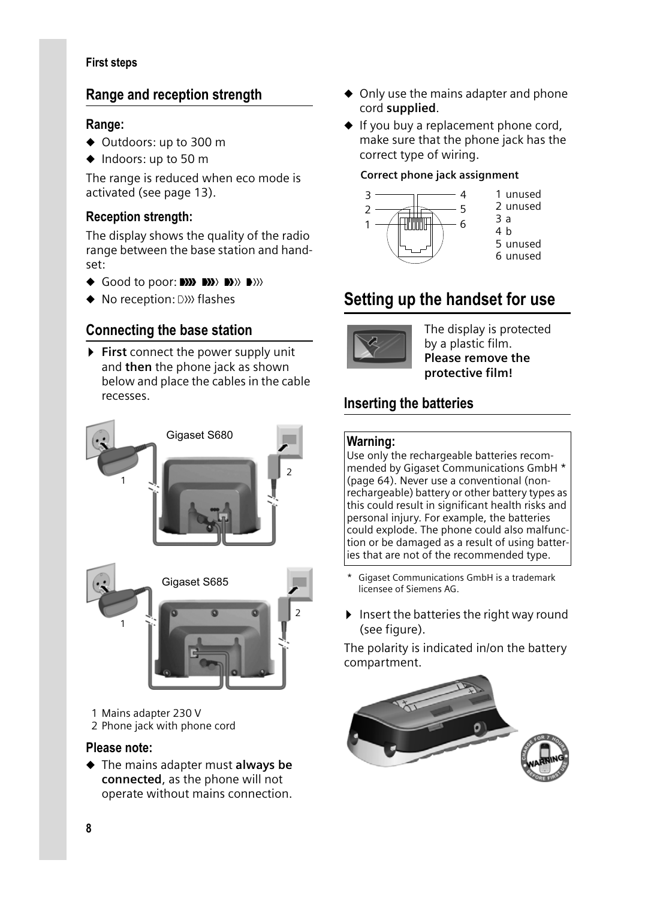## Range and reception strength

### Range:

- ◆ Outdoors: up to 300 m
- ◆ Indoors: up to 50 m

The range is reduced when eco mode is activated (see page 13).

### Reception strength:

The display shows the quality of the radio range between the base station and handset:

- ◆ Good to poor: 
- ◆ No reception:  flashes

## Connecting the base station

▶ **First** connect the power supply unit and **then** the phone jack as shown below and place the cables in the cable recesses.

Gigaset S680

Gigaset S685

1 Mains adapter 230 V
2 Phone jack with phone cord

### Please note:

- ◆ The mains adapter must **always be connected**, as the phone will not operate without mains connection.
- ◆ Only use the mains adapter and phone cord **supplied**.
- ◆ If you buy a replacement phone cord, make sure that the phone jack has the correct type of wiring.

**Correct phone jack assignment**

1 unused
2 unused
3 a
4 b
5 unused
6 unused

# Setting up the handset for use

The display is protected by a plastic film. **Please remove the protective film!**

## Inserting the batteries

**Warning:**
Use only the rechargeable batteries recommended by Gigaset Communications GmbH * (page 64). Never use a conventional (non-rechargeable) battery or other battery types as this could result in significant health risks and personal injury. For example, the batteries could explode. The phone could also malfunction or be damaged as a result of using batteries that are not of the recommended type.

\* Gigaset Communications GmbH is a trademark licensee of Siemens AG.

▶ Insert the batteries the right way round (see figure).

The polarity is indicated in/on the battery compartment.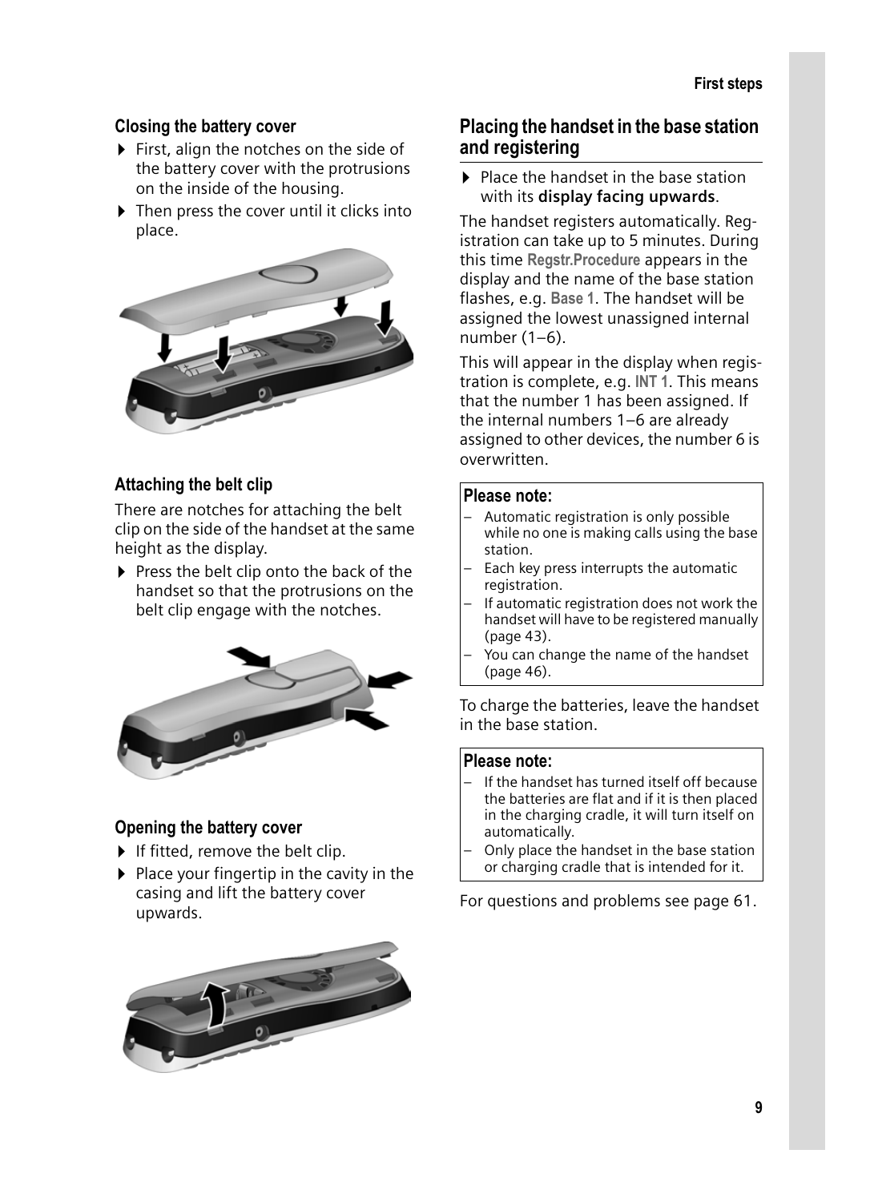### Closing the battery cover

- First, align the notches on the side of the battery cover with the protrusions on the inside of the housing.
- Then press the cover until it clicks into place.

### Attaching the belt clip

There are notches for attaching the belt clip on the side of the handset at the same height as the display.

- Press the belt clip onto the back of the handset so that the protrusions on the belt clip engage with the notches.

### Opening the battery cover

- If fitted, remove the belt clip.
- Place your fingertip in the cavity in the casing and lift the battery cover upwards.

## Placing the handset in the base station and registering

- Place the handset in the base station with its **display facing upwards**.

The handset registers automatically. Registration can take up to 5 minutes. During this time **Regstr.Procedure** appears in the display and the name of the base station flashes, e.g. **Base 1**. The handset will be assigned the lowest unassigned internal number (1–6).

This will appear in the display when registration is complete, e.g. **INT 1**. This means that the number 1 has been assigned. If the internal numbers 1–6 are already assigned to other devices, the number 6 is overwritten.

**Please note:**

- Automatic registration is only possible while no one is making calls using the base station.
- Each key press interrupts the automatic registration.
- If automatic registration does not work the handset will have to be registered manually (page 43).
- You can change the name of the handset (page 46).

To charge the batteries, leave the handset in the base station.

**Please note:**

- If the handset has turned itself off because the batteries are flat and if it is then placed in the charging cradle, it will turn itself on automatically.
- Only place the handset in the base station or charging cradle that is intended for it.

For questions and problems see page 61.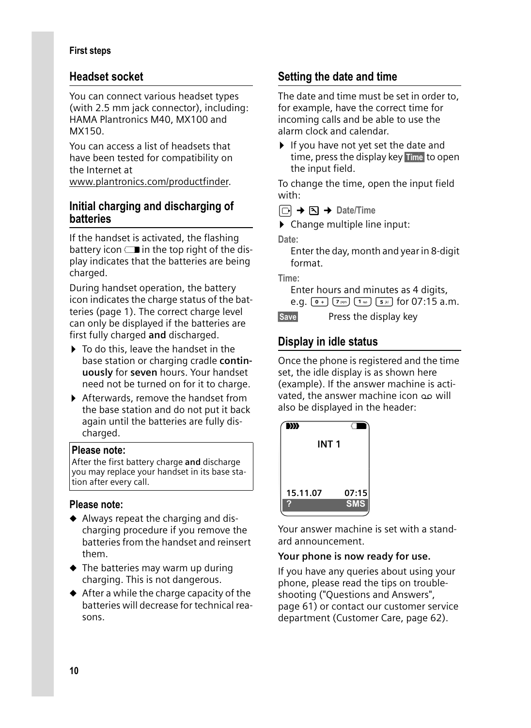## Headset socket

You can connect various headset types (with 2.5 mm jack connector), including: HAMA Plantronics M40, MX100 and MX150.

You can access a list of headsets that have been tested for compatibility on the Internet at www.plantronics.com/productfinder.

## Initial charging and discharging of batteries

If the handset is activated, the flashing battery icon in the top right of the display indicates that the batteries are being charged.

During handset operation, the battery icon indicates the charge status of the batteries (page 1). The correct charge level can only be displayed if the batteries are first fully charged **and** discharged.

- To do this, leave the handset in the base station or charging cradle **continuously** for **seven** hours. Your handset need not be turned on for it to charge.
- Afterwards, remove the handset from the base station and do not put it back again until the batteries are fully discharged.

**Please note:**
After the first battery charge **and** discharge you may replace your handset in its base station after every call.

**Please note:**

- Always repeat the charging and discharging procedure if you remove the batteries from the handset and reinsert them.
- The batteries may warm up during charging. This is not dangerous.
- After a while the charge capacity of the batteries will decrease for technical reasons.

## Setting the date and time

The date and time must be set in order to, for example, have the correct time for incoming calls and be able to use the alarm clock and calendar.

- If you have not yet set the date and time, press the display key **Time** to open the input field.

To change the time, open the input field with:

→ → **Date/Time**

- Change multiple line input:

**Date:**
Enter the day, month and year in 8-digit format.

**Time:**
Enter hours and minutes as 4 digits, e.g. 0 7 1 5 for 07:15 a.m.

**Save** Press the display key

## Display in idle status

Once the phone is registered and the time set, the idle display is as shown here (example). If the answer machine is activated, the answer machine icon will also be displayed in the header:

INT 1
15.11.07 07:15
? SMS

Your answer machine is set with a standard announcement.

**Your phone is now ready for use.**

If you have any queries about using your phone, please read the tips on troubleshooting ("Questions and Answers", page 61) or contact our customer service department (Customer Care, page 62).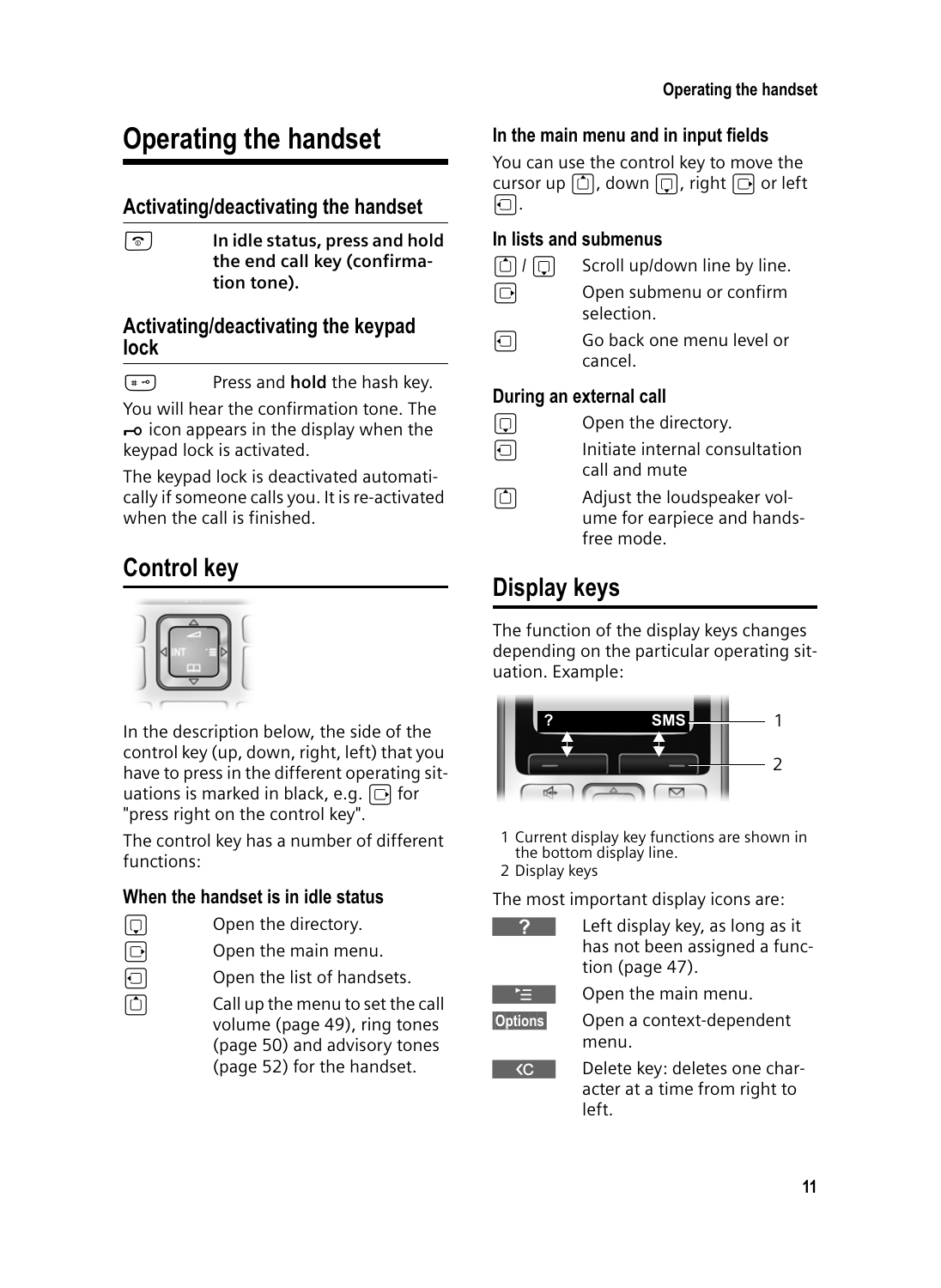# Operating the handset

## Activating/deactivating the handset

**In idle status, press and hold the end call key (confirmation tone).**

## Activating/deactivating the keypad lock

Press and **hold** the hash key.

You will hear the confirmation tone. The icon appears in the display when the keypad lock is activated.

The keypad lock is deactivated automatically if someone calls you. It is re-activated when the call is finished.

# Control key

In the description below, the side of the control key (up, down, right, left) that you have to press in the different operating situations is marked in black, e.g. for "press right on the control key".

The control key has a number of different functions:

### When the handset is in idle status

| | |
|---|---|
| down | Open the directory. |
| right | Open the main menu. |
| left | Open the list of handsets. |
| up | Call up the menu to set the call volume (page 49), ring tones (page 50) and advisory tones (page 52) for the handset. |

### In the main menu and in input fields

You can use the control key to move the cursor up, down, right or left.

### In lists and submenus

| | |
|---|---|
| up / down | Scroll up/down line by line. |
| right | Open submenu or confirm selection. |
| left | Go back one menu level or cancel. |

### During an external call

| | |
|---|---|
| down | Open the directory. |
| left | Initiate internal consultation call and mute |
| up | Adjust the loudspeaker volume for earpiece and handsfree mode. |

# Display keys

The function of the display keys changes depending on the particular operating situation. Example:

1 Current display key functions are shown in the bottom display line.
2 Display keys

The most important display icons are:

| | |
|---|---|
| ? | Left display key, as long as it has not been assigned a function (page 47). |
| ≡ | Open the main menu. |
| Options | Open a context-dependent menu. |
| <C | Delete key: deletes one character at a time from right to left. |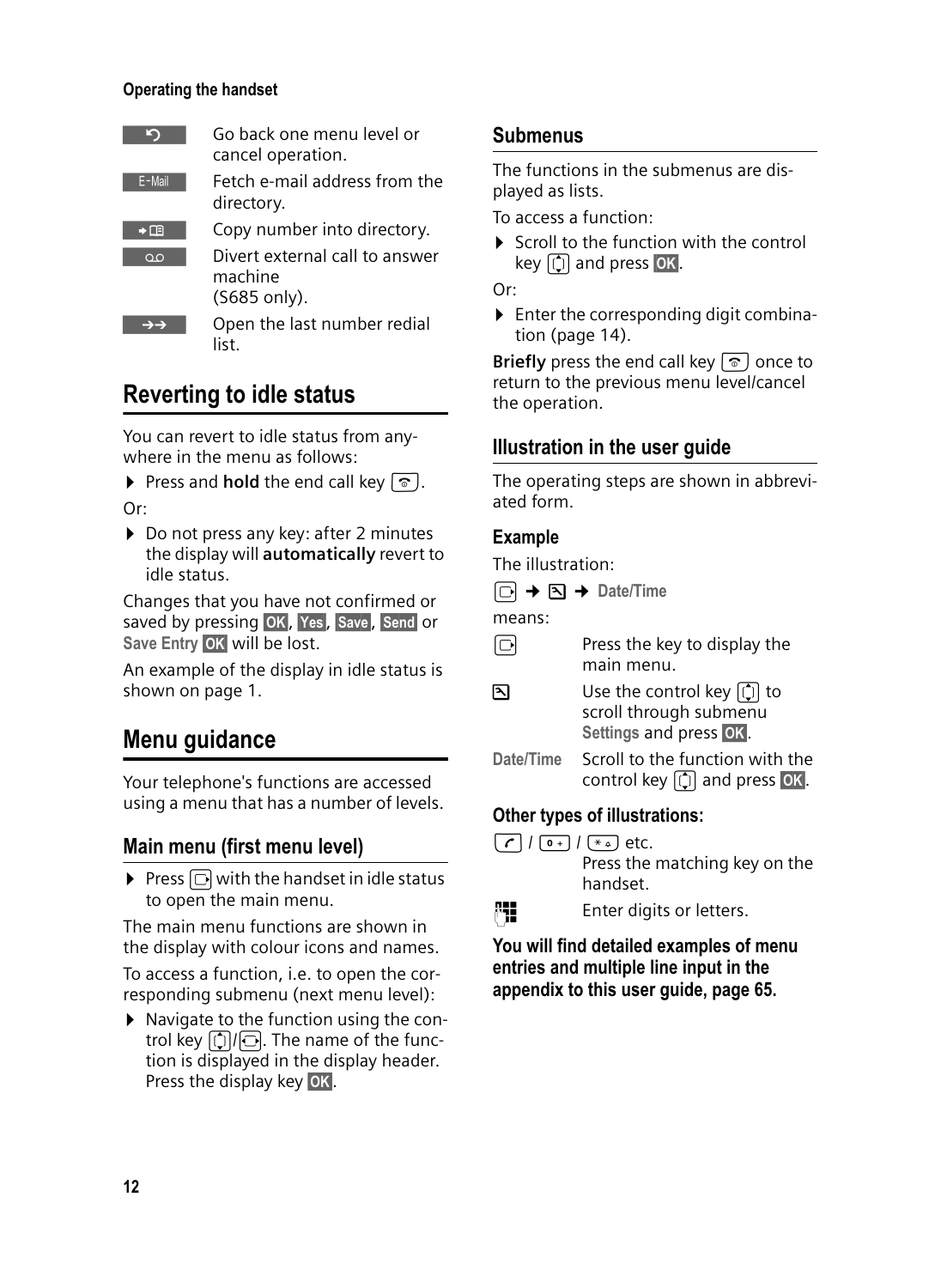| | |
|---|---|
| ↺ | Go back one menu level or cancel operation. |
| E-Mail | Fetch e-mail address from the directory. |
| ➔□ | Copy number into directory. |
| ○○ | Divert external call to answer machine (S685 only). |
| →→ | Open the last number redial list. |

## Reverting to idle status

You can revert to idle status from anywhere in the menu as follows:

- Press and **hold** the end call key.

Or:

- Do not press any key: after 2 minutes the display will **automatically** revert to idle status.

Changes that you have not confirmed or saved by pressing **OK**, **Yes**, **Save**, **Send** or **Save Entry OK** will be lost.

An example of the display in idle status is shown on page 1.

## Menu guidance

Your telephone's functions are accessed using a menu that has a number of levels.

### Main menu (first menu level)

- Press with the handset in idle status to open the main menu.

The main menu functions are shown in the display with colour icons and names.

To access a function, i.e. to open the corresponding submenu (next menu level):

- Navigate to the function using the control key / . The name of the function is displayed in the display header. Press the display key **OK**.

### Submenus

The functions in the submenus are displayed as lists.

To access a function:

- Scroll to the function with the control key and press **OK**.

Or:

- Enter the corresponding digit combination (page 14).

**Briefly** press the end call key once to return to the previous menu level/cancel the operation.

### Illustration in the user guide

The operating steps are shown in abbreviated form.

#### Example

The illustration:

➔ ➔ **Date/Time**

means:

| | |
|---|---|
| | Press the key to display the main menu. |
| | Use the control key to scroll through submenu **Settings** and press **OK**. |
| **Date/Time** | Scroll to the function with the control key and press **OK**. |

#### Other types of illustrations:

/ 0 + / * etc.

Press the matching key on the handset.

Enter digits or letters.

**You will find detailed examples of menu entries and multiple line input in the appendix to this user guide, page 65.**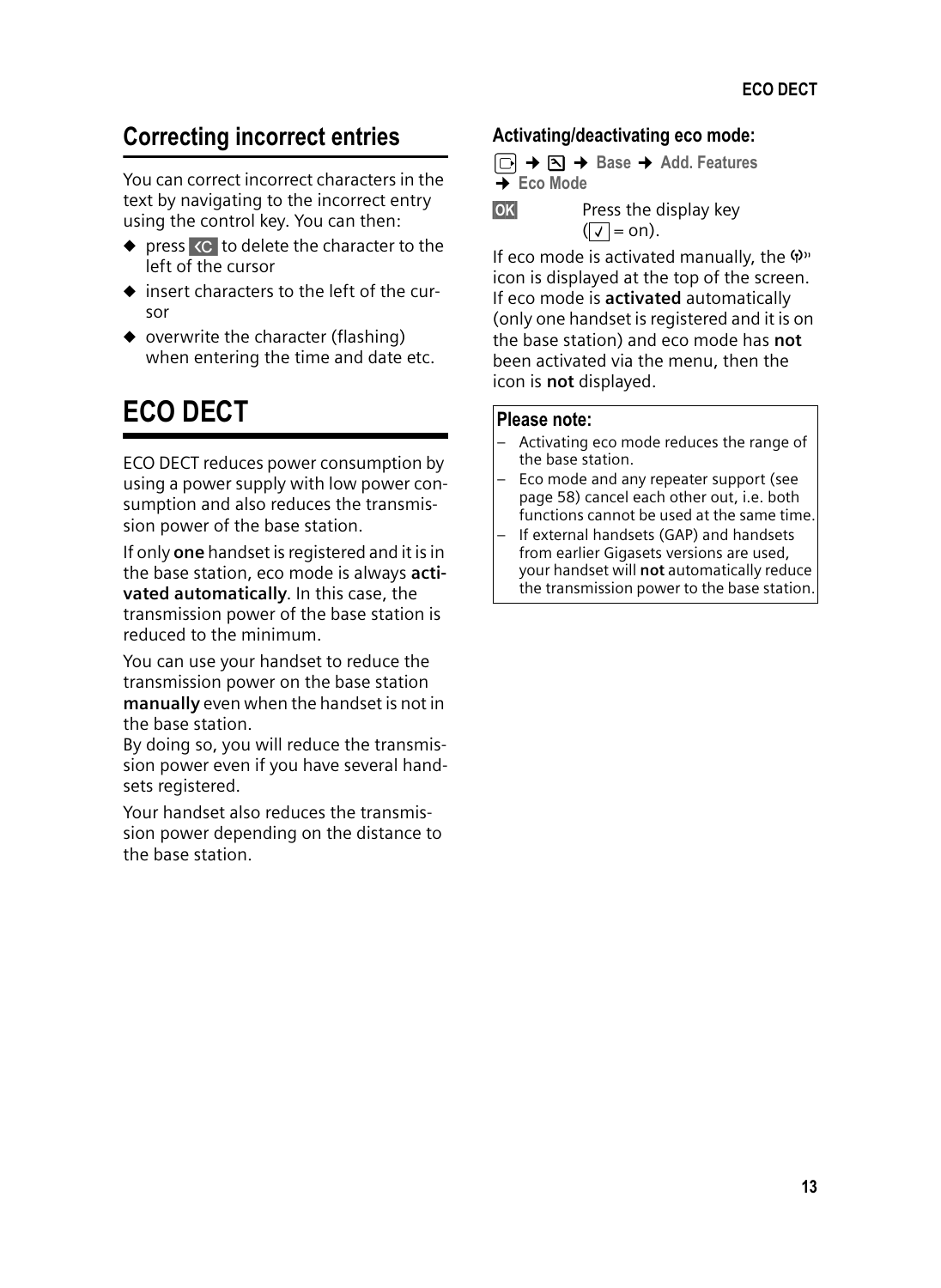## Correcting incorrect entries

You can correct incorrect characters in the text by navigating to the incorrect entry using the control key. You can then:

- press ‹C to delete the character to the left of the cursor
- insert characters to the left of the cursor
- overwrite the character (flashing) when entering the time and date etc.

# ECO DECT

ECO DECT reduces power consumption by using a power supply with low power consumption and also reduces the transmission power of the base station.

If only **one** handset is registered and it is in the base station, eco mode is always **activated automatically**. In this case, the transmission power of the base station is reduced to the minimum.

You can use your handset to reduce the transmission power on the base station **manually** even when the handset is not in the base station.
By doing so, you will reduce the transmission power even if you have several handsets registered.

Your handset also reduces the transmission power depending on the distance to the base station.

### Activating/deactivating eco mode:

→ → **Base** → **Add. Features** → **Eco Mode**

**OK** Press the display key (✓ = on).

If eco mode is activated manually, the icon is displayed at the top of the screen. If eco mode is **activated** automatically (only one handset is registered and it is on the base station) and eco mode has **not** been activated via the menu, then the icon is **not** displayed.

**Please note:**

- Activating eco mode reduces the range of the base station.
- Eco mode and any repeater support (see page 58) cancel each other out, i.e. both functions cannot be used at the same time.
- If external handsets (GAP) and handsets from earlier Gigasets versions are used, your handset will **not** automatically reduce the transmission power to the base station.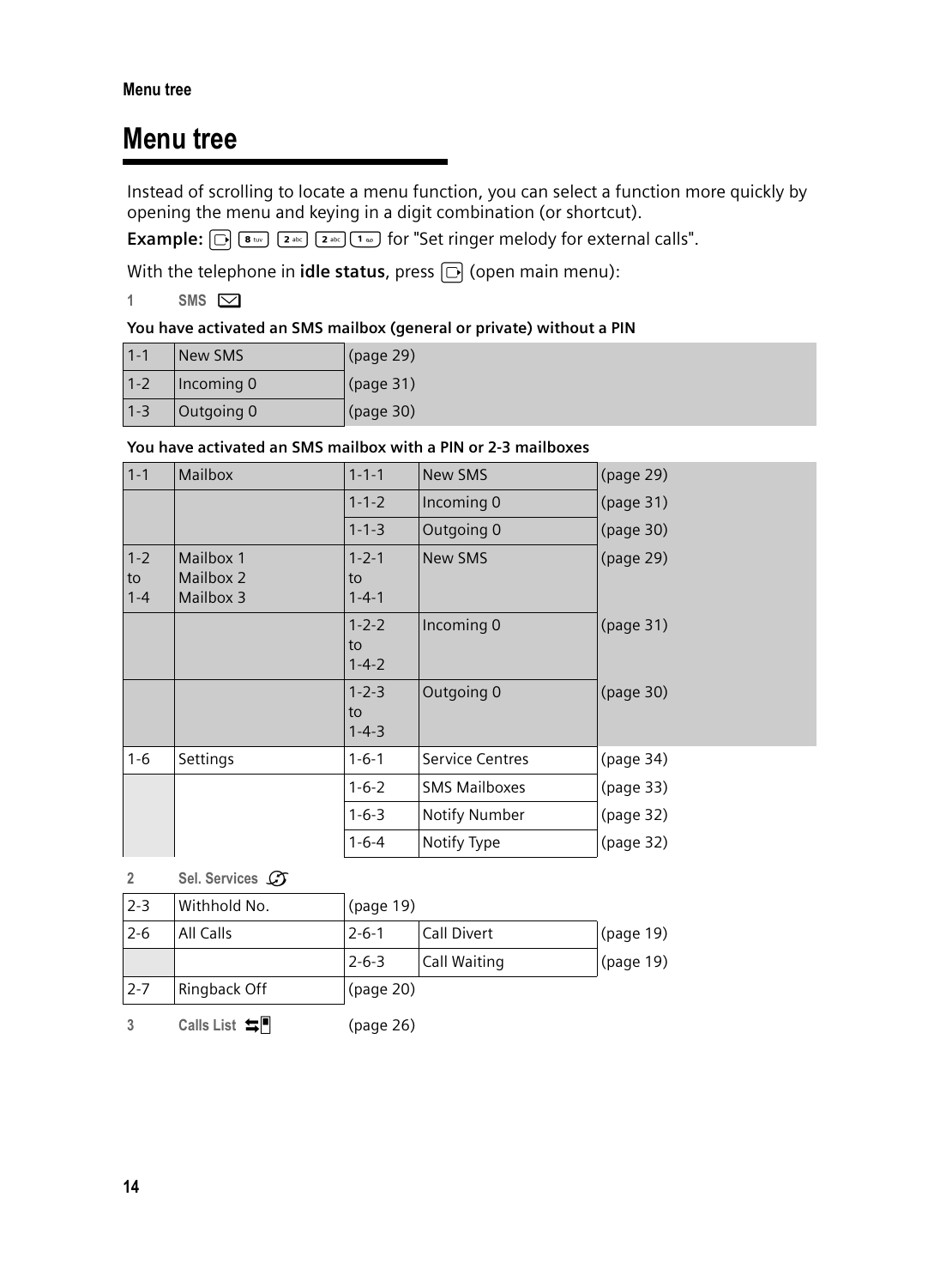# Menu tree

Instead of scrolling to locate a menu function, you can select a function more quickly by opening the menu and keying in a digit combination (or shortcut).

**Example:** [menu] [8] [2] [2] [1] for "Set ringer melody for external calls".

With the telephone in **idle status**, press [menu] (open main menu):

**1 SMS**

**You have activated an SMS mailbox (general or private) without a PIN**

| | | |
|---|---|---|
| 1-1 | New SMS | (page 29) |
| 1-2 | Incoming 0 | (page 31) |
| 1-3 | Outgoing 0 | (page 30) |

**You have activated an SMS mailbox with a PIN or 2-3 mailboxes**

| | | | | |
|---|---|---|---|---|
| 1-1 | Mailbox | 1-1-1 | New SMS | (page 29) |
| | | 1-1-2 | Incoming 0 | (page 31) |
| | | 1-1-3 | Outgoing 0 | (page 30) |
| 1-2 to 1-4 | Mailbox 1 Mailbox 2 Mailbox 3 | 1-2-1 to 1-4-1 | New SMS | (page 29) |
| | | 1-2-2 to 1-4-2 | Incoming 0 | (page 31) |
| | | 1-2-3 to 1-4-3 | Outgoing 0 | (page 30) |
| 1-6 | Settings | 1-6-1 | Service Centres | (page 34) |
| | | 1-6-2 | SMS Mailboxes | (page 33) |
| | | 1-6-3 | Notify Number | (page 32) |
| | | 1-6-4 | Notify Type | (page 32) |

**2 Sel. Services**

| | | | | |
|---|---|---|---|---|
| 2-3 | Withhold No. | (page 19) | | |
| 2-6 | All Calls | 2-6-1 | Call Divert | (page 19) |
| | | 2-6-3 | Call Waiting | (page 19) |
| 2-7 | Ringback Off | (page 20) | | |

**3 Calls List** (page 26)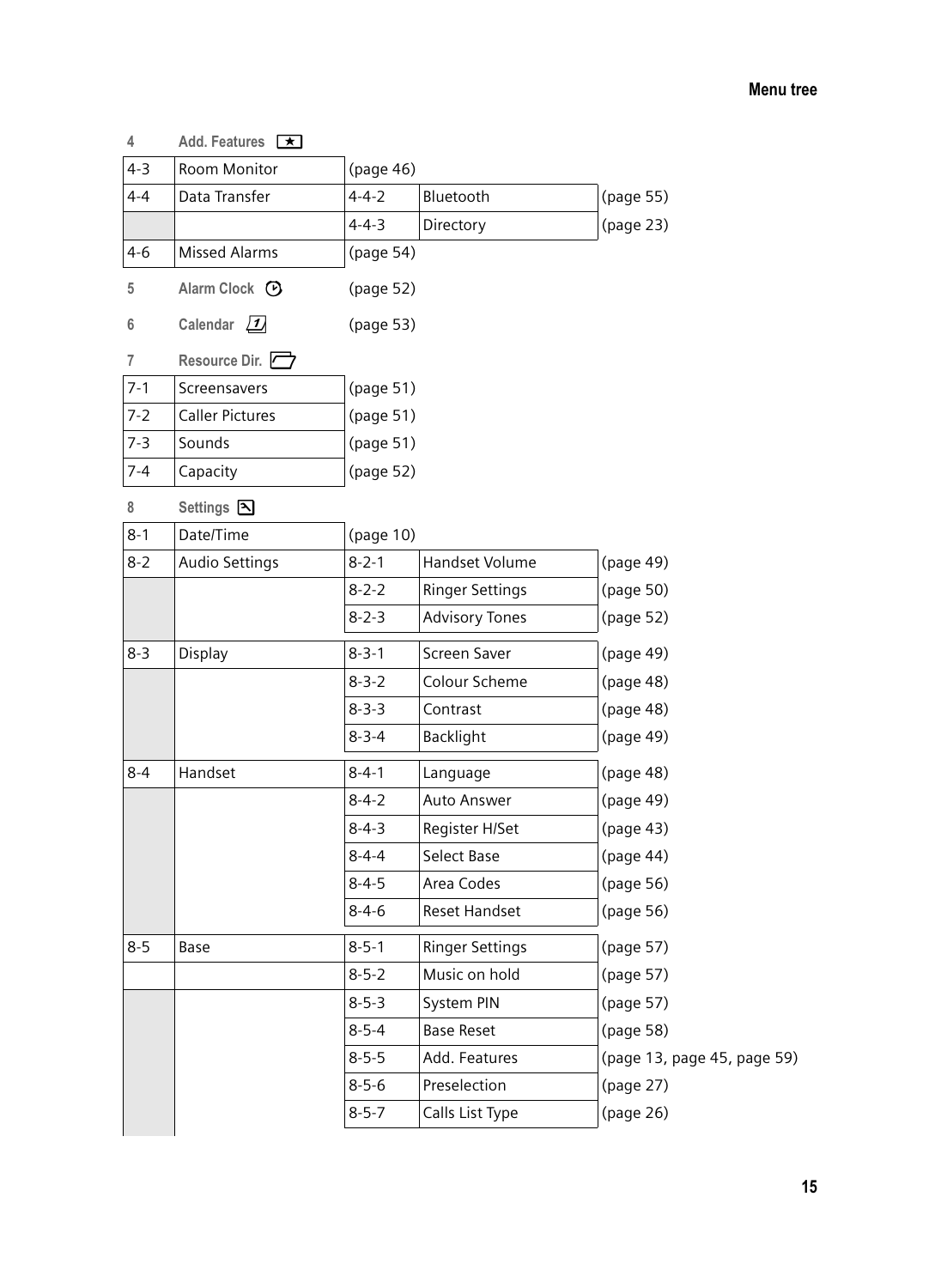| 4 | Add. Features ★ | | | |
|---|---|---|---|---|
| 4-3 | Room Monitor | (page 46) | | |
| 4-4 | Data Transfer | 4-4-2 | Bluetooth | (page 55) |
| | | 4-4-3 | Directory | (page 23) |
| 4-6 | Missed Alarms | (page 54) | | |
| 5 | Alarm Clock | (page 52) | | |
| 6 | Calendar | (page 53) | | |
| 7 | Resource Dir. | | | |
| 7-1 | Screensavers | (page 51) | | |
| 7-2 | Caller Pictures | (page 51) | | |
| 7-3 | Sounds | (page 51) | | |
| 7-4 | Capacity | (page 52) | | |
| 8 | Settings | | | |
| 8-1 | Date/Time | (page 10) | | |
| 8-2 | Audio Settings | 8-2-1 | Handset Volume | (page 49) |
| | | 8-2-2 | Ringer Settings | (page 50) |
| | | 8-2-3 | Advisory Tones | (page 52) |
| 8-3 | Display | 8-3-1 | Screen Saver | (page 49) |
| | | 8-3-2 | Colour Scheme | (page 48) |
| | | 8-3-3 | Contrast | (page 48) |
| | | 8-3-4 | Backlight | (page 49) |
| 8-4 | Handset | 8-4-1 | Language | (page 48) |
| | | 8-4-2 | Auto Answer | (page 49) |
| | | 8-4-3 | Register H/Set | (page 43) |
| | | 8-4-4 | Select Base | (page 44) |
| | | 8-4-5 | Area Codes | (page 56) |
| | | 8-4-6 | Reset Handset | (page 56) |
| 8-5 | Base | 8-5-1 | Ringer Settings | (page 57) |
| | | 8-5-2 | Music on hold | (page 57) |
| | | 8-5-3 | System PIN | (page 57) |
| | | 8-5-4 | Base Reset | (page 58) |
| | | 8-5-5 | Add. Features | (page 13, page 45, page 59) |
| | | 8-5-6 | Preselection | (page 27) |
| | | 8-5-7 | Calls List Type | (page 26) |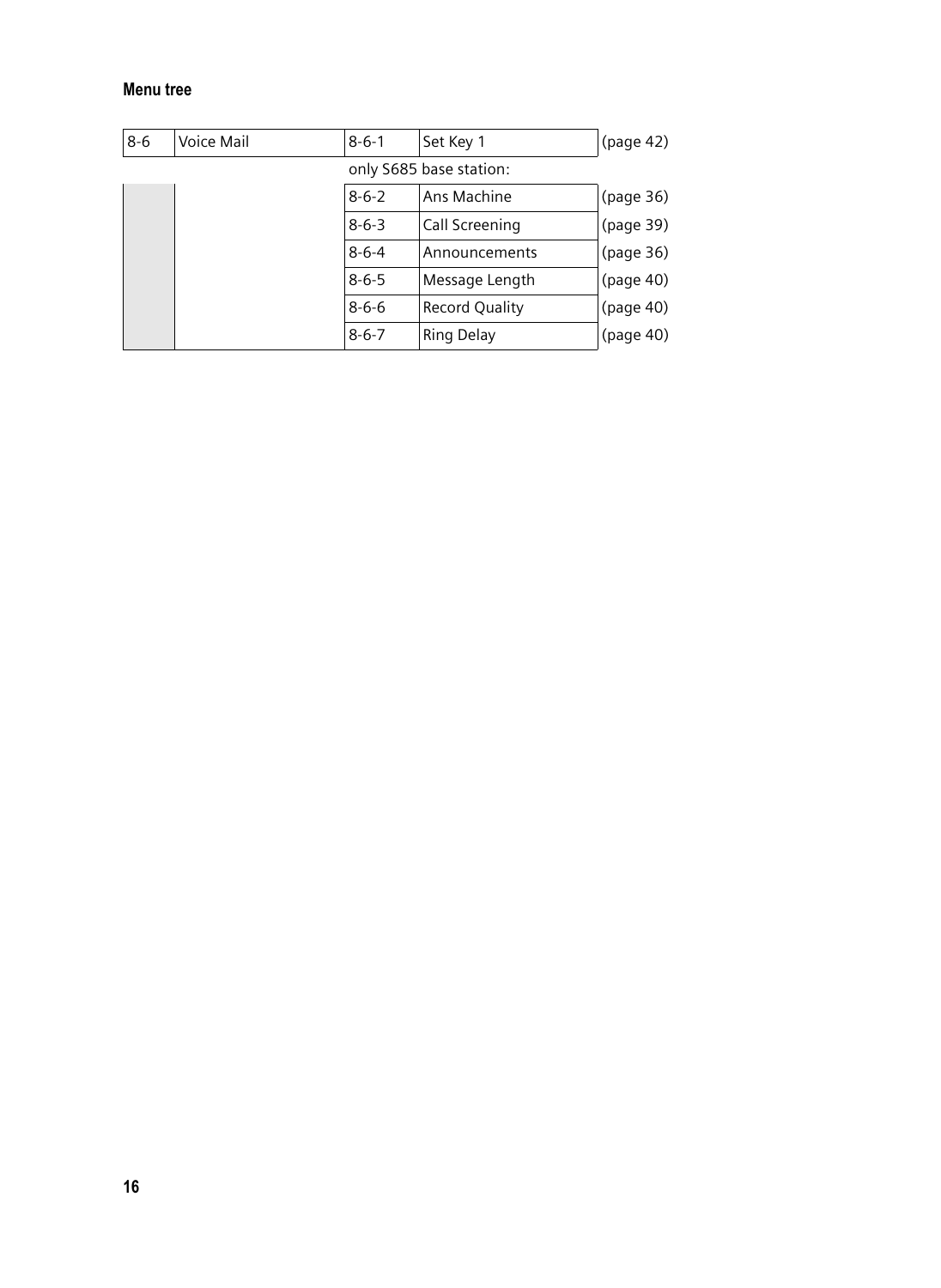| | | | | |
|---|---|---|---|---|
| 8-6 | Voice Mail | 8-6-1 | Set Key 1 | (page 42) |
| | | only S685 base station: | | |
| | | 8-6-2 | Ans Machine | (page 36) |
| | | 8-6-3 | Call Screening | (page 39) |
| | | 8-6-4 | Announcements | (page 36) |
| | | 8-6-5 | Message Length | (page 40) |
| | | 8-6-6 | Record Quality | (page 40) |
| | | 8-6-7 | Ring Delay | (page 40) |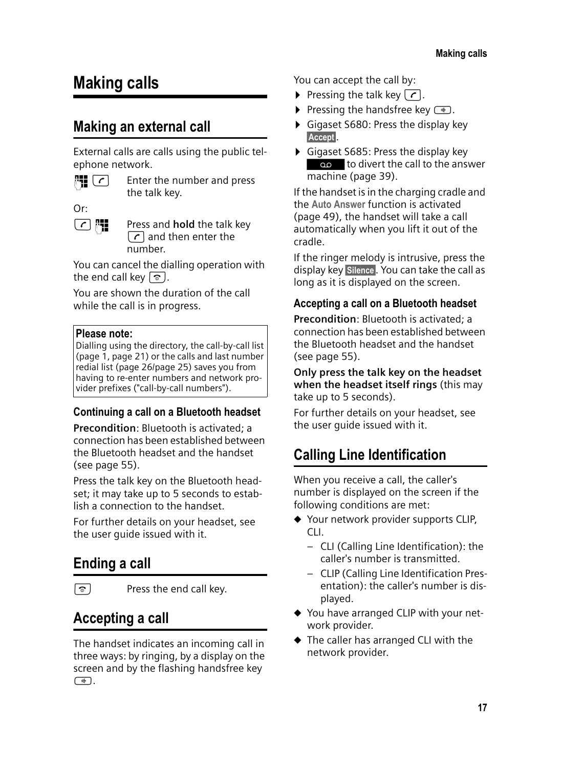# Making calls

## Making an external call

External calls are calls using the public telephone network.

Enter the number and press the talk key.

Or:

Press and **hold** the talk key and then enter the number.

You can cancel the dialling operation with the end call key.

You are shown the duration of the call while the call is in progress.

> **Please note:**
> Dialling using the directory, the call-by-call list (page 1, page 21) or the calls and last number redial list (page 26/page 25) saves you from having to re-enter numbers and network provider prefixes ("call-by-call numbers").

### Continuing a call on a Bluetooth headset

**Precondition**: Bluetooth is activated; a connection has been established between the Bluetooth headset and the handset (see page 55).

Press the talk key on the Bluetooth headset; it may take up to 5 seconds to establish a connection to the handset.

For further details on your headset, see the user guide issued with it.

## Ending a call

Press the end call key.

## Accepting a call

The handset indicates an incoming call in three ways: by ringing, by a display on the screen and by the flashing handsfree key.

You can accept the call by:

- Pressing the talk key.
- Pressing the handsfree key.
- Gigaset S680: Press the display key **Accept**.
- Gigaset S685: Press the display key to divert the call to the answer machine (page 39).

If the handset is in the charging cradle and the **Auto Answer** function is activated (page 49), the handset will take a call automatically when you lift it out of the cradle.

If the ringer melody is intrusive, press the display key **Silence**. You can take the call as long as it is displayed on the screen.

### Accepting a call on a Bluetooth headset

**Precondition**: Bluetooth is activated; a connection has been established between the Bluetooth headset and the handset (see page 55).

**Only press the talk key on the headset when the headset itself rings** (this may take up to 5 seconds).

For further details on your headset, see the user guide issued with it.

## Calling Line Identification

When you receive a call, the caller's number is displayed on the screen if the following conditions are met:

- Your network provider supports CLIP, CLI.
  - CLI (Calling Line Identification): the caller's number is transmitted.
  - CLIP (Calling Line Identification Presentation): the caller's number is displayed.
- You have arranged CLIP with your network provider.
- The caller has arranged CLI with the network provider.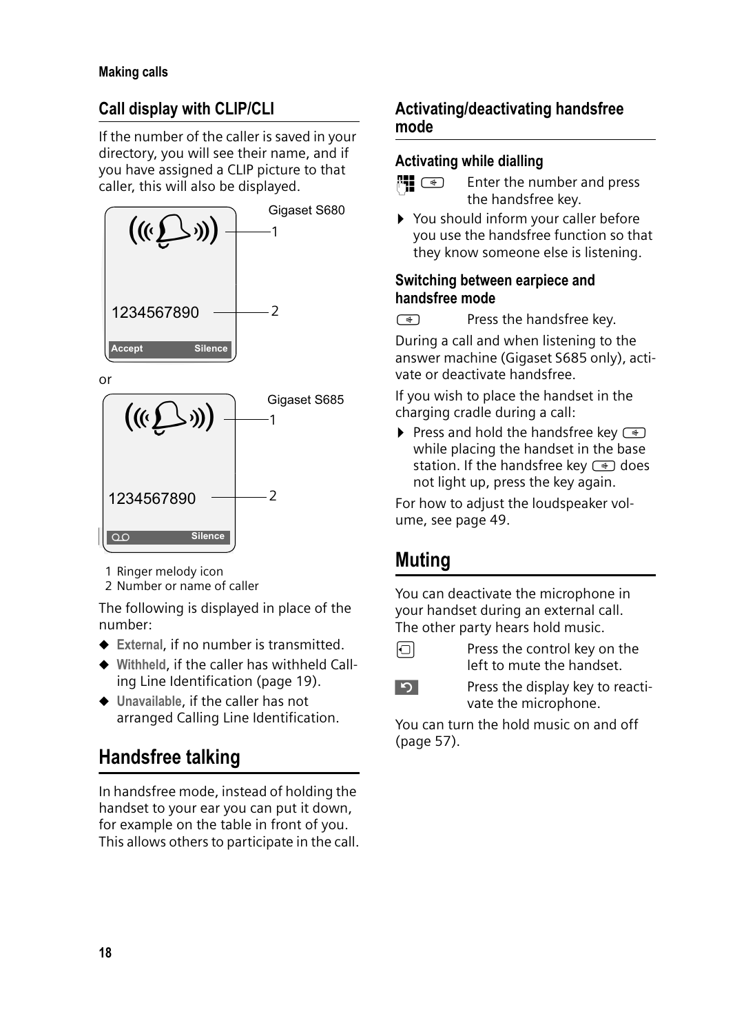## Call display with CLIP/CLI

If the number of the caller is saved in your directory, you will see their name, and if you have assigned a CLIP picture to that caller, this will also be displayed.

Gigaset S680

1234567890

Accept Silence

or

Gigaset S685

1234567890

Silence

1 Ringer melody icon
2 Number or name of caller

The following is displayed in place of the number:

- **External**, if no number is transmitted.
- **Withheld**, if the caller has withheld Calling Line Identification (page 19).
- **Unavailable**, if the caller has not arranged Calling Line Identification.

# Handsfree talking

In handsfree mode, instead of holding the handset to your ear you can put it down, for example on the table in front of you. This allows others to participate in the call.

## Activating/deactivating handsfree mode

### Activating while dialling

Enter the number and press the handsfree key.

- You should inform your caller before you use the handsfree function so that they know someone else is listening.

### Switching between earpiece and handsfree mode

Press the handsfree key.

During a call and when listening to the answer machine (Gigaset S685 only), activate or deactivate handsfree.

If you wish to place the handset in the charging cradle during a call:

- Press and hold the handsfree key while placing the handset in the base station. If the handsfree key does not light up, press the key again.

For how to adjust the loudspeaker volume, see page 49.

# Muting

You can deactivate the microphone in your handset during an external call. The other party hears hold music.

Press the control key on the left to mute the handset.

Press the display key to reactivate the microphone.

You can turn the hold music on and off (page 57).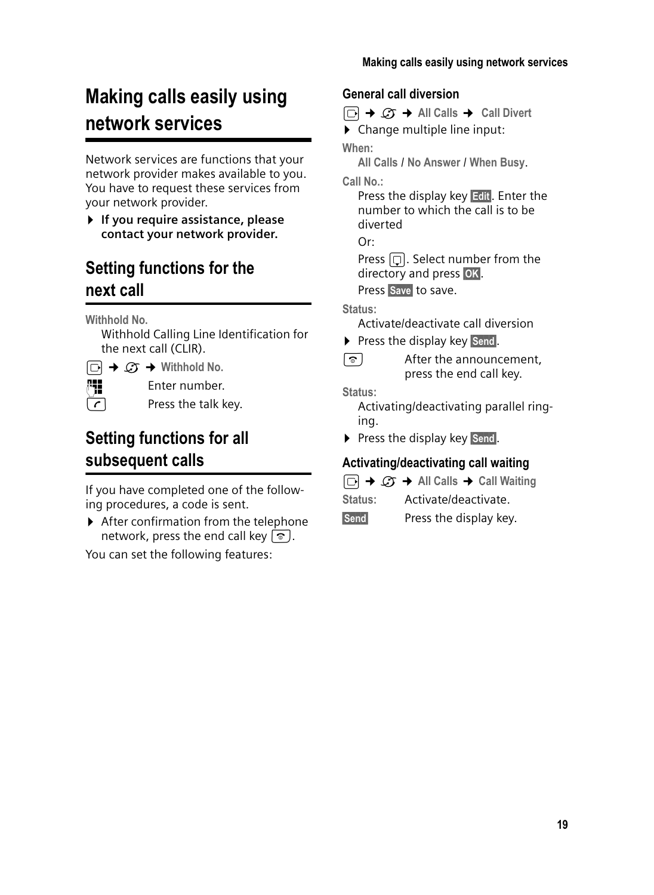# Making calls easily using network services

Network services are functions that your network provider makes available to you. You have to request these services from your network provider.

- **If you require assistance, please contact your network provider.**

## Setting functions for the next call

**Withhold No.**

Withhold Calling Line Identification for the next call (CLIR).

→ → **Withhold No.**

Enter number.

Press the talk key.

## Setting functions for all subsequent calls

If you have completed one of the following procedures, a code is sent.

- After confirmation from the telephone network, press the end call key.

You can set the following features:

### General call diversion

→ → **All Calls** → **Call Divert**

- Change multiple line input:

**When:**

**All Calls** / **No Answer** / **When Busy**.

**Call No.:**

Press the display key **Edit**. Enter the number to which the call is to be diverted

Or:

Press . Select number from the directory and press **OK**.

Press **Save** to save.

**Status:**

Activate/deactivate call diversion

- Press the display key **Send**.

After the announcement, press the end call key.

**Status:**

Activating/deactivating parallel ringing.

- Press the display key **Send**.

### Activating/deactivating call waiting

→ → **All Calls** → **Call Waiting**

**Status:** Activate/deactivate.

**Send** Press the display key.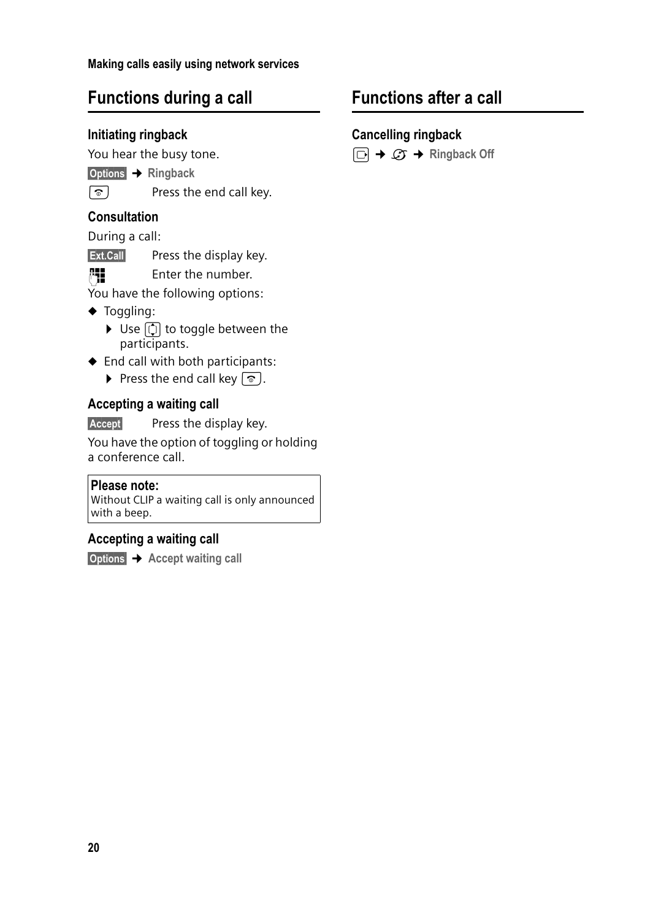## Functions during a call

### Initiating ringback

You hear the busy tone.

**Options** → **Ringback**

Press the end call key.

### Consultation

During a call:

**Ext.Call** Press the display key.

Enter the number.

You have the following options:

- Toggling:
  - Use to toggle between the participants.
- End call with both participants:
  - Press the end call key .

### Accepting a waiting call

**Accept** Press the display key.

You have the option of toggling or holding a conference call.

> **Please note:**
> Without CLIP a waiting call is only announced with a beep.

### Accepting a waiting call

**Options** → **Accept waiting call**

## Functions after a call

### Cancelling ringback

→ → **Ringback Off**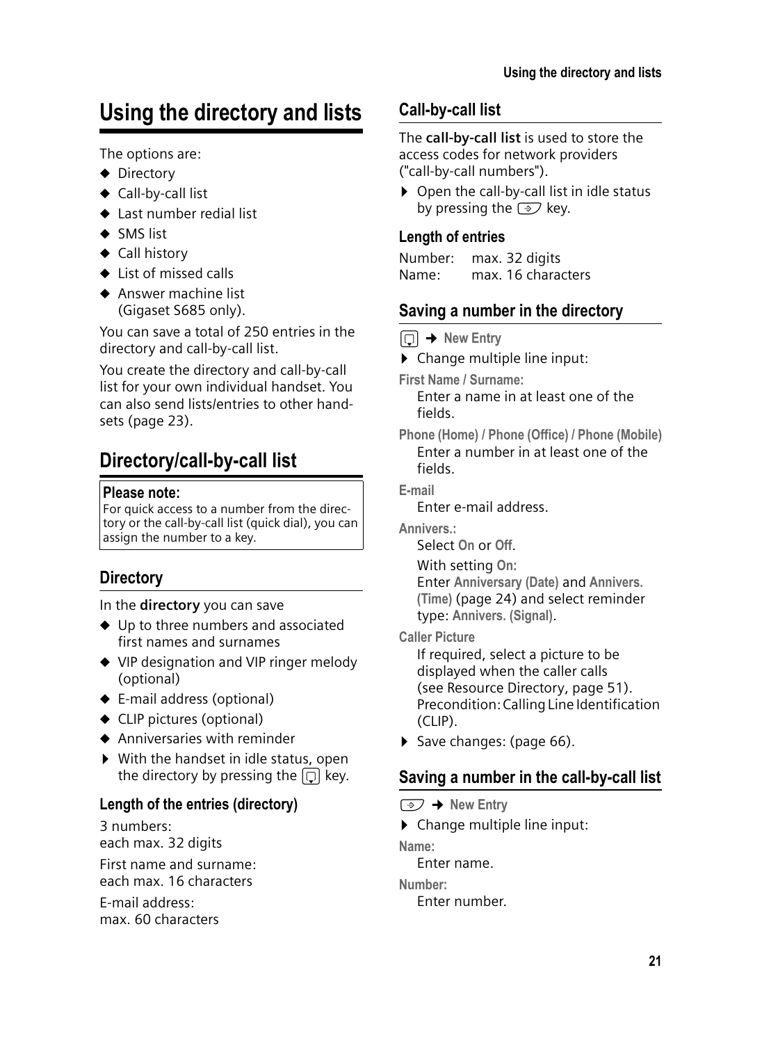# Using the directory and lists

The options are:

- ◆ Directory
- ◆ Call-by-call list
- ◆ Last number redial list
- ◆ SMS list
- ◆ Call history
- ◆ List of missed calls
- ◆ Answer machine list (Gigaset S685 only).

You can save a total of 250 entries in the directory and call-by-call list.

You create the directory and call-by-call list for your own individual handset. You can also send lists/entries to other handsets (page 23).

## Directory/call-by-call list

**Please note:**
For quick access to a number from the directory or the call-by-call list (quick dial), you can assign the number to a key.

### Directory

In the **directory** you can save

- ◆ Up to three numbers and associated first names and surnames
- ◆ VIP designation and VIP ringer melody (optional)
- ◆ E-mail address (optional)
- ◆ CLIP pictures (optional)
- ◆ Anniversaries with reminder
- ▶ With the handset in idle status, open the directory by pressing the [directory] key.

#### Length of the entries (directory)

3 numbers:
each max. 32 digits

First name and surname:
each max. 16 characters

E-mail address:
max. 60 characters

### Call-by-call list

The **call-by-call list** is used to store the access codes for network providers ("call-by-call numbers").

- ▶ Open the call-by-call list in idle status by pressing the [call-by-call] key.

#### Length of entries

Number: max. 32 digits
Name: max. 16 characters

### Saving a number in the directory

[directory] ➔ **New Entry**

- ▶ Change multiple line input:

**First Name / Surname:**
Enter a name in at least one of the fields.

**Phone (Home) / Phone (Office) / Phone (Mobile)**
Enter a number in at least one of the fields.

**E-mail**
Enter e-mail address.

**Annivers.:**
Select **On** or **Off**.
With setting **On**:
Enter **Anniversary (Date)** and **Annivers. (Time)** (page 24) and select reminder type: **Annivers. (Signal)**.

**Caller Picture**
If required, select a picture to be displayed when the caller calls (see Resource Directory, page 51). Precondition: Calling Line Identification (CLIP).

- ▶ Save changes: (page 66).

### Saving a number in the call-by-call list

[call-by-call] ➔ **New Entry**

- ▶ Change multiple line input:

**Name:**
Enter name.

**Number:**
Enter number.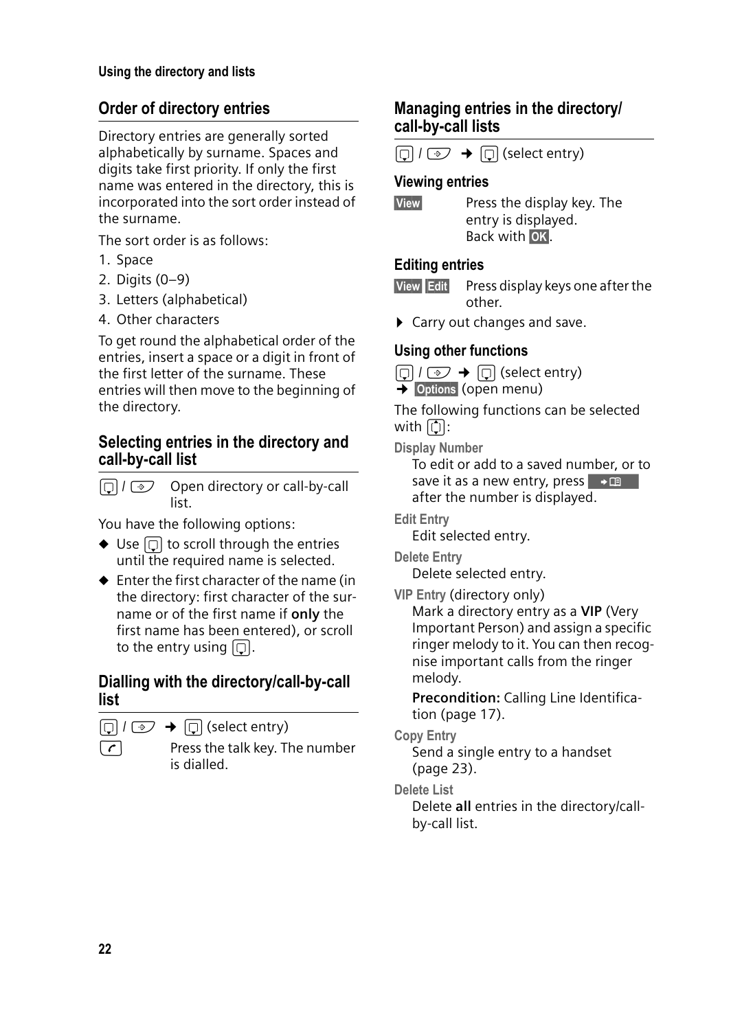## Order of directory entries

Directory entries are generally sorted alphabetically by surname. Spaces and digits take first priority. If only the first name was entered in the directory, this is incorporated into the sort order instead of the surname.

The sort order is as follows:

1. Space
2. Digits (0–9)
3. Letters (alphabetical)
4. Other characters

To get round the alphabetical order of the entries, insert a space or a digit in front of the first letter of the surname. These entries will then move to the beginning of the directory.

## Selecting entries in the directory and call-by-call list

/ Open directory or call-by-call list.

You have the following options:

- Use to scroll through the entries until the required name is selected.
- Enter the first character of the name (in the directory: first character of the surname or of the first name if **only** the first name has been entered), or scroll to the entry using .

## Dialling with the directory/call-by-call list

/ → (select entry)

Press the talk key. The number is dialled.

## Managing entries in the directory/ call-by-call lists

/ → (select entry)

### Viewing entries

**View** Press the display key. The entry is displayed. Back with **OK**.

### Editing entries

**View** **Edit** Press display keys one after the other.

- Carry out changes and save.

### Using other functions

/ → (select entry)
→ **Options** (open menu)

The following functions can be selected with :

**Display Number**
To edit or add to a saved number, or to save it as a new entry, press after the number is displayed.

**Edit Entry**
Edit selected entry.

**Delete Entry**
Delete selected entry.

**VIP Entry** (directory only)
Mark a directory entry as a **VIP** (Very Important Person) and assign a specific ringer melody to it. You can then recognise important calls from the ringer melody.

**Precondition:** Calling Line Identification (page 17).

**Copy Entry**
Send a single entry to a handset (page 23).

**Delete List**
Delete **all** entries in the directory/call-by-call list.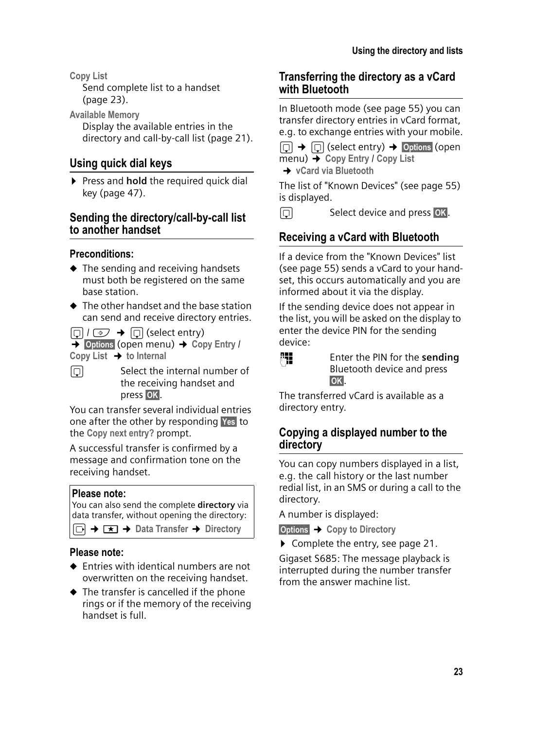**Copy List**

Send complete list to a handset (page 23).

**Available Memory**

Display the available entries in the directory and call-by-call list (page 21).

## Using quick dial keys

- Press and **hold** the required quick dial key (page 47).

## Sending the directory/call-by-call list to another handset

### Preconditions:

- The sending and receiving handsets must both be registered on the same base station.
- The other handset and the base station can send and receive directory entries.

→ (select entry) → **Options** (open menu) → **Copy Entry / Copy List** → **to Internal**

Select the internal number of the receiving handset and press **OK**.

You can transfer several individual entries one after the other by responding **Yes** to the **Copy next entry?** prompt.

A successful transfer is confirmed by a message and confirmation tone on the receiving handset.

**Please note:**

You can also send the complete **directory** via data transfer, without opening the directory:

→ → **Data Transfer** → **Directory**

### Please note:

- Entries with identical numbers are not overwritten on the receiving handset.
- The transfer is cancelled if the phone rings or if the memory of the receiving handset is full.

## Transferring the directory as a vCard with Bluetooth

In Bluetooth mode (see page 55) you can transfer directory entries in vCard format, e.g. to exchange entries with your mobile.

→ (select entry) → **Options** (open menu) → **Copy Entry / Copy List** → **vCard via Bluetooth**

The list of "Known Devices" (see page 55) is displayed.

Select device and press **OK**.

## Receiving a vCard with Bluetooth

If a device from the "Known Devices" list (see page 55) sends a vCard to your handset, this occurs automatically and you are informed about it via the display.

If the sending device does not appear in the list, you will be asked on the display to enter the device PIN for the sending device:

Enter the PIN for the **sending** Bluetooth device and press **OK**.

The transferred vCard is available as a directory entry.

## Copying a displayed number to the directory

You can copy numbers displayed in a list, e.g. the call history or the last number redial list, in an SMS or during a call to the directory.

A number is displayed:

**Options** → **Copy to Directory**

- Complete the entry, see page 21.

Gigaset S685: The message playback is interrupted during the number transfer from the answer machine list.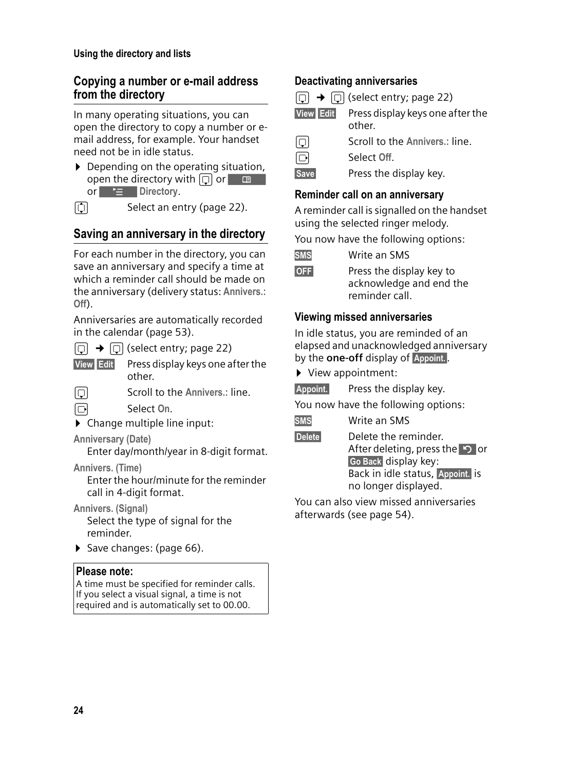## Copying a number or e-mail address from the directory

In many operating situations, you can open the directory to copy a number or e-mail address, for example. Your handset need not be in idle status.

- Depending on the operating situation, open the directory with [key] or [key] or [key] **Directory**.

[key] Select an entry (page 22).

## Saving an anniversary in the directory

For each number in the directory, you can save an anniversary and specify a time at which a reminder call should be made on the anniversary (delivery status: **Annivers.: Off**).

Anniversaries are automatically recorded in the calendar (page 53).

[key] → [key] (select entry; page 22)

**View** **Edit** Press display keys one after the other.

[key] Scroll to the **Annivers.:** line.

[key] Select **On**.

- Change multiple line input:

**Anniversary (Date)**
Enter day/month/year in 8-digit format.

**Annivers. (Time)**
Enter the hour/minute for the reminder call in 4-digit format.

**Annivers. (Signal)**
Select the type of signal for the reminder.

- Save changes: (page 66).

> **Please note:**
> A time must be specified for reminder calls. If you select a visual signal, a time is not required and is automatically set to 00.00.

### Deactivating anniversaries

[key] → [key] (select entry; page 22)

**View** **Edit** Press display keys one after the other.

[key] Scroll to the **Annivers.:** line.

[key] Select **Off**.

**Save** Press the display key.

### Reminder call on an anniversary

A reminder call is signalled on the handset using the selected ringer melody.

You now have the following options:

**SMS** Write an SMS

**OFF** Press the display key to acknowledge and end the reminder call.

### Viewing missed anniversaries

In idle status, you are reminded of an elapsed and unacknowledged anniversary by the **one-off** display of **Appoint.**.

- View appointment:

**Appoint.** Press the display key.

You now have the following options:

**SMS** Write an SMS

**Delete** Delete the reminder.
After deleting, press the [key] or **Go Back** display key:
Back in idle status, **Appoint.** is no longer displayed.

You can also view missed anniversaries afterwards (see page 54).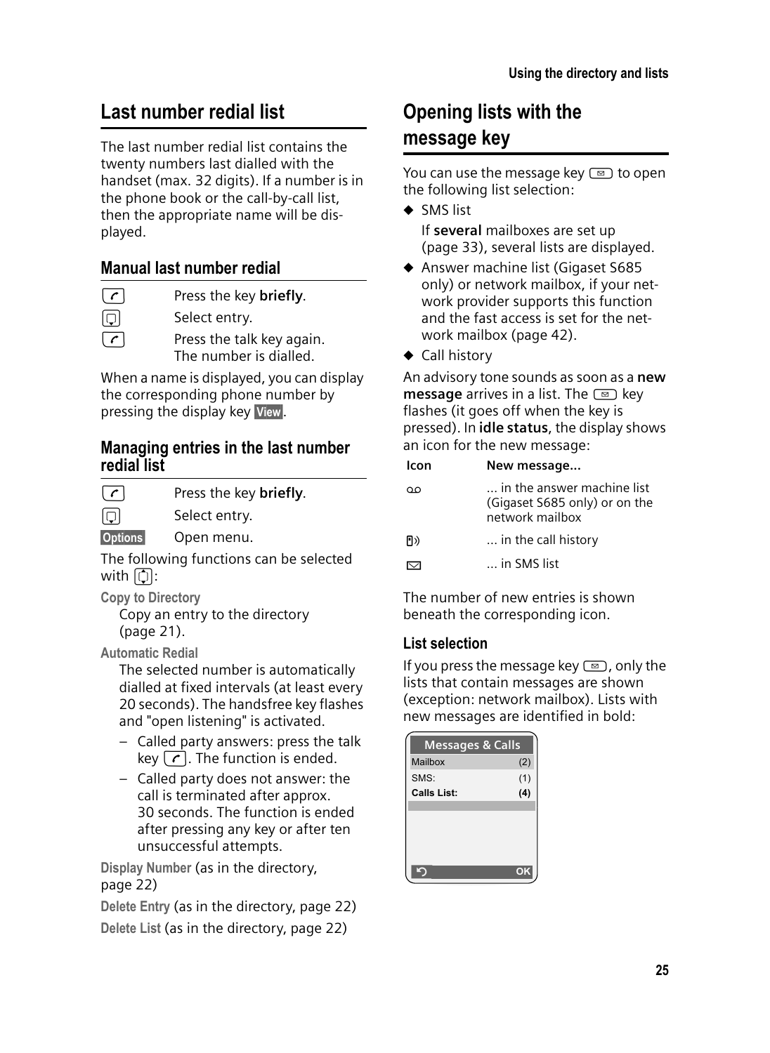## Last number redial list

The last number redial list contains the twenty numbers last dialled with the handset (max. 32 digits). If a number is in the phone book or the call-by-call list, then the appropriate name will be displayed.

### Manual last number redial

| | |
|---|---|
| c | Press the key **briefly**. |
| q | Select entry. |
| c | Press the talk key again. The number is dialled. |

When a name is displayed, you can display the corresponding phone number by pressing the display key **View**.

### Managing entries in the last number redial list

| | |
|---|---|
| c | Press the key **briefly**. |
| q | Select entry. |
| **Options** | Open menu. |

The following functions can be selected with q:

**Copy to Directory**
Copy an entry to the directory (page 21).

**Automatic Redial**
The selected number is automatically dialled at fixed intervals (at least every 20 seconds). The handsfree key flashes and "open listening" is activated.

- Called party answers: press the talk key c. The function is ended.
- Called party does not answer: the call is terminated after approx. 30 seconds. The function is ended after pressing any key or after ten unsuccessful attempts.

**Display Number** (as in the directory, page 22)

**Delete Entry** (as in the directory, page 22)

**Delete List** (as in the directory, page 22)

## Opening lists with the message key

You can use the message key f to open the following list selection:

- SMS list
  If **several** mailboxes are set up (page 33), several lists are displayed.
- Answer machine list (Gigaset S685 only) or network mailbox, if your network provider supports this function and the fast access is set for the network mailbox (page 42).
- Call history

An advisory tone sounds as soon as a **new message** arrives in a list. The f key flashes (it goes off when the key is pressed). In **idle status**, the display shows an icon for the new message:

| Icon | New message... |
|---|---|
| ꝏ | ... in the answer machine list (Gigaset S685 only) or on the network mailbox |
| ™ | ... in the call history |
| ✉ | ... in SMS list |

The number of new entries is shown beneath the corresponding icon.

### List selection

If you press the message key f, only the lists that contain messages are shown (exception: network mailbox). Lists with new messages are identified in bold:

| Messages & Calls | |
|---|---|
| Mailbox | (2) |
| SMS: | (1) |
| **Calls List:** | **(4)** |
| ↺ | OK |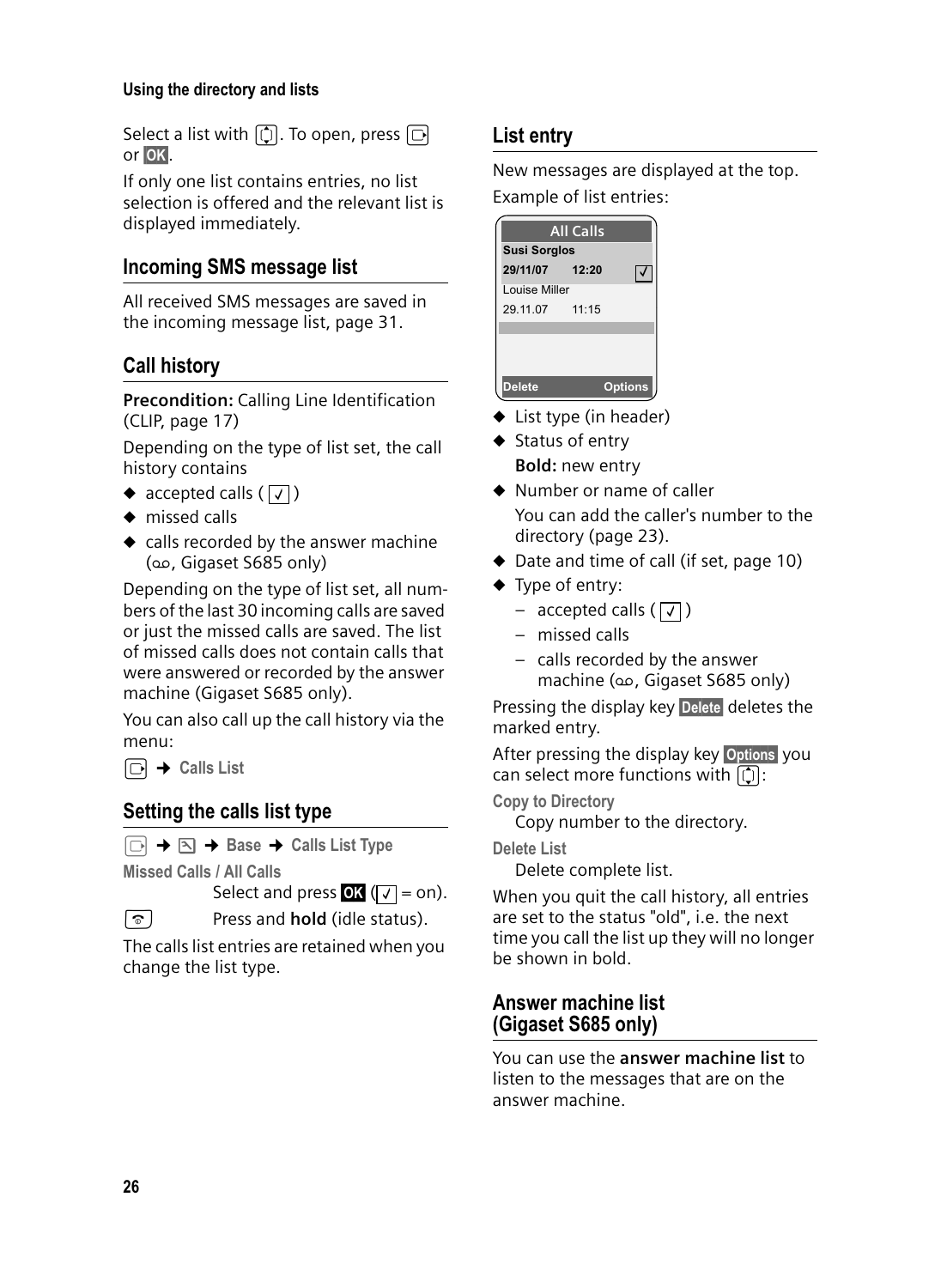Select a list with [↕]. To open, press [▷] or **OK**.

If only one list contains entries, no list selection is offered and the relevant list is displayed immediately.

## Incoming SMS message list

All received SMS messages are saved in the incoming message list, page 31.

## Call history

**Precondition:** Calling Line Identification (CLIP, page 17)

Depending on the type of list set, the call history contains

- accepted calls ( ✓ )
- missed calls
- calls recorded by the answer machine (ꝏ, Gigaset S685 only)

Depending on the type of list set, all numbers of the last 30 incoming calls are saved or just the missed calls are saved. The list of missed calls does not contain calls that were answered or recorded by the answer machine (Gigaset S685 only).

You can also call up the call history via the menu:

[▷] → **Calls List**

## Setting the calls list type

[▷] → [⌧] → **Base** → **Calls List Type**

**Missed Calls / All Calls**
Select and press **OK** ( ✓ = on).

[☎] Press and **hold** (idle status).

The calls list entries are retained when you change the list type.

## List entry

New messages are displayed at the top.

Example of list entries:

```
All Calls
Susi Sorglos
29/11/07    12:20   ✓
Louise Miller
29.11.07    11:15

Delete          Options
```

- List type (in header)
- Status of entry
  **Bold:** new entry
- Number or name of caller
  You can add the caller's number to the directory (page 23).
- Date and time of call (if set, page 10)
- Type of entry:
  - accepted calls ( ✓ )
  - missed calls
  - calls recorded by the answer machine (ꝏ, Gigaset S685 only)

Pressing the display key **Delete** deletes the marked entry.

After pressing the display key **Options** you can select more functions with [↕]:

**Copy to Directory**
Copy number to the directory.

**Delete List**
Delete complete list.

When you quit the call history, all entries are set to the status "old", i.e. the next time you call the list up they will no longer be shown in bold.

## Answer machine list (Gigaset S685 only)

You can use the **answer machine list** to listen to the messages that are on the answer machine.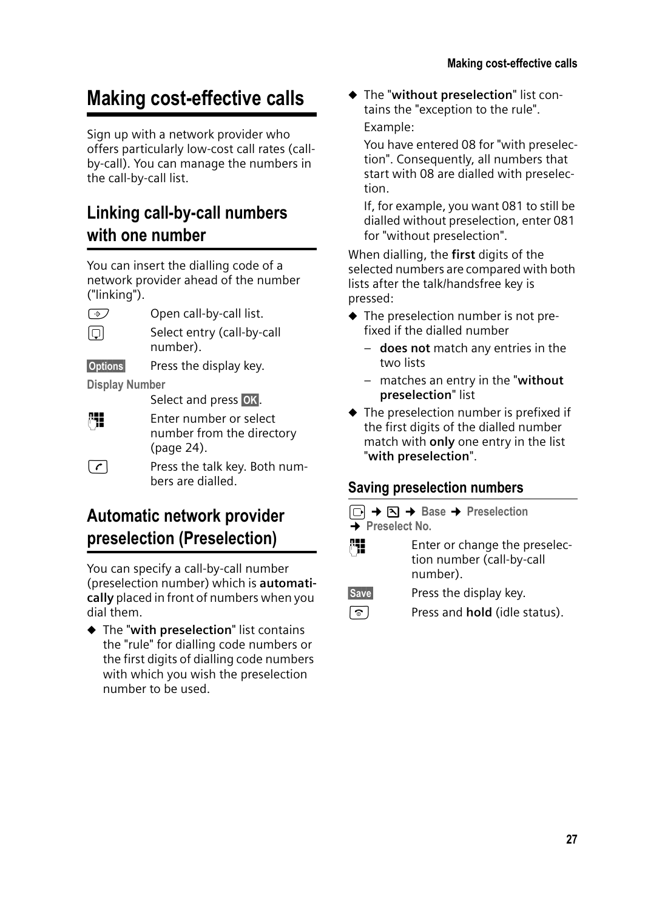# Making cost-effective calls

Sign up with a network provider who offers particularly low-cost call rates (call-by-call). You can manage the numbers in the call-by-call list.

## Linking call-by-call numbers with one number

You can insert the dialling code of a network provider ahead of the number ("linking").

| | |
|---|---|
| | Open call-by-call list. |
| | Select entry (call-by-call number). |
| **Options** | Press the display key. |
| **Display Number** | |
| | Select and press **OK**. |
| | Enter number or select number from the directory (page 24). |
| | Press the talk key. Both numbers are dialled. |

## Automatic network provider preselection (Preselection)

You can specify a call-by-call number (preselection number) which is **automatically** placed in front of numbers when you dial them.

- The "**with preselection**" list contains the "rule" for dialling code numbers or the first digits of dialling code numbers with which you wish the preselection number to be used.
- The "**without preselection**" list contains the "exception to the rule".

  Example:

  You have entered 08 for "with preselection". Consequently, all numbers that start with 08 are dialled with preselection.

  If, for example, you want 081 to still be dialled without preselection, enter 081 for "without preselection".

When dialling, the **first** digits of the selected numbers are compared with both lists after the talk/handsfree key is pressed:

- The preselection number is not prefixed if the dialled number
  - **does not** match any entries in the two lists
  - matches an entry in the "**without preselection**" list
- The preselection number is prefixed if the first digits of the dialled number match with **only** one entry in the list "**with preselection**".

### Saving preselection numbers

→ → **Base** → **Preselection** → **Preselect No.**

| | |
|---|---|
| | Enter or change the preselection number (call-by-call number). |
| **Save** | Press the display key. |
| | Press and **hold** (idle status). |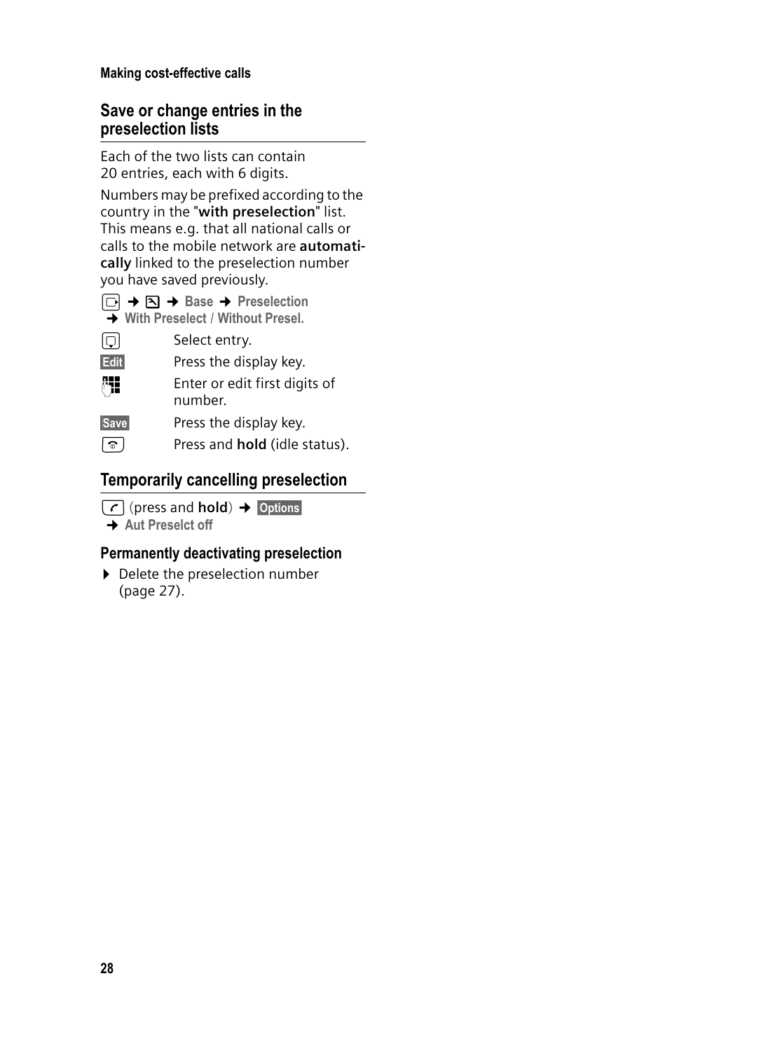## Save or change entries in the preselection lists

Each of the two lists can contain 20 entries, each with 6 digits.

Numbers may be prefixed according to the country in the "**with preselection**" list. This means e.g. that all national calls or calls to the mobile network are **automatically** linked to the preselection number you have saved previously.

→ → **Base** → **Preselection**
→ **With Preselect** / **Without Presel.**

| | |
|---|---|
| | Select entry. |
| **Edit** | Press the display key. |
| | Enter or edit first digits of number. |
| **Save** | Press the display key. |
| | Press and **hold** (idle status). |

## Temporarily cancelling preselection

(press and **hold**) → **Options**
→ **Aut Preselct off**

### Permanently deactivating preselection

- Delete the preselection number (page 27).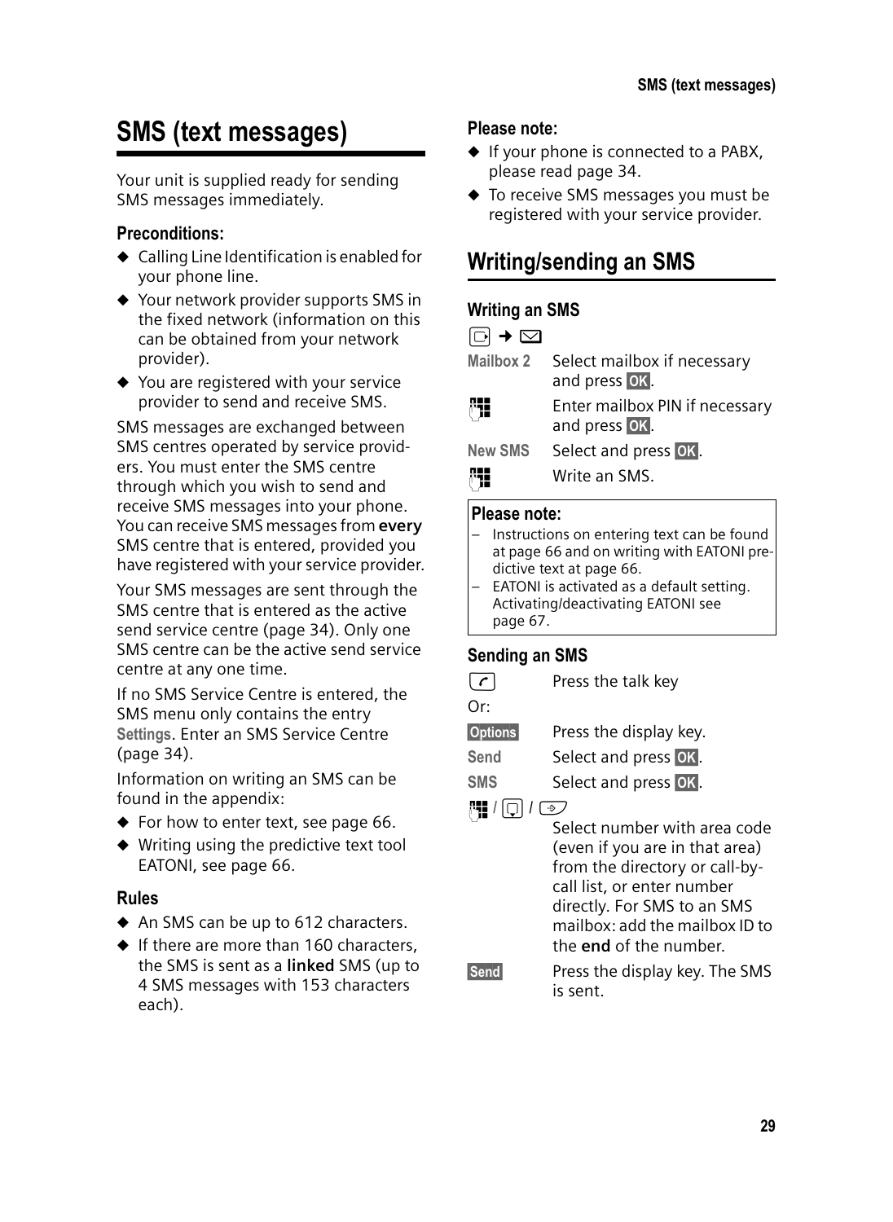# SMS (text messages)

Your unit is supplied ready for sending SMS messages immediately.

### Preconditions:

- Calling Line Identification is enabled for your phone line.
- Your network provider supports SMS in the fixed network (information on this can be obtained from your network provider).
- You are registered with your service provider to send and receive SMS.

SMS messages are exchanged between SMS centres operated by service providers. You must enter the SMS centre through which you wish to send and receive SMS messages into your phone. You can receive SMS messages from **every** SMS centre that is entered, provided you have registered with your service provider.

Your SMS messages are sent through the SMS centre that is entered as the active send service centre (page 34). Only one SMS centre can be the active send service centre at any one time.

If no SMS Service Centre is entered, the SMS menu only contains the entry **Settings**. Enter an SMS Service Centre (page 34).

Information on writing an SMS can be found in the appendix:

- For how to enter text, see page 66.
- Writing using the predictive text tool EATONI, see page 66.

### Rules

- An SMS can be up to 612 characters.
- If there are more than 160 characters, the SMS is sent as a **linked** SMS (up to 4 SMS messages with 153 characters each).

### Please note:

- If your phone is connected to a PABX, please read page 34.
- To receive SMS messages you must be registered with your service provider.

## Writing/sending an SMS

### Writing an SMS

[Menu] → [Messages]

| | |
|---|---|
| **Mailbox 2** | Select mailbox if necessary and press **OK**. |
| [Keypad] | Enter mailbox PIN if necessary and press **OK**. |
| **New SMS** | Select and press **OK**. |
| [Keypad] | Write an SMS. |

**Please note:**

- Instructions on entering text can be found at page 66 and on writing with EATONI predictive text at page 66.
- EATONI is activated as a default setting. Activating/deactivating EATONI see page 67.

### Sending an SMS

| | |
|---|---|
| [Talk key] | Press the talk key |
| Or: | |
| **Options** | Press the display key. |
| **Send** | Select and press **OK**. |
| **SMS** | Select and press **OK**. |
| [Keypad] / [Directory] / [Call list] | Select number with area code (even if you are in that area) from the directory or call-by-call list, or enter number directly. For SMS to an SMS mailbox: add the mailbox ID to the **end** of the number. |
| **Send** | Press the display key. The SMS is sent. |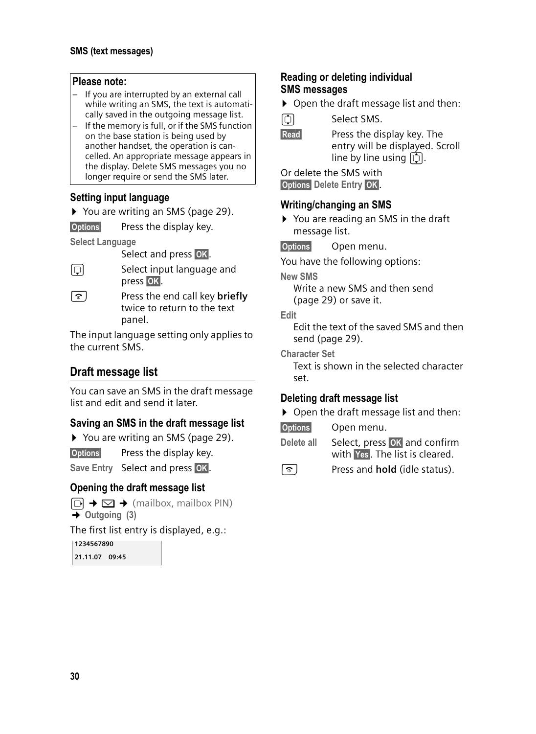**Please note:**

- If you are interrupted by an external call while writing an SMS, the text is automatically saved in the outgoing message list.
- If the memory is full, or if the SMS function on the base station is being used by another handset, the operation is cancelled. An appropriate message appears in the display. Delete SMS messages you no longer require or send the SMS later.

### Setting input language

▶ You are writing an SMS (page 29).

**Options** Press the display key.

**Select Language**
Select and press **OK**.

[key] Select input language and press **OK**.

[end call key] Press the end call key **briefly** twice to return to the text panel.

The input language setting only applies to the current SMS.

## Draft message list

You can save an SMS in the draft message list and edit and send it later.

### Saving an SMS in the draft message list

▶ You are writing an SMS (page 29).

**Options** Press the display key.

**Save Entry** Select and press **OK**.

### Opening the draft message list

[menu] → [envelope] → (mailbox, mailbox PIN) → **Outgoing (3)**

The first list entry is displayed, e.g.:

```
1234567890
21.11.07   09:45
```

### Reading or deleting individual SMS messages

▶ Open the draft message list and then:

[key] Select SMS.

**Read** Press the display key. The entry will be displayed. Scroll line by line using [key].

Or delete the SMS with **Options Delete Entry OK**.

### Writing/changing an SMS

▶ You are reading an SMS in the draft message list.

**Options** Open menu.

You have the following options:

**New SMS**
Write a new SMS and then send (page 29) or save it.

**Edit**
Edit the text of the saved SMS and then send (page 29).

**Character Set**
Text is shown in the selected character set.

### Deleting draft message list

▶ Open the draft message list and then:

**Options** Open menu.

**Delete all** Select, press **OK** and confirm with **Yes**. The list is cleared.

[end call key] Press and **hold** (idle status).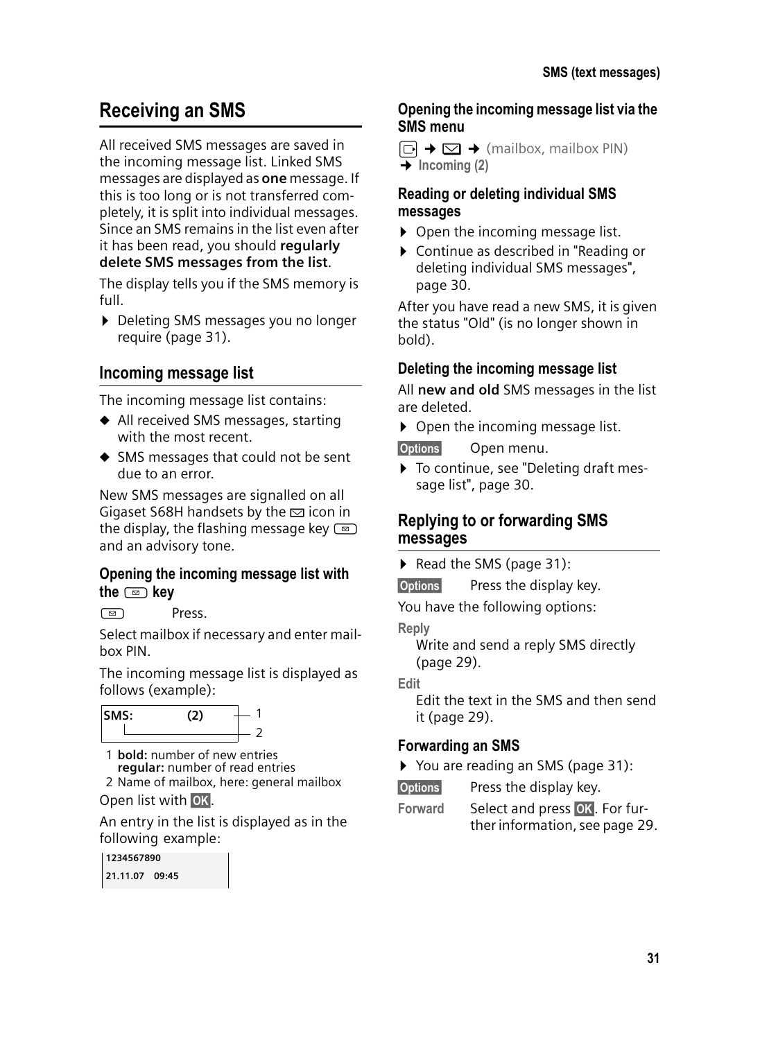# Receiving an SMS

All received SMS messages are saved in the incoming message list. Linked SMS messages are displayed as **one** message. If this is too long or is not transferred completely, it is split into individual messages. Since an SMS remains in the list even after it has been read, you should **regularly delete SMS messages from the list**.

The display tells you if the SMS memory is full.

- Deleting SMS messages you no longer require (page 31).

## Incoming message list

The incoming message list contains:

- All received SMS messages, starting with the most recent.
- SMS messages that could not be sent due to an error.

New SMS messages are signalled on all Gigaset S68H handsets by the ✉ icon in the display, the flashing message key ✉ and an advisory tone.

### Opening the incoming message list with the ✉ key

✉ Press.

Select mailbox if necessary and enter mailbox PIN.

The incoming message list is displayed as follows (example):

```
SMS:        (2)     — 1
                    — 2
```

1 **bold:** number of new entries
**regular:** number of read entries
2 Name of mailbox, here: general mailbox

Open list with **OK**.

An entry in the list is displayed as in the following example:

```
1234567890
21.11.07   09:45
```

### Opening the incoming message list via the SMS menu

▢ → ✉ → (mailbox, mailbox PIN)
→ **Incoming (2)**

### Reading or deleting individual SMS messages

- Open the incoming message list.
- Continue as described in "Reading or deleting individual SMS messages", page 30.

After you have read a new SMS, it is given the status "Old" (is no longer shown in bold).

### Deleting the incoming message list

All **new and old** SMS messages in the list are deleted.

- Open the incoming message list.

**Options** Open menu.

- To continue, see "Deleting draft message list", page 30.

## Replying to or forwarding SMS messages

- Read the SMS (page 31):

**Options** Press the display key.

You have the following options:

**Reply**
Write and send a reply SMS directly (page 29).

**Edit**
Edit the text in the SMS and then send it (page 29).

### Forwarding an SMS

- You are reading an SMS (page 31):

**Options** Press the display key.

**Forward** Select and press **OK**. For further information, see page 29.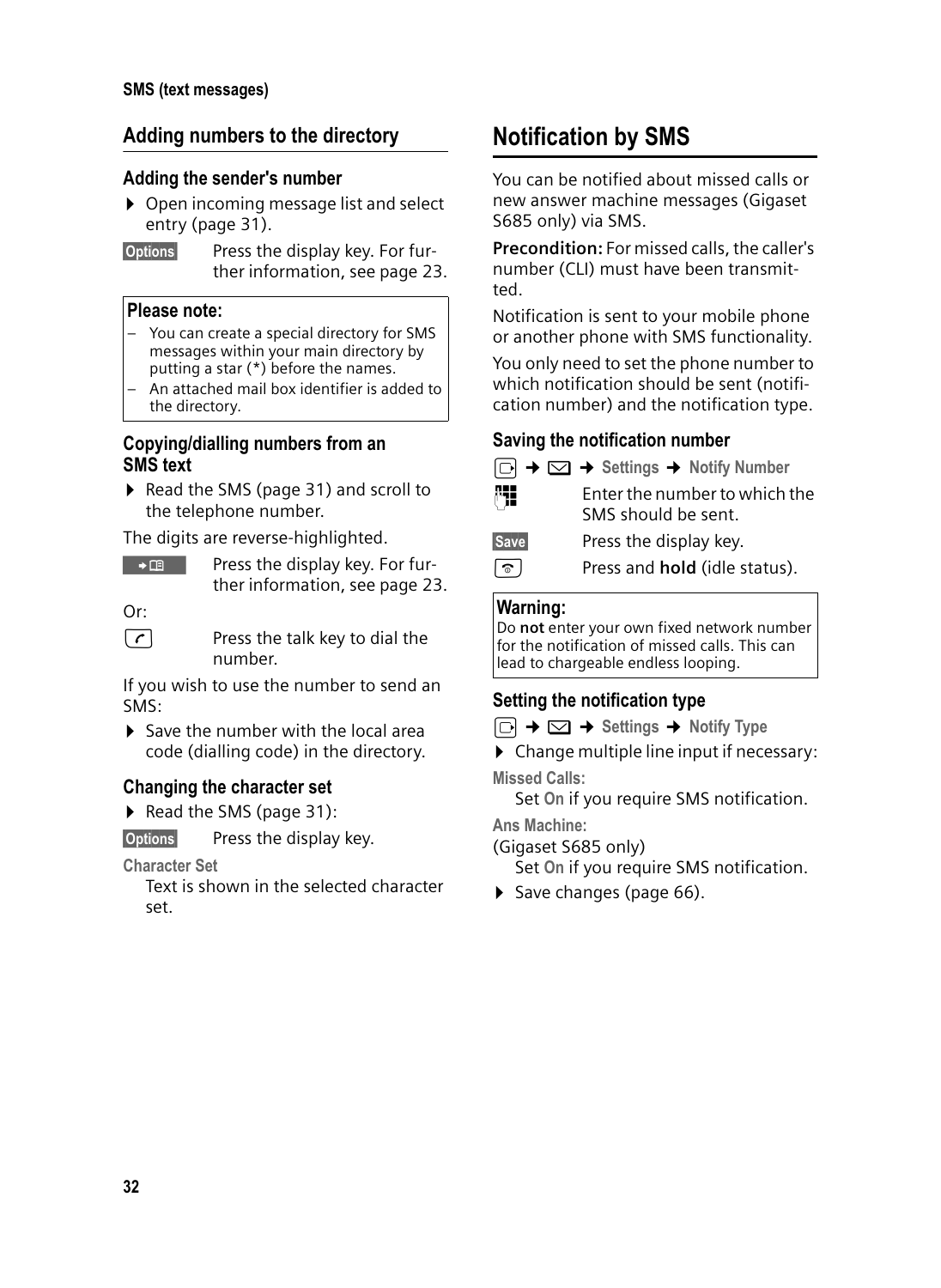## Adding numbers to the directory

### Adding the sender's number

- Open incoming message list and select entry (page 31).

**Options** Press the display key. For further information, see page 23.

> **Please note:**
> - You can create a special directory for SMS messages within your main directory by putting a star (*) before the names.
> - An attached mail box identifier is added to the directory.

### Copying/dialling numbers from an SMS text

- Read the SMS (page 31) and scroll to the telephone number.

The digits are reverse-highlighted.

**→ 📖** Press the display key. For further information, see page 23.

Or:

**c** Press the talk key to dial the number.

If you wish to use the number to send an SMS:

- Save the number with the local area code (dialling code) in the directory.

### Changing the character set

- Read the SMS (page 31):

**Options** Press the display key.

**Character Set**
Text is shown in the selected character set.

# Notification by SMS

You can be notified about missed calls or new answer machine messages (Gigaset S685 only) via SMS.

**Precondition:** For missed calls, the caller's number (CLI) must have been transmitted.

Notification is sent to your mobile phone or another phone with SMS functionality.

You only need to set the phone number to which notification should be sent (notification number) and the notification type.

### Saving the notification number

**v → ✉ → Settings → Notify Number**

**~** Enter the number to which the SMS should be sent.

**Save** Press the display key.

**a** Press and **hold** (idle status).

> **Warning:**
> Do **not** enter your own fixed network number for the notification of missed calls. This can lead to chargeable endless looping.

### Setting the notification type

**v → ✉ → Settings → Notify Type**

- Change multiple line input if necessary:

**Missed Calls:**
Set **On** if you require SMS notification.

**Ans Machine:**
(Gigaset S685 only)
Set **On** if you require SMS notification.

- Save changes (page 66).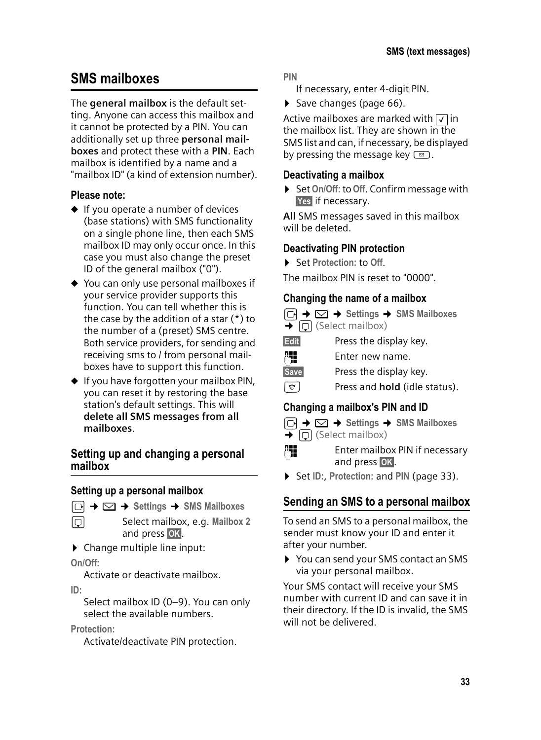## SMS mailboxes

The **general mailbox** is the default setting. Anyone can access this mailbox and it cannot be protected by a PIN. You can additionally set up three **personal mailboxes** and protect these with a **PIN**. Each mailbox is identified by a name and a "mailbox ID" (a kind of extension number).

### Please note:

- If you operate a number of devices (base stations) with SMS functionality on a single phone line, then each SMS mailbox ID may only occur once. In this case you must also change the preset ID of the general mailbox ("0").
- You can only use personal mailboxes if your service provider supports this function. You can tell whether this is the case by the addition of a star (*) to the number of a (preset) SMS centre. Both service providers, for sending and receiving sms to / from personal mailboxes have to support this function.
- If you have forgotten your mailbox PIN, you can reset it by restoring the base station's default settings. This will **delete all SMS messages from all mailboxes**.

## Setting up and changing a personal mailbox

### Setting up a personal mailbox

→ → **Settings** → **SMS Mailboxes**

Select mailbox, e.g. **Mailbox 2** and press **OK**.

- Change multiple line input:

**On/Off:**
Activate or deactivate mailbox.

**ID:**
Select mailbox ID (0–9). You can only select the available numbers.

**Protection:**
Activate/deactivate PIN protection.

**PIN**
If necessary, enter 4-digit PIN.

- Save changes (page 66).

Active mailboxes are marked with ✓ in the mailbox list. They are shown in the SMS list and can, if necessary, be displayed by pressing the message key.

### Deactivating a mailbox

- Set **On/Off:** to **Off**. Confirm message with **Yes** if necessary.

**All** SMS messages saved in this mailbox will be deleted.

### Deactivating PIN protection

- Set **Protection:** to **Off**.

The mailbox PIN is reset to "0000".

### Changing the name of a mailbox

→ → **Settings** → **SMS Mailboxes** → (Select mailbox)

**Edit** Press the display key.

Enter new name.

**Save** Press the display key.

Press and **hold** (idle status).

### Changing a mailbox's PIN and ID

→ → **Settings** → **SMS Mailboxes** → (Select mailbox)

Enter mailbox PIN if necessary and press **OK**.

- Set **ID:**, **Protection:** and **PIN** (page 33).

## Sending an SMS to a personal mailbox

To send an SMS to a personal mailbox, the sender must know your ID and enter it after your number.

- You can send your SMS contact an SMS via your personal mailbox.

Your SMS contact will receive your SMS number with current ID and can save it in their directory. If the ID is invalid, the SMS will not be delivered.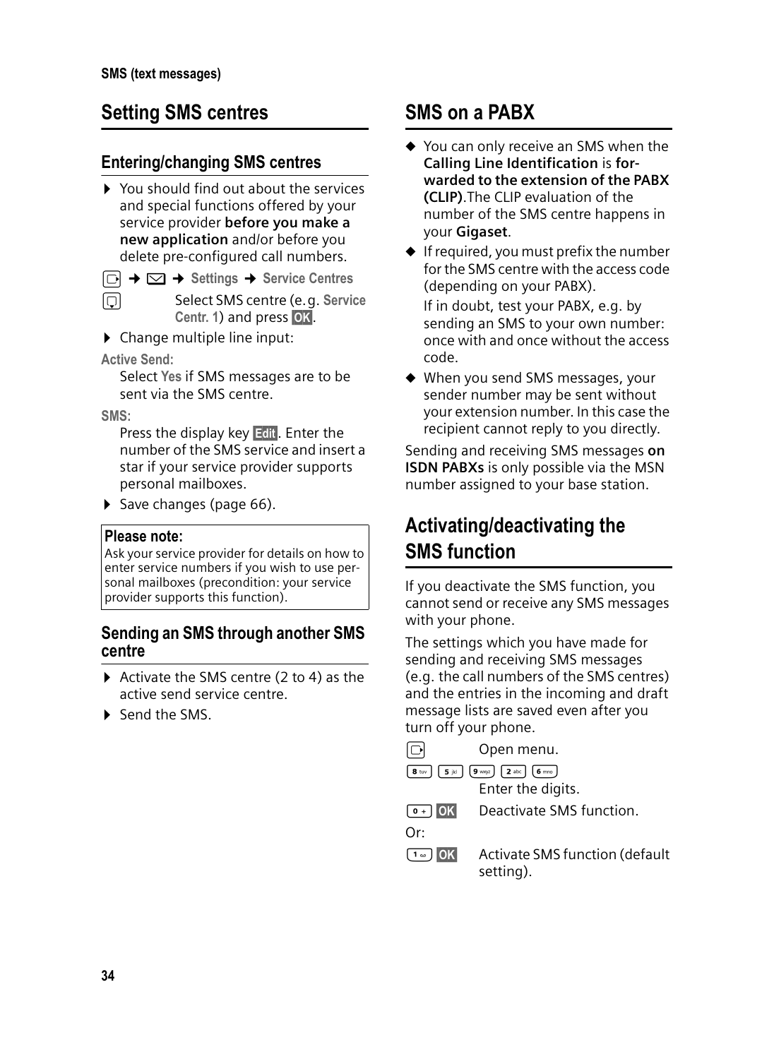# Setting SMS centres

## Entering/changing SMS centres

- You should find out about the services and special functions offered by your service provider **before you make a new application** and/or before you delete pre-configured call numbers.

→ ✉ → Settings → Service Centres

Select SMS centre (e.g. Service Centr. 1) and press OK.

- Change multiple line input:

**Active Send:**

Select Yes if SMS messages are to be sent via the SMS centre.

**SMS:**

Press the display key Edit. Enter the number of the SMS service and insert a star if your service provider supports personal mailboxes.

- Save changes (page 66).

**Please note:**
Ask your service provider for details on how to enter service numbers if you wish to use personal mailboxes (precondition: your service provider supports this function).

## Sending an SMS through another SMS centre

- Activate the SMS centre (2 to 4) as the active send service centre.
- Send the SMS.

# SMS on a PABX

- You can only receive an SMS when the **Calling Line Identification** is **forwarded to the extension of the PABX (CLIP)**.The CLIP evaluation of the number of the SMS centre happens in your **Gigaset**.
- If required, you must prefix the number for the SMS centre with the access code (depending on your PABX).

  If in doubt, test your PABX, e.g. by sending an SMS to your own number: once with and once without the access code.
- When you send SMS messages, your sender number may be sent without your extension number. In this case the recipient cannot reply to you directly.

Sending and receiving SMS messages **on ISDN PABXs** is only possible via the MSN number assigned to your base station.

# Activating/deactivating the SMS function

If you deactivate the SMS function, you cannot send or receive any SMS messages with your phone.

The settings which you have made for sending and receiving SMS messages (e.g. the call numbers of the SMS centres) and the entries in the incoming and draft message lists are saved even after you turn off your phone.

| | |
|---|---|
| | Open menu. |
| 8 5 9 2 6 | Enter the digits. |
| 0 OK | Deactivate SMS function. |

Or:

| | |
|---|---|
| 1 OK | Activate SMS function (default setting). |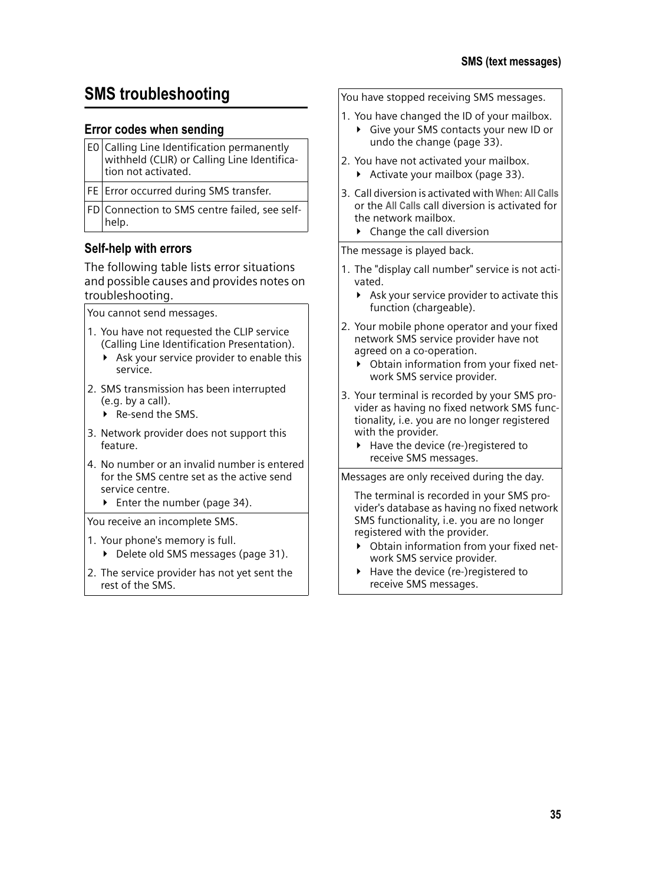## SMS troubleshooting

### Error codes when sending

| | |
|---|---|
| E0 | Calling Line Identification permanently withheld (CLIR) or Calling Line Identification not activated. |
| FE | Error occurred during SMS transfer. |
| FD | Connection to SMS centre failed, see self-help. |

### Self-help with errors

The following table lists error situations and possible causes and provides notes on troubleshooting.

**You cannot send messages.**

1. You have not requested the CLIP service (Calling Line Identification Presentation).
   - Ask your service provider to enable this service.
2. SMS transmission has been interrupted (e.g. by a call).
   - Re-send the SMS.
3. Network provider does not support this feature.
4. No number or an invalid number is entered for the SMS centre set as the active send service centre.
   - Enter the number (page 34).

**You receive an incomplete SMS.**

1. Your phone's memory is full.
   - Delete old SMS messages (page 31).
2. The service provider has not yet sent the rest of the SMS.

**You have stopped receiving SMS messages.**

1. You have changed the ID of your mailbox.
   - Give your SMS contacts your new ID or undo the change (page 33).
2. You have not activated your mailbox.
   - Activate your mailbox (page 33).
3. Call diversion is activated with **When: All Calls** or the **All Calls** call diversion is activated for the network mailbox.
   - Change the call diversion

**The message is played back.**

1. The "display call number" service is not activated.
   - Ask your service provider to activate this function (chargeable).
2. Your mobile phone operator and your fixed network SMS service provider have not agreed on a co-operation.
   - Obtain information from your fixed network SMS service provider.
3. Your terminal is recorded by your SMS provider as having no fixed network SMS functionality, i.e. you are no longer registered with the provider.
   - Have the device (re-)registered to receive SMS messages.

**Messages are only received during the day.**

The terminal is recorded in your SMS provider's database as having no fixed network SMS functionality, i.e. you are no longer registered with the provider.

- Obtain information from your fixed network SMS service provider.
- Have the device (re-)registered to receive SMS messages.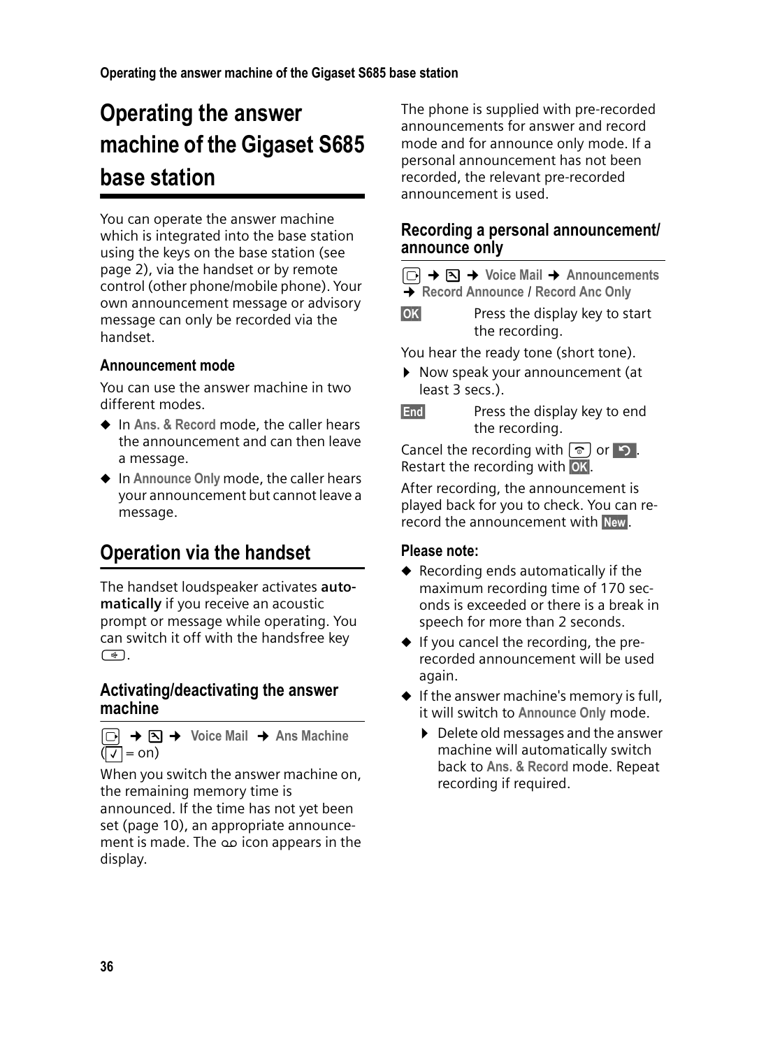# Operating the answer machine of the Gigaset S685 base station

You can operate the answer machine which is integrated into the base station using the keys on the base station (see page 2), via the handset or by remote control (other phone/mobile phone). Your own announcement message or advisory message can only be recorded via the handset.

### Announcement mode

You can use the answer machine in two different modes.

- In **Ans. & Record** mode, the caller hears the announcement and can then leave a message.
- In **Announce Only** mode, the caller hears your announcement but cannot leave a message.

## Operation via the handset

The handset loudspeaker activates **automatically** if you receive an acoustic prompt or message while operating. You can switch it off with the handsfree key.

### Activating/deactivating the answer machine

→ → **Voice Mail** → **Ans Machine** (✓ = on)

When you switch the answer machine on, the remaining memory time is announced. If the time has not yet been set (page 10), an appropriate announcement is made. The icon appears in the display.

The phone is supplied with pre-recorded announcements for answer and record mode and for announce only mode. If a personal announcement has not been recorded, the relevant pre-recorded announcement is used.

### Recording a personal announcement/ announce only

→ → **Voice Mail** → **Announcements** → **Record Announce** / **Record Anc Only**

**OK** Press the display key to start the recording.

You hear the ready tone (short tone).

- Now speak your announcement (at least 3 secs.).

**End** Press the display key to end the recording.

Cancel the recording with or. Restart the recording with **OK**.

After recording, the announcement is played back for you to check. You can re-record the announcement with **New**.

**Please note:**

- Recording ends automatically if the maximum recording time of 170 seconds is exceeded or there is a break in speech for more than 2 seconds.
- If you cancel the recording, the pre-recorded announcement will be used again.
- If the answer machine's memory is full, it will switch to **Announce Only** mode.
  - Delete old messages and the answer machine will automatically switch back to **Ans. & Record** mode. Repeat recording if required.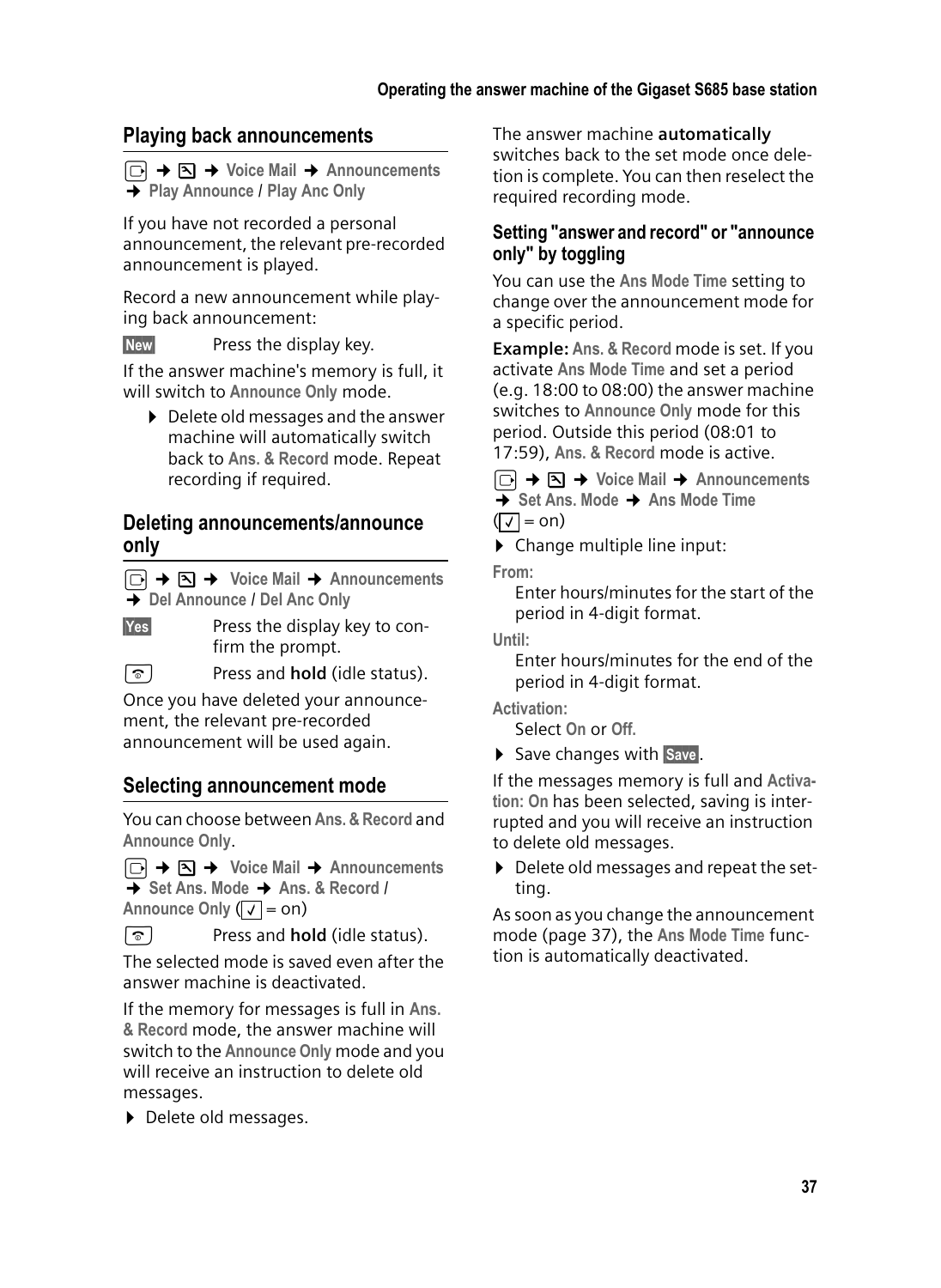## Playing back announcements

▢ → ⊠ → **Voice Mail** → **Announcements** → **Play Announce** / **Play Anc Only**

If you have not recorded a personal announcement, the relevant pre-recorded announcement is played.

Record a new announcement while playing back announcement:

**New** Press the display key.

If the answer machine's memory is full, it will switch to **Announce Only** mode.

- Delete old messages and the answer machine will automatically switch back to **Ans. & Record** mode. Repeat recording if required.

## Deleting announcements/announce only

▢ → ⊠ → **Voice Mail** → **Announcements** → **Del Announce** / **Del Anc Only**

**Yes** Press the display key to confirm the prompt.

⌂ Press and **hold** (idle status).

Once you have deleted your announcement, the relevant pre-recorded announcement will be used again.

## Selecting announcement mode

You can choose between **Ans. & Record** and **Announce Only**.

▢ → ⊠ → **Voice Mail** → **Announcements** → **Set Ans. Mode** → **Ans. & Record** / **Announce Only** (✓ = on)

⌂ Press and **hold** (idle status).

The selected mode is saved even after the answer machine is deactivated.

If the memory for messages is full in **Ans. & Record** mode, the answer machine will switch to the **Announce Only** mode and you will receive an instruction to delete old messages.

- Delete old messages.

The answer machine **automatically** switches back to the set mode once deletion is complete. You can then reselect the required recording mode.

### Setting "answer and record" or "announce only" by toggling

You can use the **Ans Mode Time** setting to change over the announcement mode for a specific period.

**Example:** **Ans. & Record** mode is set. If you activate **Ans Mode Time** and set a period (e.g. 18:00 to 08:00) the answer machine switches to **Announce Only** mode for this period. Outside this period (08:01 to 17:59), **Ans. & Record** mode is active.

▢ → ⊠ → **Voice Mail** → **Announcements** → **Set Ans. Mode** → **Ans Mode Time** (✓ = on)

- Change multiple line input:

**From:**
Enter hours/minutes for the start of the period in 4-digit format.

**Until:**
Enter hours/minutes for the end of the period in 4-digit format.

**Activation:**
Select **On** or **Off.**

- Save changes with **Save**.

If the messages memory is full and **Activation: On** has been selected, saving is interrupted and you will receive an instruction to delete old messages.

- Delete old messages and repeat the setting.

As soon as you change the announcement mode (page 37), the **Ans Mode Time** function is automatically deactivated.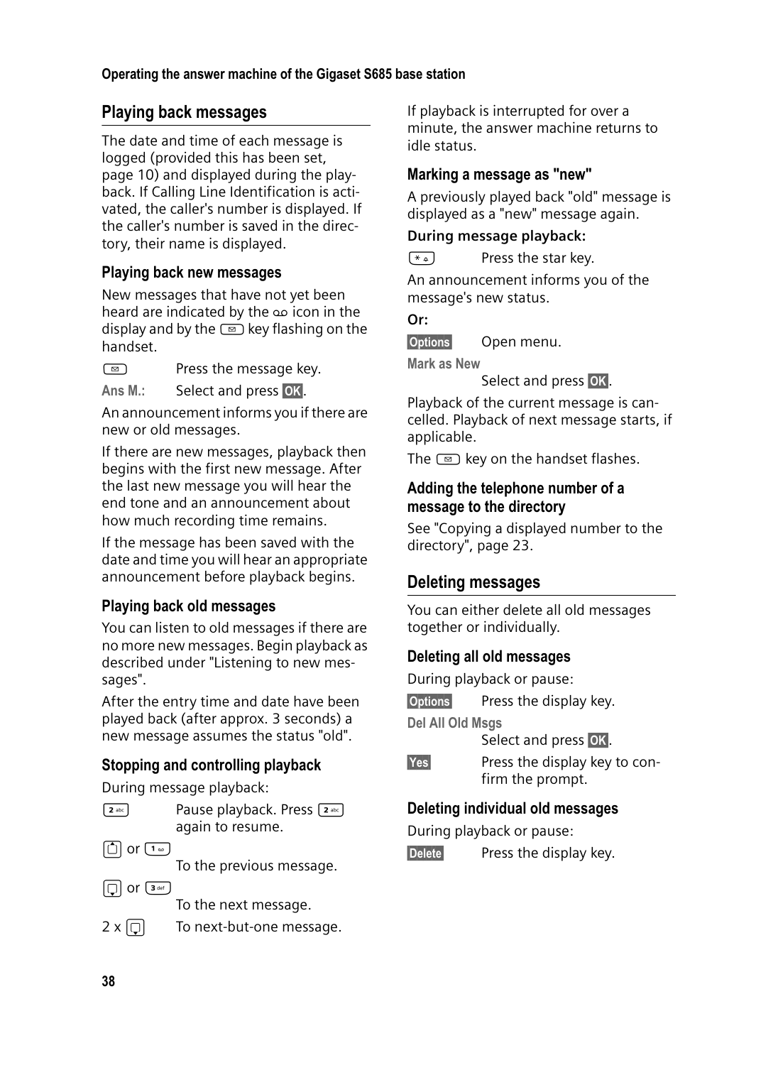## Playing back messages

The date and time of each message is logged (provided this has been set, page 10) and displayed during the playback. If Calling Line Identification is activated, the caller's number is displayed. If the caller's number is saved in the directory, their name is displayed.

### Playing back new messages

New messages that have not yet been heard are indicated by the ꝏ icon in the display and by the ✉ key flashing on the handset.

✉ Press the message key.

**Ans M.:** Select and press **OK**.

An announcement informs you if there are new or old messages.

If there are new messages, playback then begins with the first new message. After the last new message you will hear the end tone and an announcement about how much recording time remains.

If the message has been saved with the date and time you will hear an appropriate announcement before playback begins.

### Playing back old messages

You can listen to old messages if there are no more new messages. Begin playback as described under "Listening to new messages".

After the entry time and date have been played back (after approx. 3 seconds) a new message assumes the status "old".

### Stopping and controlling playback

During message playback:

[2] Pause playback. Press [2] again to resume.

[▲] or [1] To the previous message.

[▼] or [3] To the next message.

2 x [▼] To next-but-one message.

If playback is interrupted for over a minute, the answer machine returns to idle status.

### Marking a message as "new"

A previously played back "old" message is displayed as a "new" message again.

**During message playback:**

[*] Press the star key.

An announcement informs you of the message's new status.

**Or:**

**Options** Open menu.

**Mark as New**
Select and press **OK**.

Playback of the current message is cancelled. Playback of next message starts, if applicable.

The ✉ key on the handset flashes.

### Adding the telephone number of a message to the directory

See "Copying a displayed number to the directory", page 23.

## Deleting messages

You can either delete all old messages together or individually.

### Deleting all old messages

During playback or pause:

**Options** Press the display key.

**Del All Old Msgs**
Select and press **OK**.

**Yes** Press the display key to confirm the prompt.

### Deleting individual old messages

During playback or pause:

**Delete** Press the display key.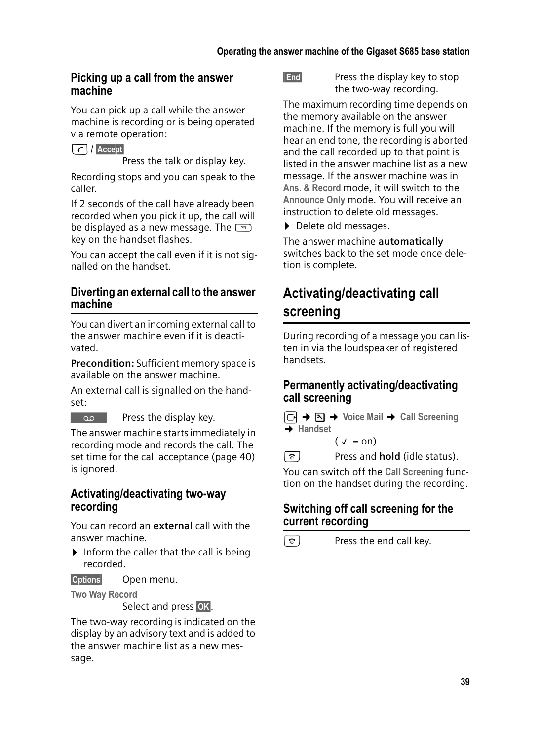## Picking up a call from the answer machine

You can pick up a call while the answer machine is recording or is being operated via remote operation:

/ **Accept**

Press the talk or display key.

Recording stops and you can speak to the caller.

If 2 seconds of the call have already been recorded when you pick it up, the call will be displayed as a new message. The key on the handset flashes.

You can accept the call even if it is not signalled on the handset.

## Diverting an external call to the answer machine

You can divert an incoming external call to the answer machine even if it is deactivated.

**Precondition:** Sufficient memory space is available on the answer machine.

An external call is signalled on the handset:

Press the display key.

The answer machine starts immediately in recording mode and records the call. The set time for the call acceptance (page 40) is ignored.

## Activating/deactivating two-way recording

You can record an **external** call with the answer machine.

- Inform the caller that the call is being recorded.

**Options** Open menu.

**Two Way Record**

Select and press **OK**.

The two-way recording is indicated on the display by an advisory text and is added to the answer machine list as a new message.

**End** Press the display key to stop the two-way recording.

The maximum recording time depends on the memory available on the answer machine. If the memory is full you will hear an end tone, the recording is aborted and the call recorded up to that point is listed in the answer machine list as a new message. If the answer machine was in **Ans. & Record** mode, it will switch to the **Announce Only** mode. You will receive an instruction to delete old messages.

- Delete old messages.

The answer machine **automatically** switches back to the set mode once deletion is complete.

# Activating/deactivating call screening

During recording of a message you can listen in via the loudspeaker of registered handsets.

## Permanently activating/deactivating call screening

→ → **Voice Mail** → **Call Screening** → **Handset**

(✓ = on)

Press and **hold** (idle status).

You can switch off the **Call Screening** function on the handset during the recording.

## Switching off call screening for the current recording

Press the end call key.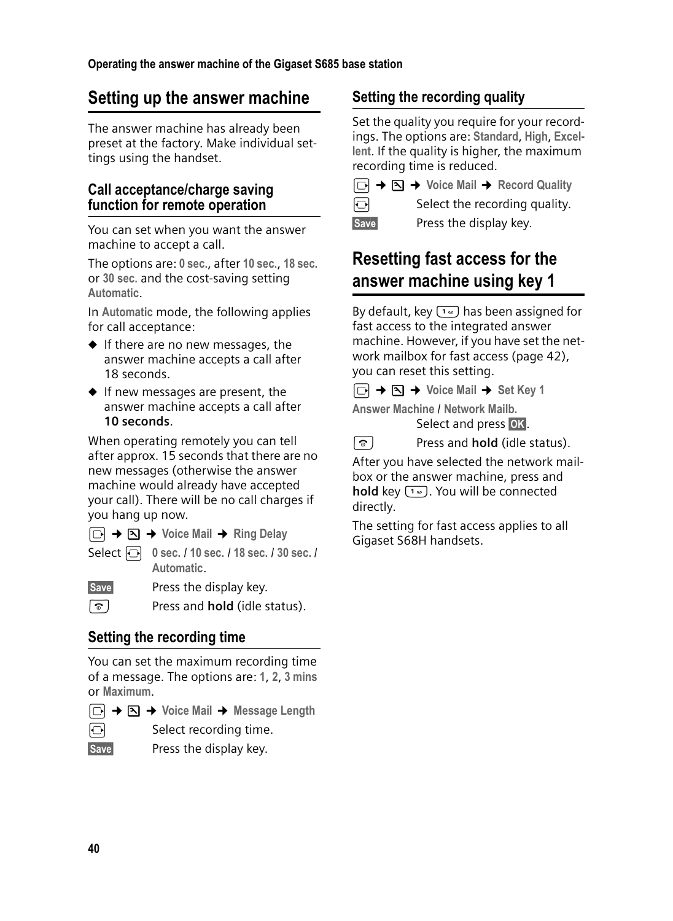# Setting up the answer machine

The answer machine has already been preset at the factory. Make individual settings using the handset.

### Call acceptance/charge saving function for remote operation

You can set when you want the answer machine to accept a call.

The options are: **0 sec.**, after **10 sec.**, **18 sec.** or **30 sec.** and the cost-saving setting **Automatic**.

In **Automatic** mode, the following applies for call acceptance:

- If there are no new messages, the answer machine accepts a call after 18 seconds.
- If new messages are present, the answer machine accepts a call after **10 seconds**.

When operating remotely you can tell after approx. 15 seconds that there are no new messages (otherwise the answer machine would already have accepted your call). There will be no call charges if you hang up now.

→ → **Voice Mail** → **Ring Delay**

Select **0 sec.** / **10 sec.** / **18 sec.** / **30 sec.** / **Automatic**.

**Save** Press the display key.

Press and **hold** (idle status).

### Setting the recording time

You can set the maximum recording time of a message. The options are: **1**, **2**, **3 mins** or **Maximum**.

→ → **Voice Mail** → **Message Length**

Select recording time.

**Save** Press the display key.

### Setting the recording quality

Set the quality you require for your recordings. The options are: **Standard**, **High**, **Excellent**. If the quality is higher, the maximum recording time is reduced.

→ → **Voice Mail** → **Record Quality**

Select the recording quality.

**Save** Press the display key.

# Resetting fast access for the answer machine using key 1

By default, key 1 has been assigned for fast access to the integrated answer machine. However, if you have set the network mailbox for fast access (page 42), you can reset this setting.

→ → **Voice Mail** → **Set Key 1**

**Answer Machine** / **Network Mailb.**
Select and press **OK**.

Press and **hold** (idle status).

After you have selected the network mailbox or the answer machine, press and **hold** key 1. You will be connected directly.

The setting for fast access applies to all Gigaset S68H handsets.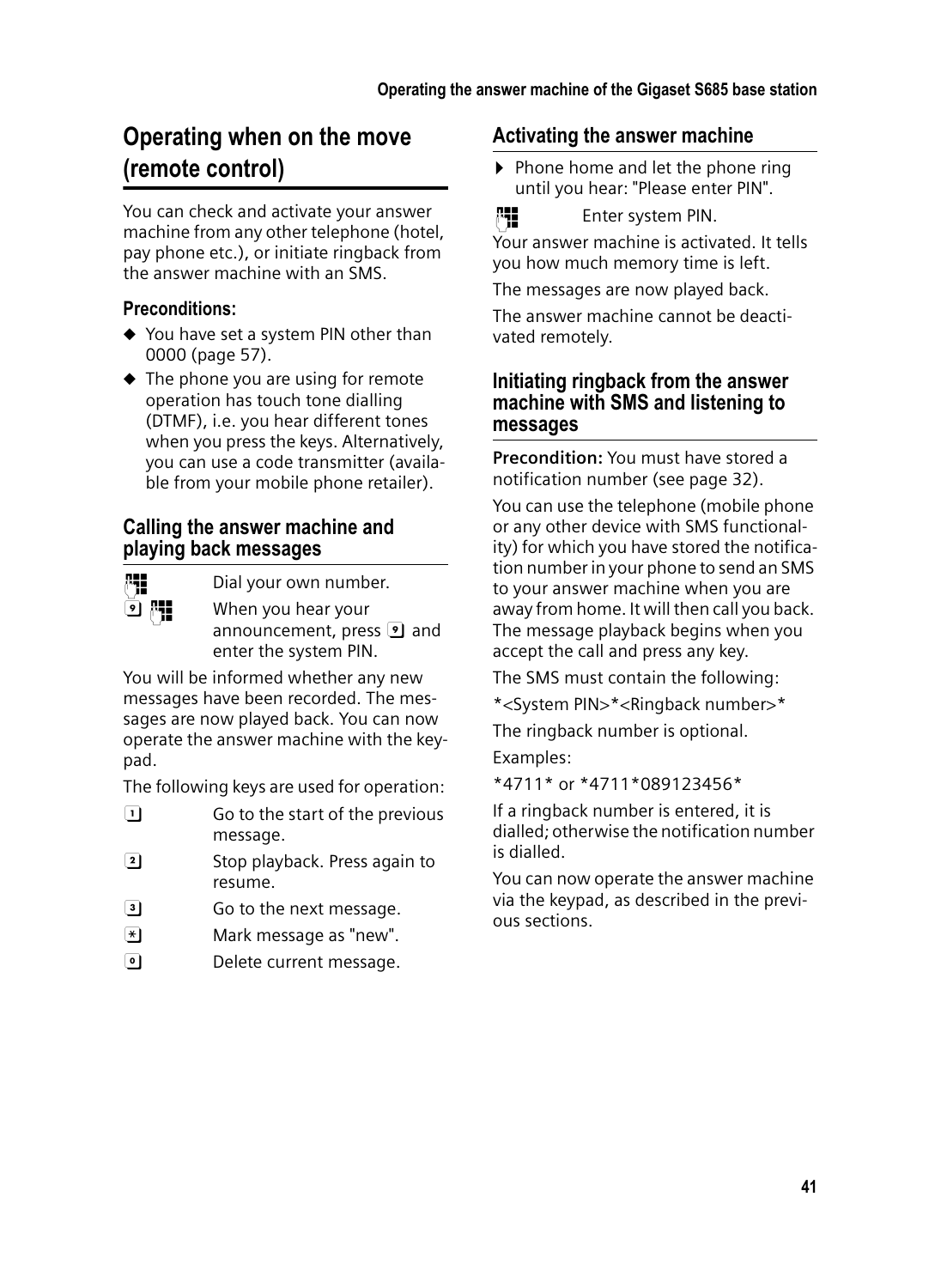# Operating when on the move (remote control)

You can check and activate your answer machine from any other telephone (hotel, pay phone etc.), or initiate ringback from the answer machine with an SMS.

**Preconditions:**

- You have set a system PIN other than 0000 (page 57).
- The phone you are using for remote operation has touch tone dialling (DTMF), i.e. you hear different tones when you press the keys. Alternatively, you can use a code transmitter (available from your mobile phone retailer).

## Calling the answer machine and playing back messages

| | |
|---|---|
| | Dial your own number. |
| 9 | When you hear your announcement, press 9 and enter the system PIN. |

You will be informed whether any new messages have been recorded. The messages are now played back. You can now operate the answer machine with the keypad.

The following keys are used for operation:

| | |
|---|---|
| 1 | Go to the start of the previous message. |
| 2 | Stop playback. Press again to resume. |
| 3 | Go to the next message. |
| * | Mark message as "new". |
| 0 | Delete current message. |

## Activating the answer machine

- Phone home and let the phone ring until you hear: "Please enter PIN".

Enter system PIN.

Your answer machine is activated. It tells you how much memory time is left.

The messages are now played back.

The answer machine cannot be deactivated remotely.

## Initiating ringback from the answer machine with SMS and listening to messages

**Precondition:** You must have stored a notification number (see page 32).

You can use the telephone (mobile phone or any other device with SMS functionality) for which you have stored the notification number in your phone to send an SMS to your answer machine when you are away from home. It will then call you back. The message playback begins when you accept the call and press any key.

The SMS must contain the following:

*<System PIN>*<Ringback number>*

The ringback number is optional.

Examples:

*4711* or *4711*089123456*

If a ringback number is entered, it is dialled; otherwise the notification number is dialled.

You can now operate the answer machine via the keypad, as described in the previous sections.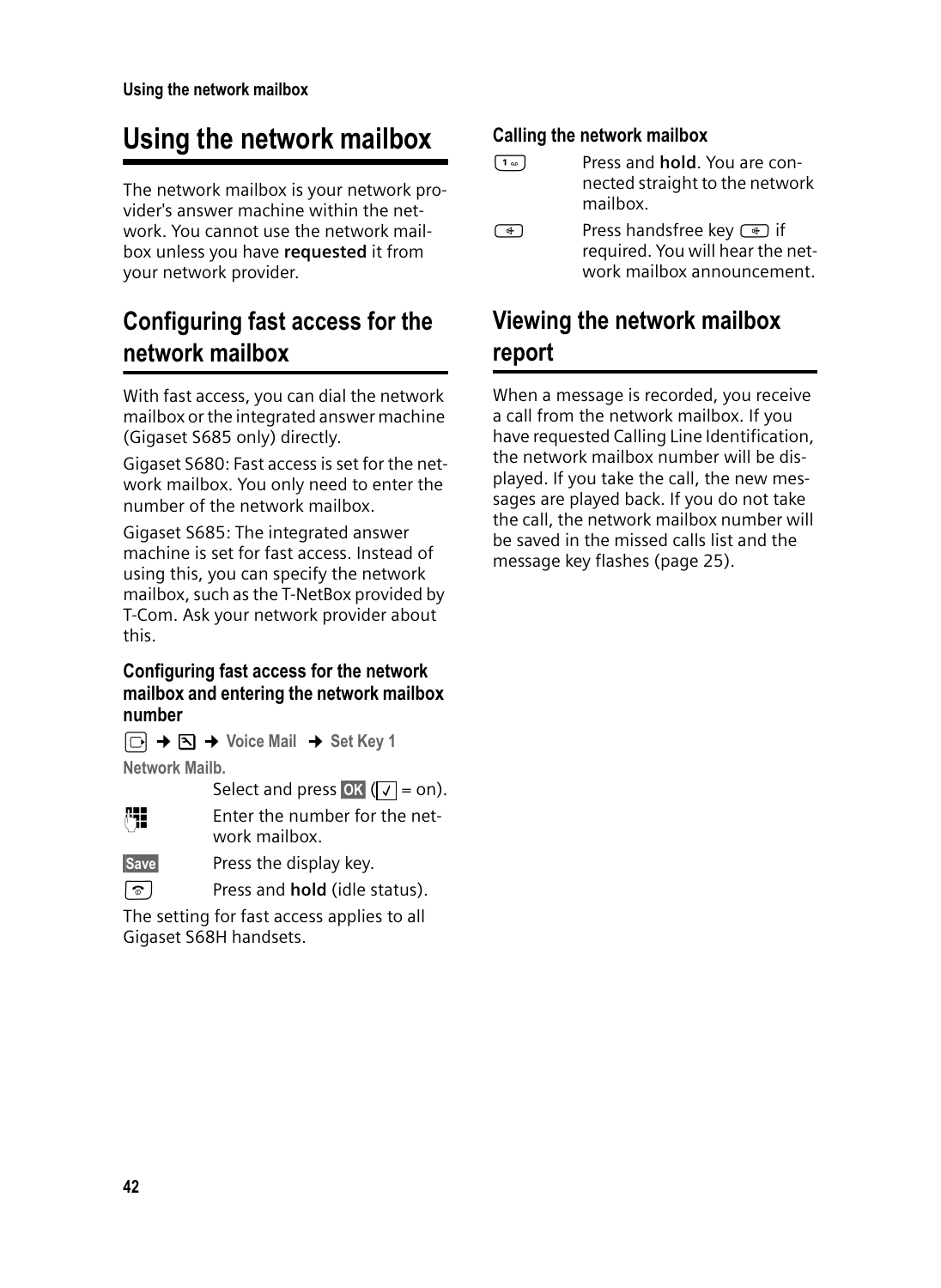# Using the network mailbox

The network mailbox is your network provider's answer machine within the network. You cannot use the network mailbox unless you have **requested** it from your network provider.

## Configuring fast access for the network mailbox

With fast access, you can dial the network mailbox or the integrated answer machine (Gigaset S685 only) directly.

Gigaset S680: Fast access is set for the network mailbox. You only need to enter the number of the network mailbox.

Gigaset S685: The integrated answer machine is set for fast access. Instead of using this, you can specify the network mailbox, such as the T-NetBox provided by T-Com. Ask your network provider about this.

### Configuring fast access for the network mailbox and entering the network mailbox number

→ → Voice Mail → Set Key 1

Network Mailb.

Select and press OK (✓ = on).

Enter the number for the network mailbox.

Save Press the display key.

Press and **hold** (idle status).

The setting for fast access applies to all Gigaset S68H handsets.

### Calling the network mailbox

Press and **hold**. You are connected straight to the network mailbox.

Press handsfree key if required. You will hear the network mailbox announcement.

## Viewing the network mailbox report

When a message is recorded, you receive a call from the network mailbox. If you have requested Calling Line Identification, the network mailbox number will be displayed. If you take the call, the new messages are played back. If you do not take the call, the network mailbox number will be saved in the missed calls list and the message key flashes (page 25).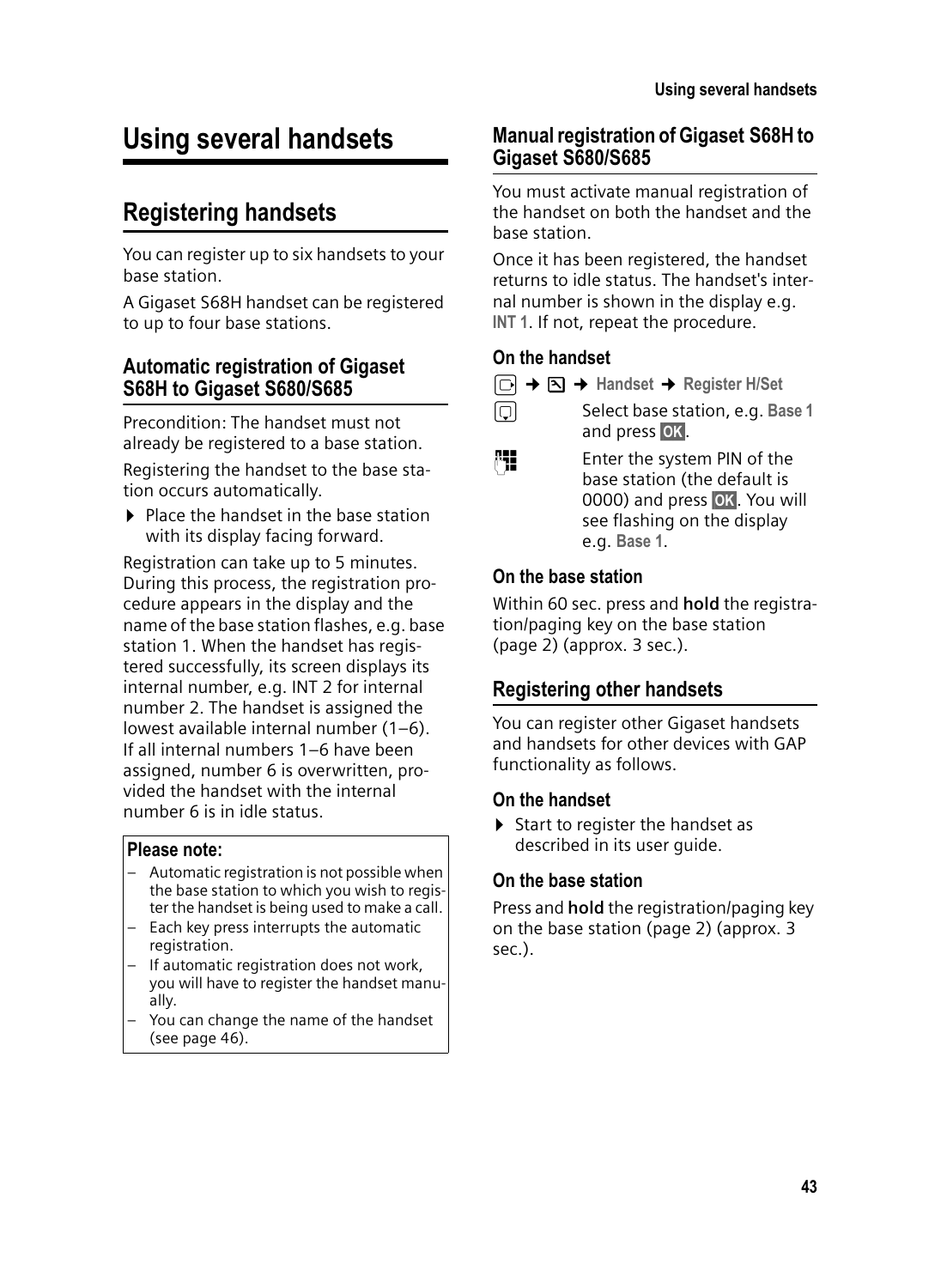# Using several handsets

## Registering handsets

You can register up to six handsets to your base station.

A Gigaset S68H handset can be registered to up to four base stations.

### Automatic registration of Gigaset S68H to Gigaset S680/S685

Precondition: The handset must not already be registered to a base station.

Registering the handset to the base station occurs automatically.

- Place the handset in the base station with its display facing forward.

Registration can take up to 5 minutes. During this process, the registration procedure appears in the display and the name of the base station flashes, e.g. base station 1. When the handset has registered successfully, its screen displays its internal number, e.g. INT 2 for internal number 2. The handset is assigned the lowest available internal number (1–6). If all internal numbers 1–6 have been assigned, number 6 is overwritten, provided the handset with the internal number 6 is in idle status.

**Please note:**

- Automatic registration is not possible when the base station to which you wish to register the handset is being used to make a call.
- Each key press interrupts the automatic registration.
- If automatic registration does not work, you will have to register the handset manually.
- You can change the name of the handset (see page 46).

### Manual registration of Gigaset S68H to Gigaset S680/S685

You must activate manual registration of the handset on both the handset and the base station.

Once it has been registered, the handset returns to idle status. The handset's internal number is shown in the display e.g. **INT 1**. If not, repeat the procedure.

#### On the handset

→ → **Handset** → **Register H/Set**

Select base station, e.g. **Base 1** and press **OK**.

Enter the system PIN of the base station (the default is 0000) and press **OK**. You will see flashing on the display e.g. **Base 1**.

#### On the base station

Within 60 sec. press and **hold** the registration/paging key on the base station (page 2) (approx. 3 sec.).

### Registering other handsets

You can register other Gigaset handsets and handsets for other devices with GAP functionality as follows.

#### On the handset

- Start to register the handset as described in its user guide.

#### On the base station

Press and **hold** the registration/paging key on the base station (page 2) (approx. 3 sec.).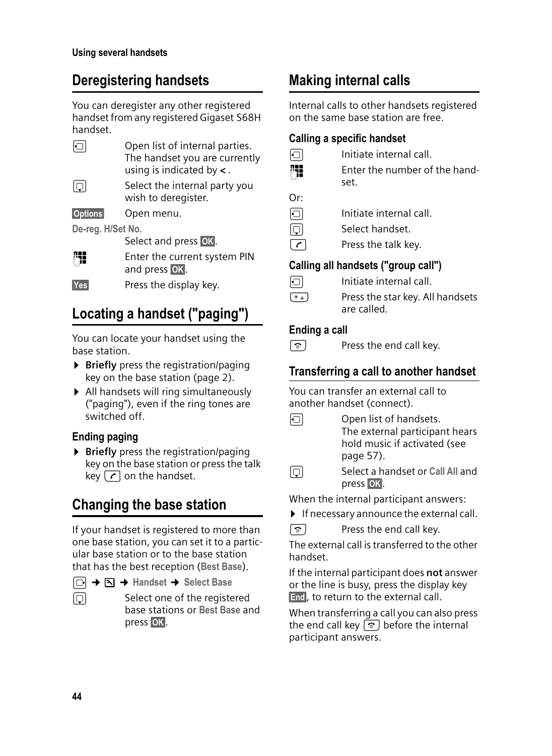## Deregistering handsets

You can deregister any other registered handset from any registered Gigaset S68H handset.

| | |
|---|---|
| ◻ | Open list of internal parties. The handset you are currently using is indicated by < . |
| ◻ | Select the internal party you wish to deregister. |
| **Options** | Open menu. |
| **De-reg. H/Set No.** | Select and press **OK**. |
| ⌨ | Enter the current system PIN and press **OK**. |
| **Yes** | Press the display key. |

## Locating a handset ("paging")

You can locate your handset using the base station.

- **Briefly** press the registration/paging key on the base station (page 2).
- All handsets will ring simultaneously ("paging"), even if the ring tones are switched off.

### Ending paging

- **Briefly** press the registration/paging key on the base station or press the talk key ⌒ on the handset.

## Changing the base station

If your handset is registered to more than one base station, you can set it to a particular base station or to the base station that has the best reception (**Best Base**).

◻ → ◻ → **Handset** → **Select Base**

| | |
|---|---|
| ◻ | Select one of the registered base stations or **Best Base** and press **OK**. |

## Making internal calls

Internal calls to other handsets registered on the same base station are free.

### Calling a specific handset

| | |
|---|---|
| ◻ | Initiate internal call. |
| ⌨ | Enter the number of the handset. |

Or:

| | |
|---|---|
| ◻ | Initiate internal call. |
| ◻ | Select handset. |
| ⌒ | Press the talk key. |

### Calling all handsets ("group call")

| | |
|---|---|
| ◻ | Initiate internal call. |
| * | Press the star key. All handsets are called. |

### Ending a call

| | |
|---|---|
| ⌒ | Press the end call key. |

### Transferring a call to another handset

You can transfer an external call to another handset (connect).

| | |
|---|---|
| ◻ | Open list of handsets. The external participant hears hold music if activated (see page 57). |
| ◻ | Select a handset or **Call All** and press **OK**. |

When the internal participant answers:

- If necessary announce the external call.

| | |
|---|---|
| ⌒ | Press the end call key. |

The external call is transferred to the other handset.

If the internal participant does **not** answer or the line is busy, press the display key **End**, to return to the external call.

When transferring a call you can also press the end call key ⌒ before the internal participant answers.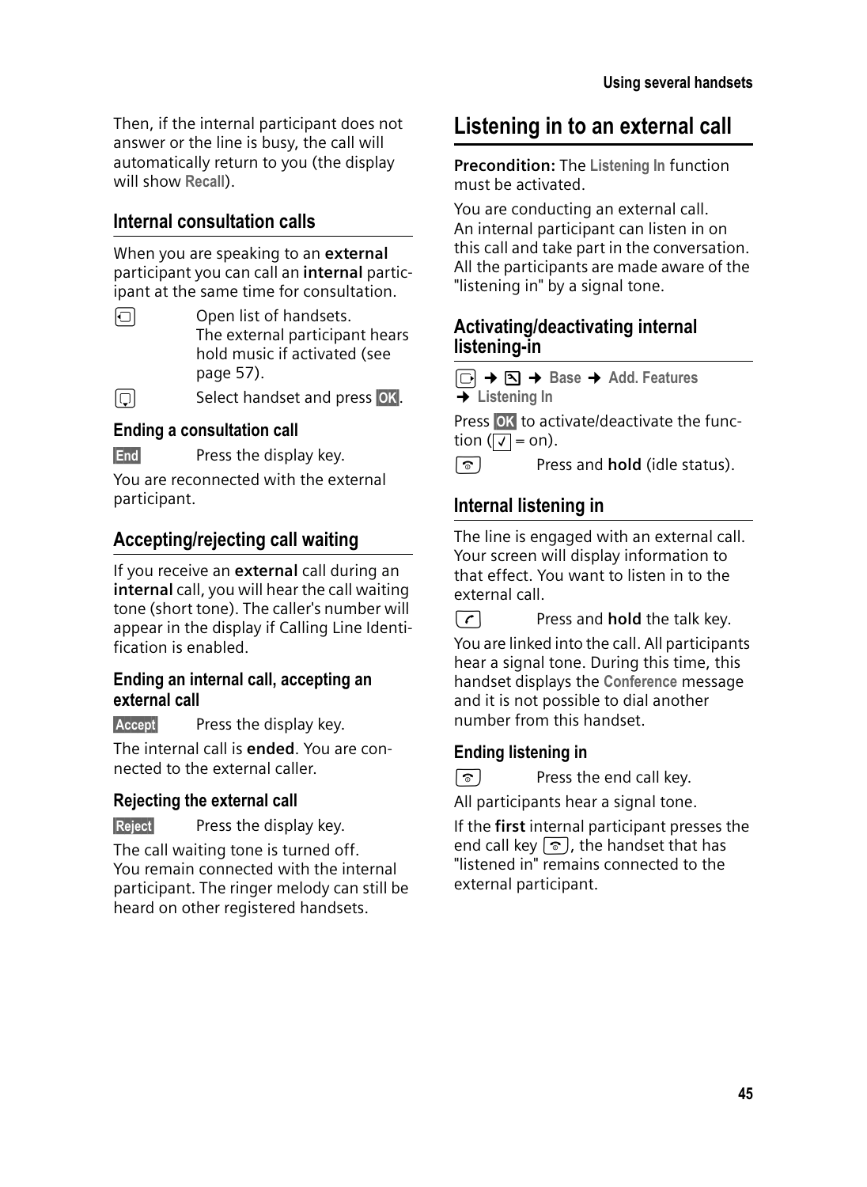Then, if the internal participant does not answer or the line is busy, the call will automatically return to you (the display will show **Recall**).

## Internal consultation calls

When you are speaking to an **external** participant you can call an **internal** participant at the same time for consultation.

| | |
|---|---|
| ⊡ | Open list of handsets. The external participant hears hold music if activated (see page 57). |
| ⊡ | Select handset and press **OK**. |

### Ending a consultation call

| | |
|---|---|
| **End** | Press the display key. |

You are reconnected with the external participant.

## Accepting/rejecting call waiting

If you receive an **external** call during an **internal** call, you will hear the call waiting tone (short tone). The caller's number will appear in the display if Calling Line Identification is enabled.

### Ending an internal call, accepting an external call

| | |
|---|---|
| **Accept** | Press the display key. |

The internal call is **ended**. You are connected to the external caller.

### Rejecting the external call

| | |
|---|---|
| **Reject** | Press the display key. |

The call waiting tone is turned off. You remain connected with the internal participant. The ringer melody can still be heard on other registered handsets.

# Listening in to an external call

**Precondition:** The **Listening In** function must be activated.

You are conducting an external call. An internal participant can listen in on this call and take part in the conversation. All the participants are made aware of the "listening in" by a signal tone.

## Activating/deactivating internal listening-in

⊡ → ⊡ → **Base** → **Add. Features** → **Listening In**

Press **OK** to activate/deactivate the function (✓ = on).

| | |
|---|---|
| ⊡ | Press and **hold** (idle status). |

## Internal listening in

The line is engaged with an external call. Your screen will display information to that effect. You want to listen in to the external call.

| | |
|---|---|
| ⊡ | Press and **hold** the talk key. |

You are linked into the call. All participants hear a signal tone. During this time, this handset displays the **Conference** message and it is not possible to dial another number from this handset.

### Ending listening in

| | |
|---|---|
| ⊡ | Press the end call key. |

All participants hear a signal tone.

If the **first** internal participant presses the end call key ⊡, the handset that has "listened in" remains connected to the external participant.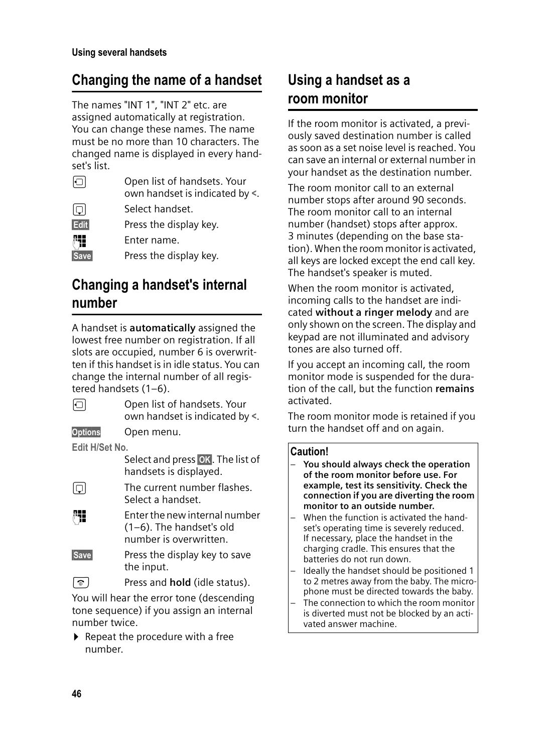## Changing the name of a handset

The names "INT 1", "INT 2" etc. are assigned automatically at registration. You can change these names. The name must be no more than 10 characters. The changed name is displayed in every handset's list.

| | |
|---|---|
| [key] | Open list of handsets. Your own handset is indicated by <. |
| [key] | Select handset. |
| **Edit** | Press the display key. |
| [keypad] | Enter name. |
| **Save** | Press the display key. |

## Changing a handset's internal number

A handset is **automatically** assigned the lowest free number on registration. If all slots are occupied, number 6 is overwritten if this handset is in idle status. You can change the internal number of all registered handsets (1–6).

| | |
|---|---|
| [key] | Open list of handsets. Your own handset is indicated by <. |
| **Options** | Open menu. |
| **Edit H/Set No.** | |
| | Select and press **OK**. The list of handsets is displayed. |
| [key] | The current number flashes. Select a handset. |
| [keypad] | Enter the new internal number (1–6). The handset's old number is overwritten. |
| **Save** | Press the display key to save the input. |
| [end call key] | Press and **hold** (idle status). |

You will hear the error tone (descending tone sequence) if you assign an internal number twice.

▶ Repeat the procedure with a free number.

## Using a handset as a room monitor

If the room monitor is activated, a previously saved destination number is called as soon as a set noise level is reached. You can save an internal or external number in your handset as the destination number.

The room monitor call to an external number stops after around 90 seconds. The room monitor call to an internal number (handset) stops after approx. 3 minutes (depending on the base station). When the room monitor is activated, all keys are locked except the end call key. The handset's speaker is muted.

When the room monitor is activated, incoming calls to the handset are indicated **without a ringer melody** and are only shown on the screen. The display and keypad are not illuminated and advisory tones are also turned off.

If you accept an incoming call, the room monitor mode is suspended for the duration of the call, but the function **remains** activated.

The room monitor mode is retained if you turn the handset off and on again.

**Caution!**

– **You should always check the operation of the room monitor before use. For example, test its sensitivity. Check the connection if you are diverting the room monitor to an outside number.**
– When the function is activated the handset's operating time is severely reduced. If necessary, place the handset in the charging cradle. This ensures that the batteries do not run down.
– Ideally the handset should be positioned 1 to 2 metres away from the baby. The microphone must be directed towards the baby.
– The connection to which the room monitor is diverted must not be blocked by an activated answer machine.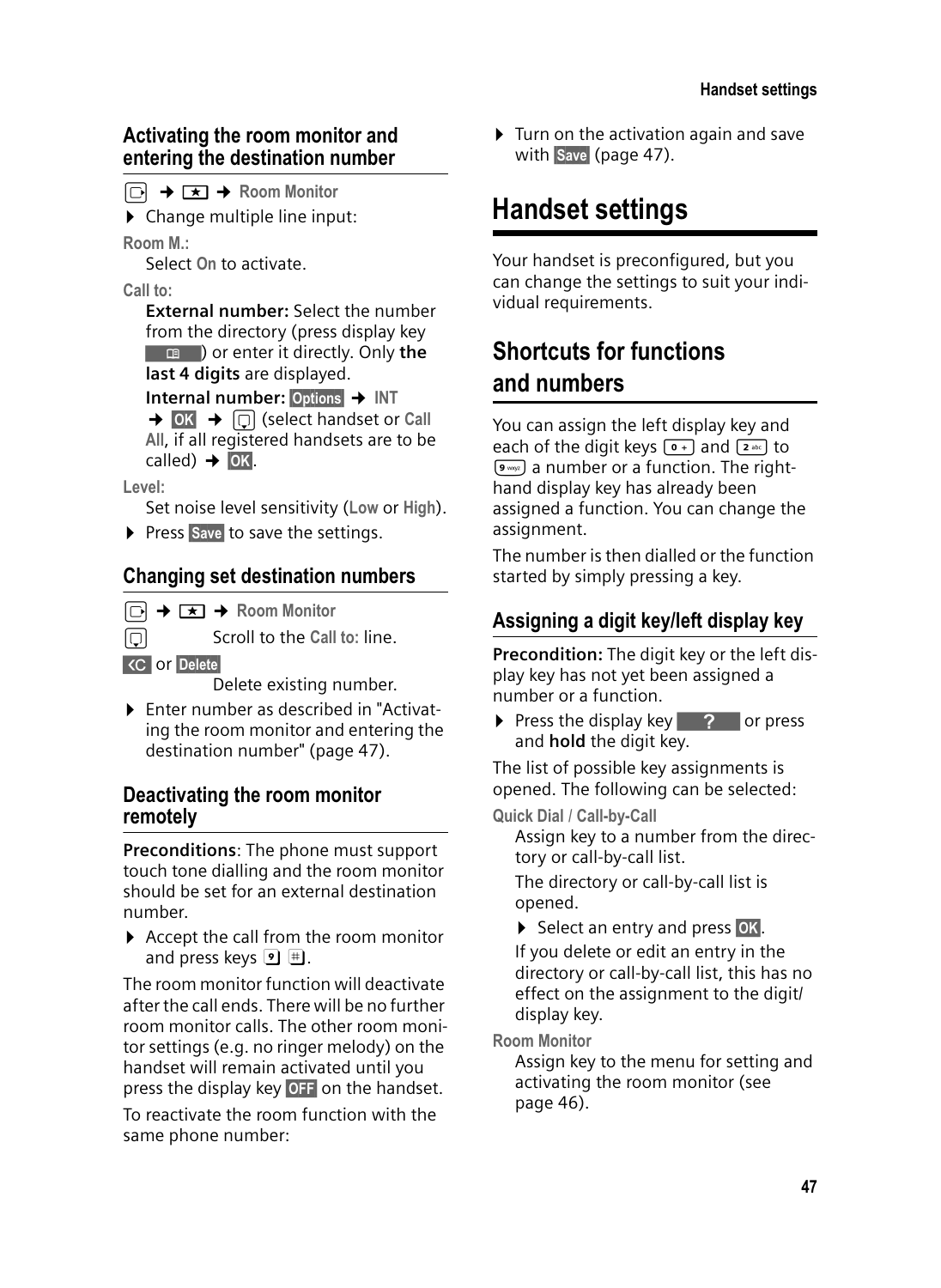### Activating the room monitor and entering the destination number

➔ ★ ➔ **Room Monitor**

- Change multiple line input:

**Room M.:**
Select **On** to activate.

**Call to:**
**External number:** Select the number from the directory (press display key ) or enter it directly. Only **the last 4 digits** are displayed.

**Internal number:** **Options** ➔ **INT** ➔ **OK** ➔ (select handset or **Call All**, if all registered handsets are to be called) ➔ **OK**.

**Level:**
Set noise level sensitivity (**Low** or **High**).

- Press **Save** to save the settings.

### Changing set destination numbers

➔ ★ ➔ **Room Monitor**

Scroll to the **Call to:** line.

**C** or **Delete**
Delete existing number.

- Enter number as described in "Activating the room monitor and entering the destination number" (page 47).

### Deactivating the room monitor remotely

**Preconditions**: The phone must support touch tone dialling and the room monitor should be set for an external destination number.

- Accept the call from the room monitor and press keys 9 #.

The room monitor function will deactivate after the call ends. There will be no further room monitor calls. The other room monitor settings (e.g. no ringer melody) on the handset will remain activated until you press the display key **OFF** on the handset.

To reactivate the room function with the same phone number:

- Turn on the activation again and save with **Save** (page 47).

# Handset settings

Your handset is preconfigured, but you can change the settings to suit your individual requirements.

## Shortcuts for functions and numbers

You can assign the left display key and each of the digit keys 0 and 2 to 9 a number or a function. The right-hand display key has already been assigned a function. You can change the assignment.

The number is then dialled or the function started by simply pressing a key.

### Assigning a digit key/left display key

**Precondition:** The digit key or the left display key has not yet been assigned a number or a function.

- Press the display key **?** or press and **hold** the digit key.

The list of possible key assignments is opened. The following can be selected:

**Quick Dial / Call-by-Call**
Assign key to a number from the directory or call-by-call list.

The directory or call-by-call list is opened.

- Select an entry and press **OK**.

If you delete or edit an entry in the directory or call-by-call list, this has no effect on the assignment to the digit/display key.

**Room Monitor**
Assign key to the menu for setting and activating the room monitor (see page 46).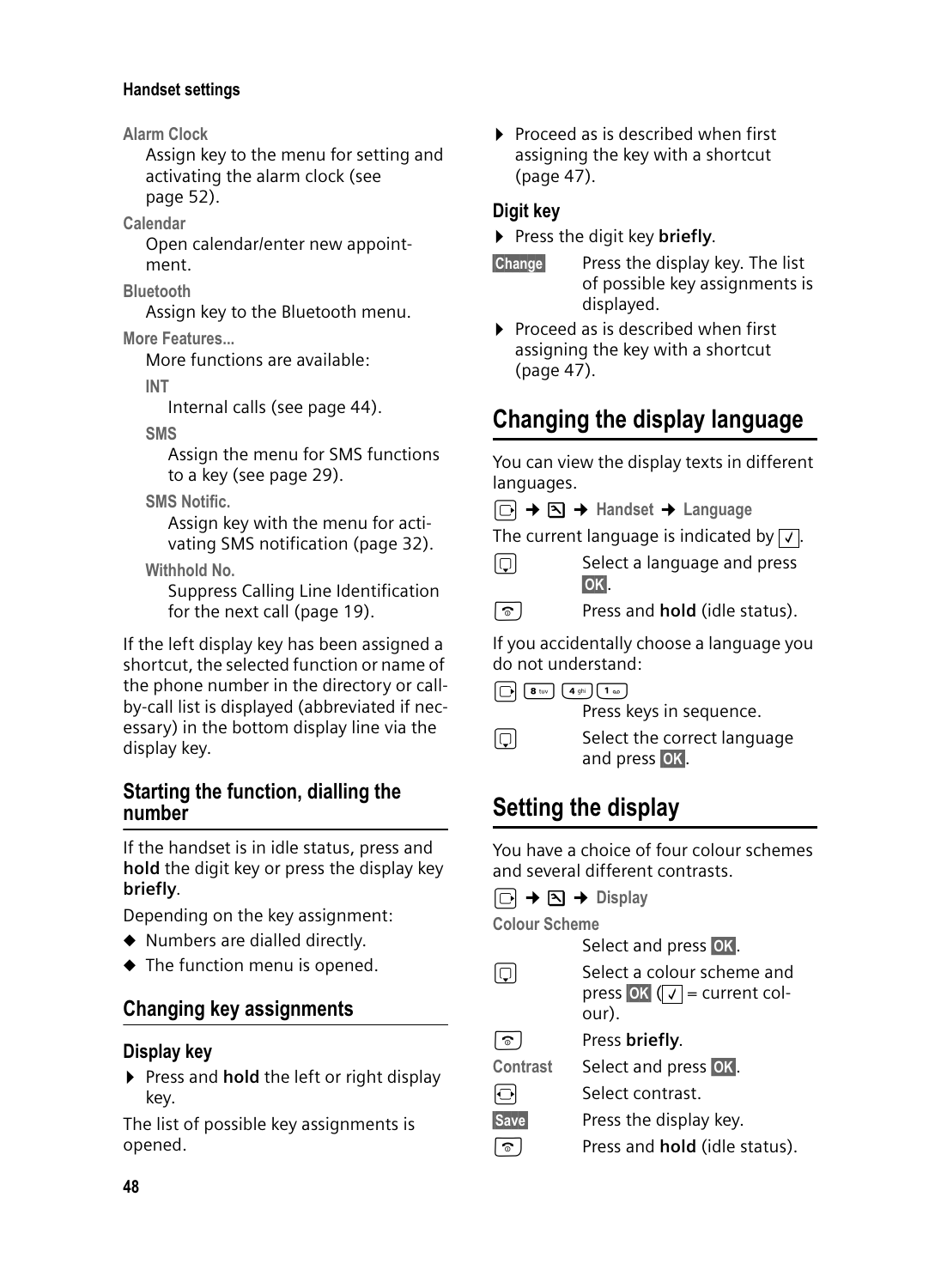**Alarm Clock**
Assign key to the menu for setting and activating the alarm clock (see page 52).

**Calendar**
Open calendar/enter new appointment.

**Bluetooth**
Assign key to the Bluetooth menu.

**More Features...**
More functions are available:

**INT**
Internal calls (see page 44).

**SMS**
Assign the menu for SMS functions to a key (see page 29).

**SMS Notific.**
Assign key with the menu for activating SMS notification (page 32).

**Withhold No.**
Suppress Calling Line Identification for the next call (page 19).

If the left display key has been assigned a shortcut, the selected function or name of the phone number in the directory or call-by-call list is displayed (abbreviated if necessary) in the bottom display line via the display key.

### Starting the function, dialling the number

If the handset is in idle status, press and **hold** the digit key or press the display key **briefly**.

Depending on the key assignment:

- Numbers are dialled directly.
- The function menu is opened.

### Changing key assignments

#### Display key

- Press and **hold** the left or right display key.

The list of possible key assignments is opened.

- Proceed as is described when first assigning the key with a shortcut (page 47).

#### Digit key

- Press the digit key **briefly**.

**Change** Press the display key. The list of possible key assignments is displayed.

- Proceed as is described when first assigning the key with a shortcut (page 47).

## Changing the display language

You can view the display texts in different languages.

→ → **Handset** → **Language**

The current language is indicated by ✓.

Select a language and press **OK**.

Press and **hold** (idle status).

If you accidentally choose a language you do not understand:

8 4 1
Press keys in sequence.

Select the correct language and press **OK**.

## Setting the display

You have a choice of four colour schemes and several different contrasts.

→ → **Display**

**Colour Scheme**
Select and press **OK**.

Select a colour scheme and press **OK** (✓ = current colour).

Press **briefly**.

**Contrast** Select and press **OK**.

Select contrast.

**Save** Press the display key.

Press and **hold** (idle status).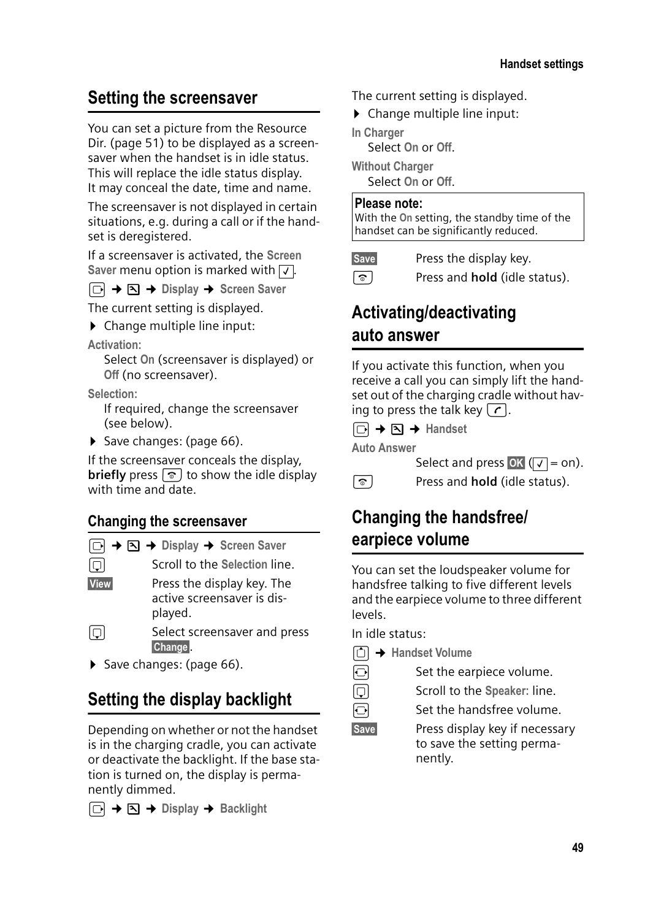## Setting the screensaver

You can set a picture from the Resource Dir. (page 51) to be displayed as a screensaver when the handset is in idle status. This will replace the idle status display. It may conceal the date, time and name.

The screensaver is not displayed in certain situations, e.g. during a call or if the handset is deregistered.

If a screensaver is activated, the **Screen Saver** menu option is marked with ✓.

→ → **Display** → **Screen Saver**

The current setting is displayed.

- Change multiple line input:

**Activation:**
Select **On** (screensaver is displayed) or **Off** (no screensaver).

**Selection:**
If required, change the screensaver (see below).

- Save changes: (page 66).

If the screensaver conceals the display, **briefly** press to show the idle display with time and date.

### Changing the screensaver

→ → **Display** → **Screen Saver**

Scroll to the **Selection** line.

**View** Press the display key. The active screensaver is displayed.

Select screensaver and press **Change**.

- Save changes: (page 66).

## Setting the display backlight

Depending on whether or not the handset is in the charging cradle, you can activate or deactivate the backlight. If the base station is turned on, the display is permanently dimmed.

→ → **Display** → **Backlight**

The current setting is displayed.

- Change multiple line input:

**In Charger**
Select **On** or **Off**.

**Without Charger**
Select **On** or **Off**.

**Please note:**
With the **On** setting, the standby time of the handset can be significantly reduced.

**Save** Press the display key.

Press and **hold** (idle status).

## Activating/deactivating auto answer

If you activate this function, when you receive a call you can simply lift the handset out of the charging cradle without having to press the talk key.

→ → **Handset**

**Auto Answer**
Select and press **OK** (✓ = on).

Press and **hold** (idle status).

## Changing the handsfree/ earpiece volume

You can set the loudspeaker volume for handsfree talking to five different levels and the earpiece volume to three different levels.

In idle status:

→ **Handset Volume**

Set the earpiece volume.

Scroll to the **Speaker:** line.

Set the handsfree volume.

**Save** Press display key if necessary to save the setting permanently.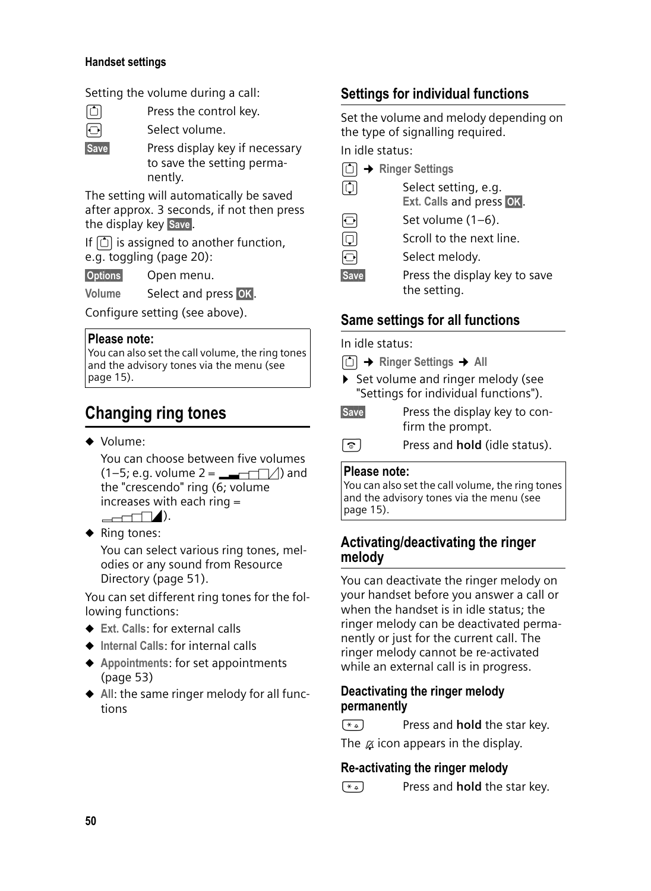Setting the volume during a call:

| | |
|---|---|
| [control key] | Press the control key. |
| [control key] | Select volume. |
| **Save** | Press display key if necessary to save the setting permanently. |

The setting will automatically be saved after approx. 3 seconds, if not then press the display key **Save**.

If [control key] is assigned to another function, e.g. toggling (page 20):

| | |
|---|---|
| **Options** | Open menu. |
| **Volume** | Select and press **OK**. |

Configure setting (see above).

> **Please note:**
> You can also set the call volume, the ring tones and the advisory tones via the menu (see page 15).

# Changing ring tones

- Volume:

  You can choose between five volumes (1–5; e.g. volume 2 = [volume icon]) and the "crescendo" ring (6; volume increases with each ring = [volume icon]).

- Ring tones:

  You can select various ring tones, melodies or any sound from Resource Directory (page 51).

You can set different ring tones for the following functions:

- **Ext. Calls**: for external calls
- **Internal Calls**: for internal calls
- **Appointments**: for set appointments (page 53)
- **All**: the same ringer melody for all functions

## Settings for individual functions

Set the volume and melody depending on the type of signalling required.

In idle status:

[control key] ➜ **Ringer Settings**

| | |
|---|---|
| [control key] | Select setting, e.g. **Ext. Calls** and press **OK**. |
| [control key] | Set volume (1–6). |
| [control key] | Scroll to the next line. |
| [control key] | Select melody. |
| **Save** | Press the display key to save the setting. |

## Same settings for all functions

In idle status:

[control key] ➜ **Ringer Settings** ➜ **All**

- Set volume and ringer melody (see "Settings for individual functions").

| | |
|---|---|
| **Save** | Press the display key to confirm the prompt. |
| [end call key] | Press and **hold** (idle status). |

> **Please note:**
> You can also set the call volume, the ring tones and the advisory tones via the menu (see page 15).

## Activating/deactivating the ringer melody

You can deactivate the ringer melody on your handset before you answer a call or when the handset is in idle status; the ringer melody can be deactivated permanently or just for the current call. The ringer melody cannot be re-activated while an external call is in progress.

### Deactivating the ringer melody permanently

| | |
|---|---|
| [star key] | Press and **hold** the star key. |

The [ringer off] icon appears in the display.

### Re-activating the ringer melody

| | |
|---|---|
| [star key] | Press and **hold** the star key. |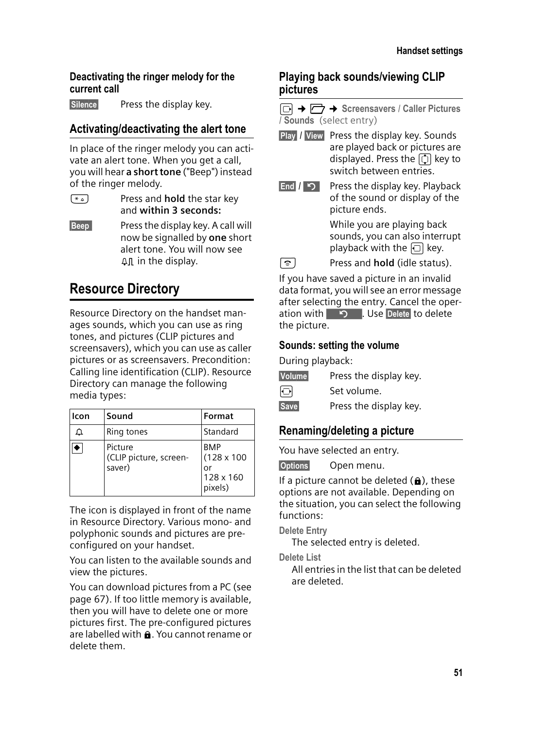### Deactivating the ringer melody for the current call

**Silence** Press the display key.

## Activating/deactivating the alert tone

In place of the ringer melody you can activate an alert tone. When you get a call, you will hear **a short tone** ("Beep") instead of the ringer melody.

* Press and **hold** the star key and **within 3 seconds:**

**Beep** Press the display key. A call will now be signalled by **one** short alert tone. You will now see ♫ in the display.

# Resource Directory

Resource Directory on the handset manages sounds, which you can use as ring tones, and pictures (CLIP pictures and screensavers), which you can use as caller pictures or as screensavers. Precondition: Calling line identification (CLIP). Resource Directory can manage the following media types:

| Icon | Sound | Format |
|---|---|---|
| 🔔 | Ring tones | Standard |
| ◆ | Picture (CLIP picture, screensaver) | BMP (128 x 100 or 128 x 160 pixels) |

The icon is displayed in front of the name in Resource Directory. Various mono- and polyphonic sounds and pictures are preconfigured on your handset.

You can listen to the available sounds and view the pictures.

You can download pictures from a PC (see page 67). If too little memory is available, then you will have to delete one or more pictures first. The pre-configured pictures are labelled with 🔒. You cannot rename or delete them.

## Playing back sounds/viewing CLIP pictures

→ → **Screensavers** / **Caller Pictures** / **Sounds** (select entry)

**Play** / **View** Press the display key. Sounds are played back or pictures are displayed. Press the key to switch between entries.

**End** / ↺ Press the display key. Playback of the sound or display of the picture ends.

While you are playing back sounds, you can also interrupt playback with the key.

Press and **hold** (idle status).

If you have saved a picture in an invalid data format, you will see an error message after selecting the entry. Cancel the operation with ↺. Use **Delete** to delete the picture.

### Sounds: setting the volume

During playback:

**Volume** Press the display key.

Set volume.

**Save** Press the display key.

## Renaming/deleting a picture

You have selected an entry.

**Options** Open menu.

If a picture cannot be deleted (🔒), these options are not available. Depending on the situation, you can select the following functions:

**Delete Entry**
The selected entry is deleted.

**Delete List**
All entries in the list that can be deleted are deleted.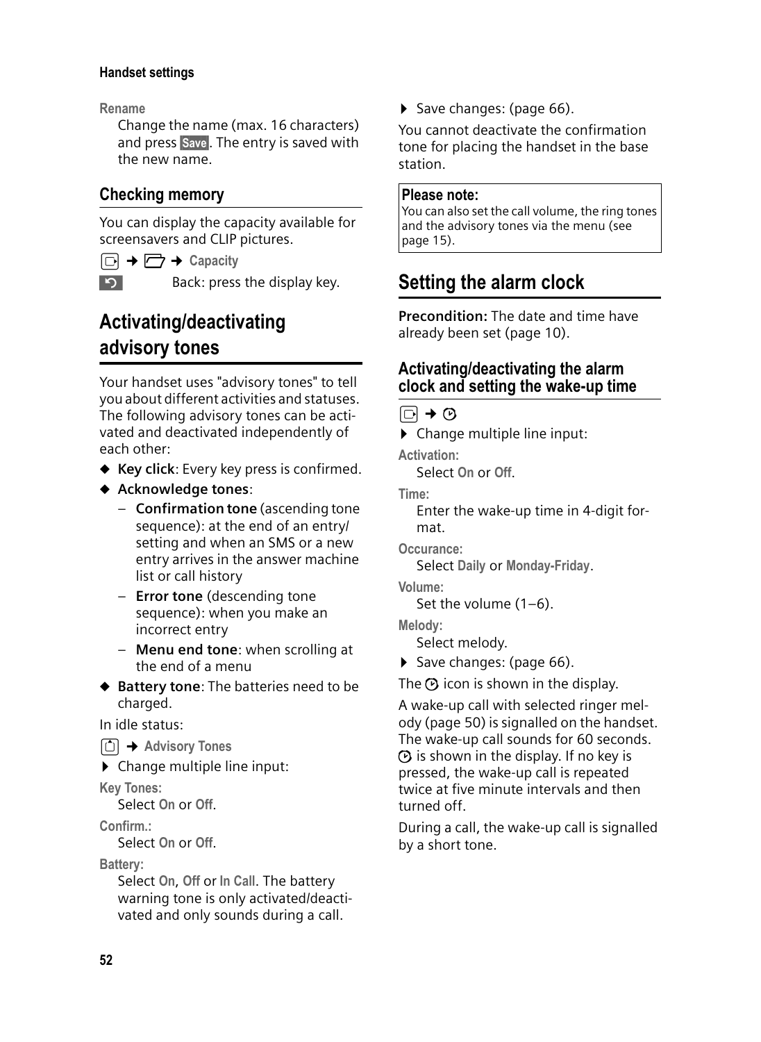**Rename**

Change the name (max. 16 characters) and press **Save**. The entry is saved with the new name.

## Checking memory

You can display the capacity available for screensavers and CLIP pictures.

→ → **Capacity**

Back: press the display key.

# Activating/deactivating advisory tones

Your handset uses "advisory tones" to tell you about different activities and statuses. The following advisory tones can be activated and deactivated independently of each other:

- **Key click**: Every key press is confirmed.
- **Acknowledge tones**:
  - **Confirmation tone** (ascending tone sequence): at the end of an entry/setting and when an SMS or a new entry arrives in the answer machine list or call history
  - **Error tone** (descending tone sequence): when you make an incorrect entry
  - **Menu end tone**: when scrolling at the end of a menu
- **Battery tone**: The batteries need to be charged.

In idle status:

→ **Advisory Tones**

▶ Change multiple line input:

**Key Tones:**
Select **On** or **Off**.

**Confirm.:**
Select **On** or **Off**.

**Battery:**
Select **On**, **Off** or **In Call**. The battery warning tone is only activated/deactivated and only sounds during a call.

▶ Save changes: (page 66).

You cannot deactivate the confirmation tone for placing the handset in the base station.

**Please note:**
You can also set the call volume, the ring tones and the advisory tones via the menu (see page 15).

# Setting the alarm clock

**Precondition:** The date and time have already been set (page 10).

## Activating/deactivating the alarm clock and setting the wake-up time

→

▶ Change multiple line input:

**Activation:**
Select **On** or **Off**.

**Time:**
Enter the wake-up time in 4-digit format.

**Occurance:**
Select **Daily** or **Monday-Friday**.

**Volume:**
Set the volume (1–6).

**Melody:**
Select melody.

▶ Save changes: (page 66).

The icon is shown in the display.

A wake-up call with selected ringer melody (page 50) is signalled on the handset. The wake-up call sounds for 60 seconds. is shown in the display. If no key is pressed, the wake-up call is repeated twice at five minute intervals and then turned off.

During a call, the wake-up call is signalled by a short tone.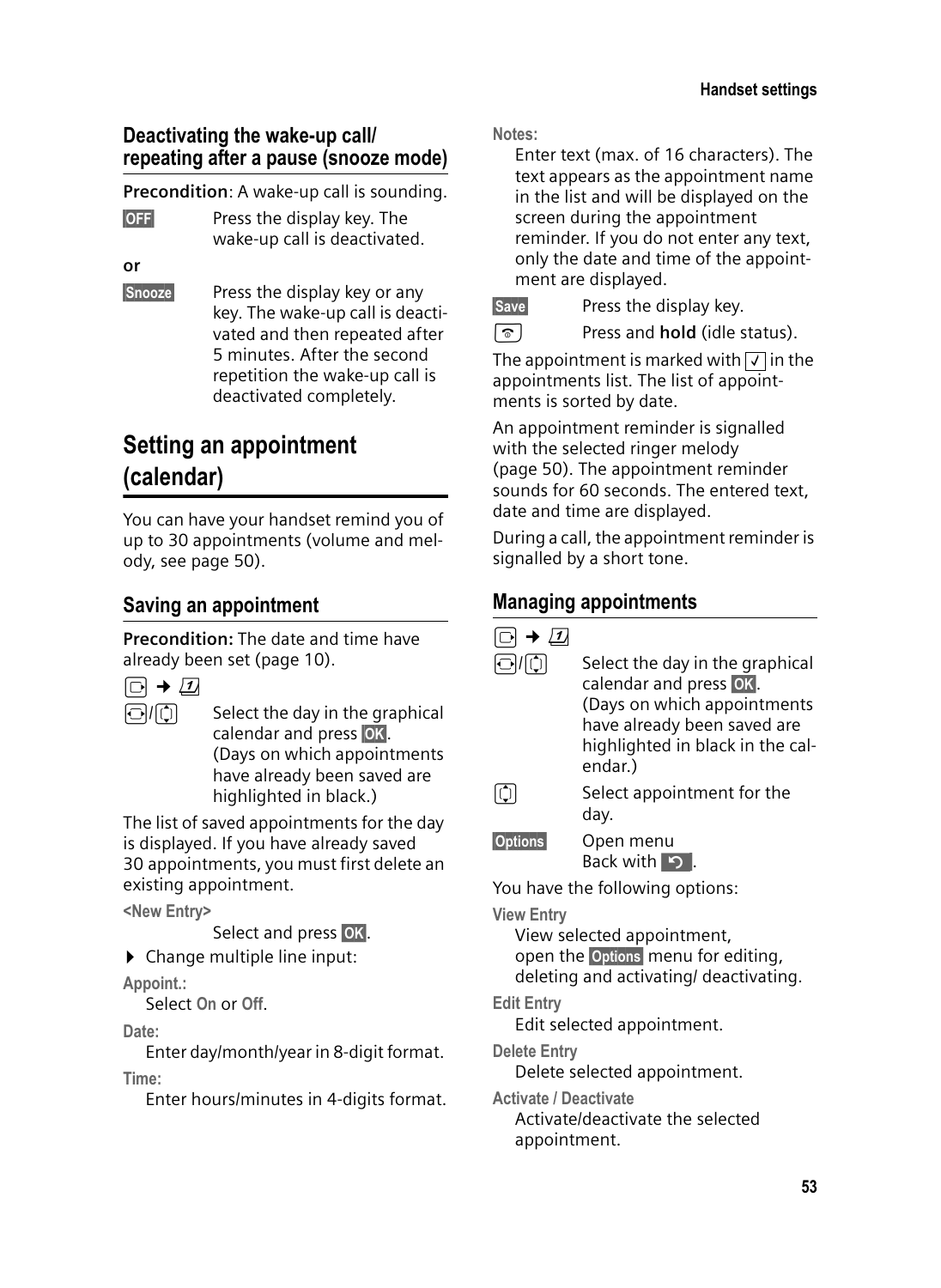### Deactivating the wake-up call/ repeating after a pause (snooze mode)

**Precondition**: A wake-up call is sounding.

**OFF** Press the display key. The wake-up call is deactivated.

**or**

**Snooze** Press the display key or any key. The wake-up call is deactivated and then repeated after 5 minutes. After the second repetition the wake-up call is deactivated completely.

## Setting an appointment (calendar)

You can have your handset remind you of up to 30 appointments (volume and melody, see page 50).

### Saving an appointment

**Precondition:** The date and time have already been set (page 10).

□ → 🗓

□/□ Select the day in the graphical calendar and press **OK**. (Days on which appointments have already been saved are highlighted in black.)

The list of saved appointments for the day is displayed. If you have already saved 30 appointments, you must first delete an existing appointment.

**<New Entry>**

Select and press **OK**.

▶ Change multiple line input:

**Appoint.:**

Select **On** or **Off**.

**Date:**

Enter day/month/year in 8-digit format.

**Time:**

Enter hours/minutes in 4-digits format.

**Notes:**

Enter text (max. of 16 characters). The text appears as the appointment name in the list and will be displayed on the screen during the appointment reminder. If you do not enter any text, only the date and time of the appointment are displayed.

**Save** Press the display key.

□ Press and **hold** (idle status).

The appointment is marked with ✓ in the appointments list. The list of appointments is sorted by date.

An appointment reminder is signalled with the selected ringer melody (page 50). The appointment reminder sounds for 60 seconds. The entered text, date and time are displayed.

During a call, the appointment reminder is signalled by a short tone.

### Managing appointments

□ → 🗓

□/□ Select the day in the graphical calendar and press **OK**. (Days on which appointments have already been saved are highlighted in black in the calendar.)

□ Select appointment for the day.

**Options** Open menu Back with ↶.

You have the following options:

**View Entry**

View selected appointment, open the **Options** menu for editing, deleting and activating/ deactivating.

**Edit Entry**

Edit selected appointment.

**Delete Entry**

Delete selected appointment.

**Activate / Deactivate**

Activate/deactivate the selected appointment.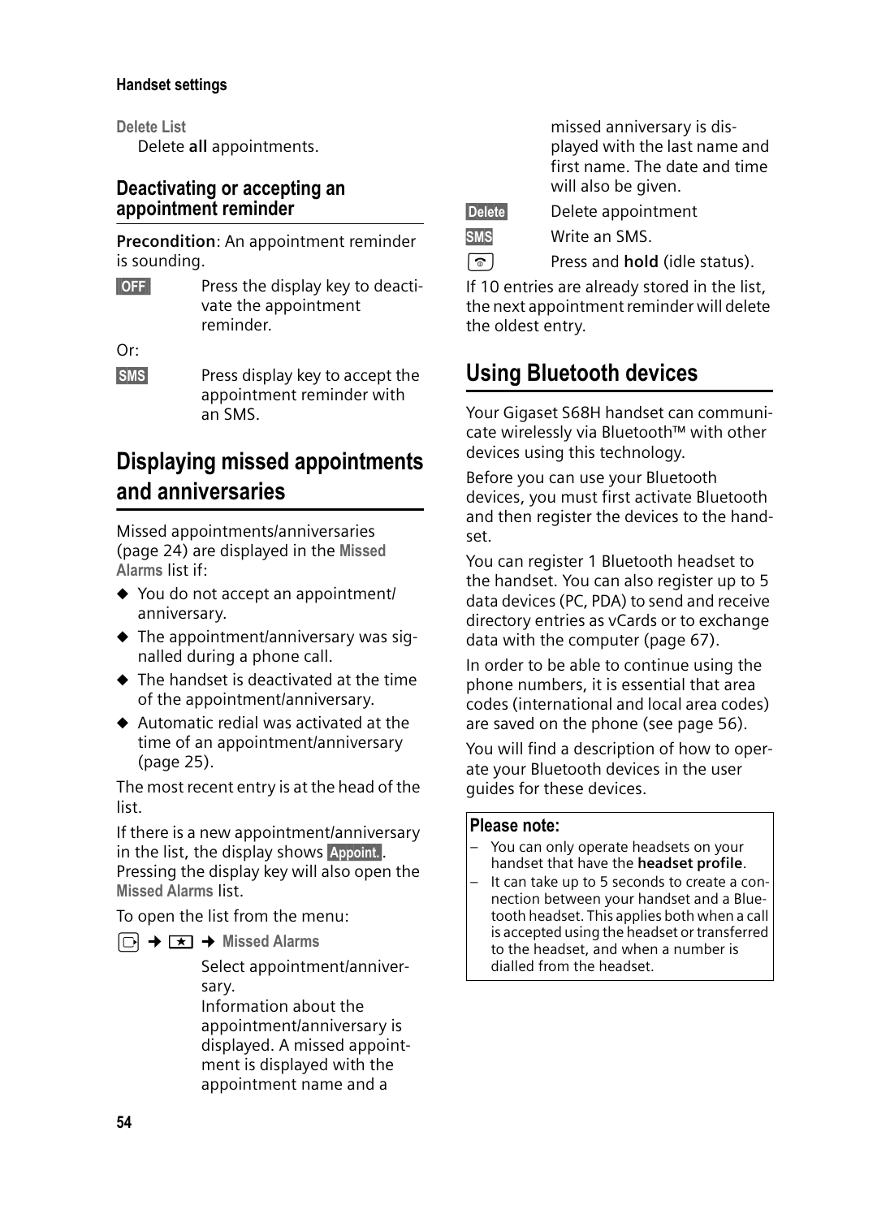**Delete List**
Delete **all** appointments.

### Deactivating or accepting an appointment reminder

**Precondition**: An appointment reminder is sounding.

**OFF** Press the display key to deactivate the appointment reminder.

Or:

**SMS** Press display key to accept the appointment reminder with an SMS.

## Displaying missed appointments and anniversaries

Missed appointments/anniversaries (page 24) are displayed in the **Missed Alarms** list if:

- You do not accept an appointment/anniversary.
- The appointment/anniversary was signalled during a phone call.
- The handset is deactivated at the time of the appointment/anniversary.
- Automatic redial was activated at the time of an appointment/anniversary (page 25).

The most recent entry is at the head of the list.

If there is a new appointment/anniversary in the list, the display shows **Appoint.**. Pressing the display key will also open the **Missed Alarms** list.

To open the list from the menu:

→ → **Missed Alarms**

Select appointment/anniversary.
Information about the appointment/anniversary is displayed. A missed appointment is displayed with the appointment name and a missed anniversary is displayed with the last name and first name. The date and time will also be given.

**Delete** Delete appointment

**SMS** Write an SMS.

Press and **hold** (idle status).

If 10 entries are already stored in the list, the next appointment reminder will delete the oldest entry.

## Using Bluetooth devices

Your Gigaset S68H handset can communicate wirelessly via Bluetooth™ with other devices using this technology.

Before you can use your Bluetooth devices, you must first activate Bluetooth and then register the devices to the handset.

You can register 1 Bluetooth headset to the handset. You can also register up to 5 data devices (PC, PDA) to send and receive directory entries as vCards or to exchange data with the computer (page 67).

In order to be able to continue using the phone numbers, it is essential that area codes (international and local area codes) are saved on the phone (see page 56).

You will find a description of how to operate your Bluetooth devices in the user guides for these devices.

**Please note:**

– You can only operate headsets on your handset that have the **headset profile**.
– It can take up to 5 seconds to create a connection between your handset and a Bluetooth headset. This applies both when a call is accepted using the headset or transferred to the headset, and when a number is dialled from the headset.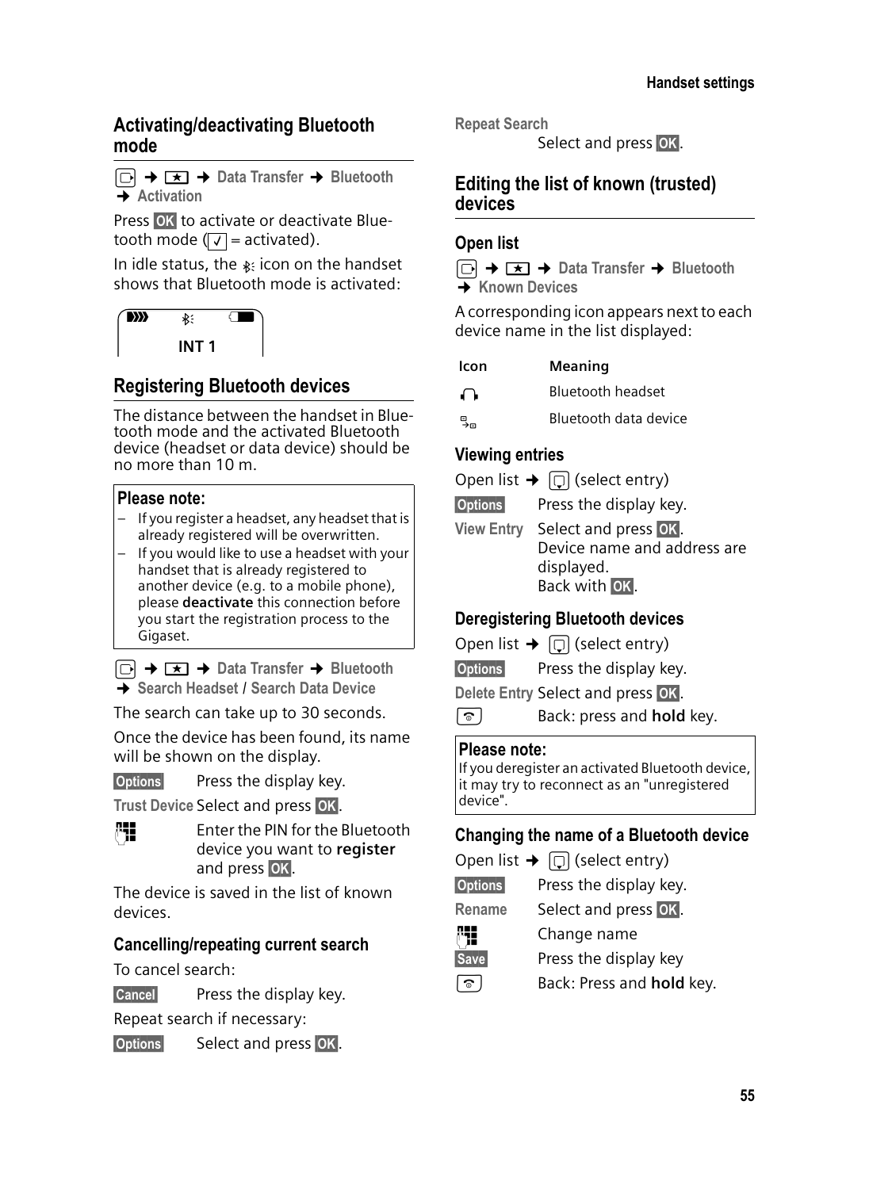## Activating/deactivating Bluetooth mode

□ → ★ → **Data Transfer** → **Bluetooth** → **Activation**

Press **OK** to activate or deactivate Bluetooth mode (✓ = activated).

In idle status, the Bluetooth icon on the handset shows that Bluetooth mode is activated:

INT 1

## Registering Bluetooth devices

The distance between the handset in Bluetooth mode and the activated Bluetooth device (headset or data device) should be no more than 10 m.

**Please note:**

- If you register a headset, any headset that is already registered will be overwritten.
- If you would like to use a headset with your handset that is already registered to another device (e.g. to a mobile phone), please **deactivate** this connection before you start the registration process to the Gigaset.

□ → ★ → **Data Transfer** → **Bluetooth** → **Search Headset** / **Search Data Device**

The search can take up to 30 seconds.

Once the device has been found, its name will be shown on the display.

| | |
|---|---|
| **Options** | Press the display key. |
| **Trust Device** | Select and press **OK**. |
| (keypad) | Enter the PIN for the Bluetooth device you want to **register** and press **OK**. |

The device is saved in the list of known devices.

### Cancelling/repeating current search

To cancel search:

| | |
|---|---|
| **Cancel** | Press the display key. |

Repeat search if necessary:

| | |
|---|---|
| **Options** | Select and press **OK**. |
| **Repeat Search** | Select and press **OK**. |

## Editing the list of known (trusted) devices

### Open list

□ → ★ → **Data Transfer** → **Bluetooth** → **Known Devices**

A corresponding icon appears next to each device name in the list displayed:

| Icon | Meaning |
|---|---|
| (headset icon) | Bluetooth headset |
| (data device icon) | Bluetooth data device |

### Viewing entries

Open list → (select entry)

| | |
|---|---|
| **Options** | Press the display key. |
| **View Entry** | Select and press **OK**. Device name and address are displayed. Back with **OK**. |

### Deregistering Bluetooth devices

Open list → (select entry)

| | |
|---|---|
| **Options** | Press the display key. |
| **Delete Entry** | Select and press **OK**. |
| (end call key) | Back: press and **hold** key. |

**Please note:**

If you deregister an activated Bluetooth device, it may try to reconnect as an "unregistered device".

### Changing the name of a Bluetooth device

Open list → (select entry)

| | |
|---|---|
| **Options** | Press the display key. |
| **Rename** | Select and press **OK**. |
| (keypad) | Change name |
| **Save** | Press the display key |
| (end call key) | Back: Press and **hold** key. |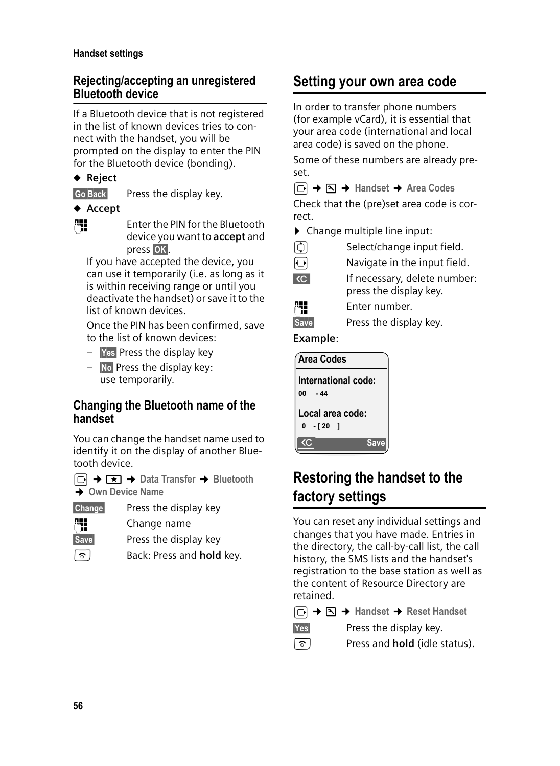## Rejecting/accepting an unregistered Bluetooth device

If a Bluetooth device that is not registered in the list of known devices tries to connect with the handset, you will be prompted on the display to enter the PIN for the Bluetooth device (bonding).

◆ **Reject**

Go Back    Press the display key.

◆ **Accept**

Enter the PIN for the Bluetooth device you want to **accept** and press OK.

If you have accepted the device, you can use it temporarily (i.e. as long as it is within receiving range or until you deactivate the handset) or save it to the list of known devices.

Once the PIN has been confirmed, save to the list of known devices:

– Yes Press the display key

– No Press the display key: use temporarily.

## Changing the Bluetooth name of the handset

You can change the handset name used to identify it on the display of another Bluetooth device.

→ → Data Transfer → Bluetooth → Own Device Name

Change    Press the display key

Change name

Save    Press the display key

Back: Press and **hold** key.

# Setting your own area code

In order to transfer phone numbers (for example vCard), it is essential that your area code (international and local area code) is saved on the phone.

Some of these numbers are already preset.

→ → Handset → Area Codes

Check that the (pre)set area code is correct.

▸ Change multiple line input:

Select/change input field.

Navigate in the input field.

If necessary, delete number: press the display key.

Enter number.

Save    Press the display key.

**Example**:

```
Area Codes

International code:
00   - 44

Local area code:
 0   - [ 20   ]

<C                    Save
```

# Restoring the handset to the factory settings

You can reset any individual settings and changes that you have made. Entries in the directory, the call-by-call list, the call history, the SMS lists and the handset's registration to the base station as well as the content of Resource Directory are retained.

→ → Handset → Reset Handset

Yes    Press the display key.

Press and **hold** (idle status).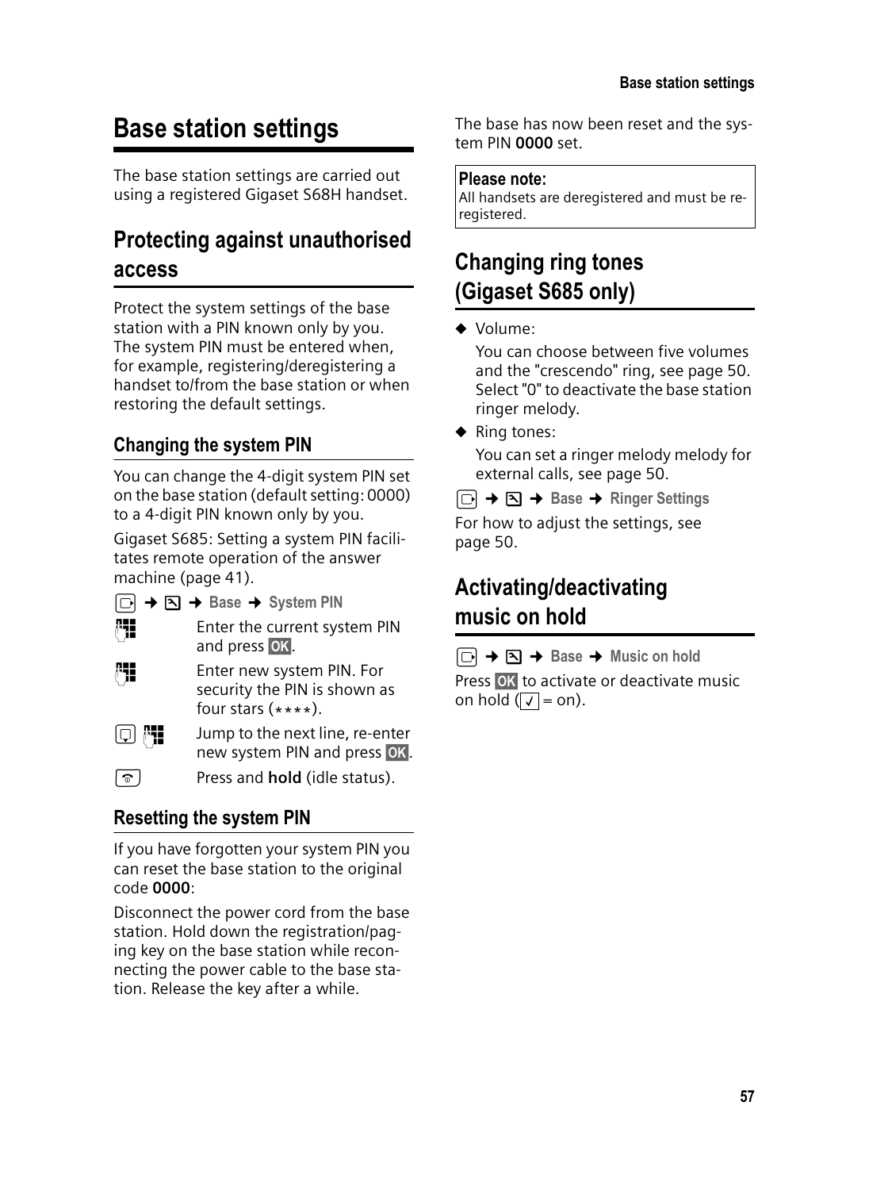# Base station settings

The base station settings are carried out using a registered Gigaset S68H handset.

## Protecting against unauthorised access

Protect the system settings of the base station with a PIN known only by you. The system PIN must be entered when, for example, registering/deregistering a handset to/from the base station or when restoring the default settings.

### Changing the system PIN

You can change the 4-digit system PIN set on the base station (default setting: 0000) to a 4-digit PIN known only by you.

Gigaset S685: Setting a system PIN facilitates remote operation of the answer machine (page 41).

→ → **Base** → **System PIN**

| | |
|---|---|
| | Enter the current system PIN and press **OK**. |
| | Enter new system PIN. For security the PIN is shown as four stars (****). |
| | Jump to the next line, re-enter new system PIN and press **OK**. |
| | Press and **hold** (idle status). |

### Resetting the system PIN

If you have forgotten your system PIN you can reset the base station to the original code **0000**:

Disconnect the power cord from the base station. Hold down the registration/paging key on the base station while reconnecting the power cable to the base station. Release the key after a while.

The base has now been reset and the system PIN **0000** set.

**Please note:**
All handsets are deregistered and must be re-registered.

## Changing ring tones (Gigaset S685 only)

- Volume:
  You can choose between five volumes and the "crescendo" ring, see page 50. Select "0" to deactivate the base station ringer melody.
- Ring tones:
  You can set a ringer melody melody for external calls, see page 50.

→ → **Base** → **Ringer Settings**

For how to adjust the settings, see page 50.

## Activating/deactivating music on hold

→ → **Base** → **Music on hold**

Press **OK** to activate or deactivate music on hold (✓ = on).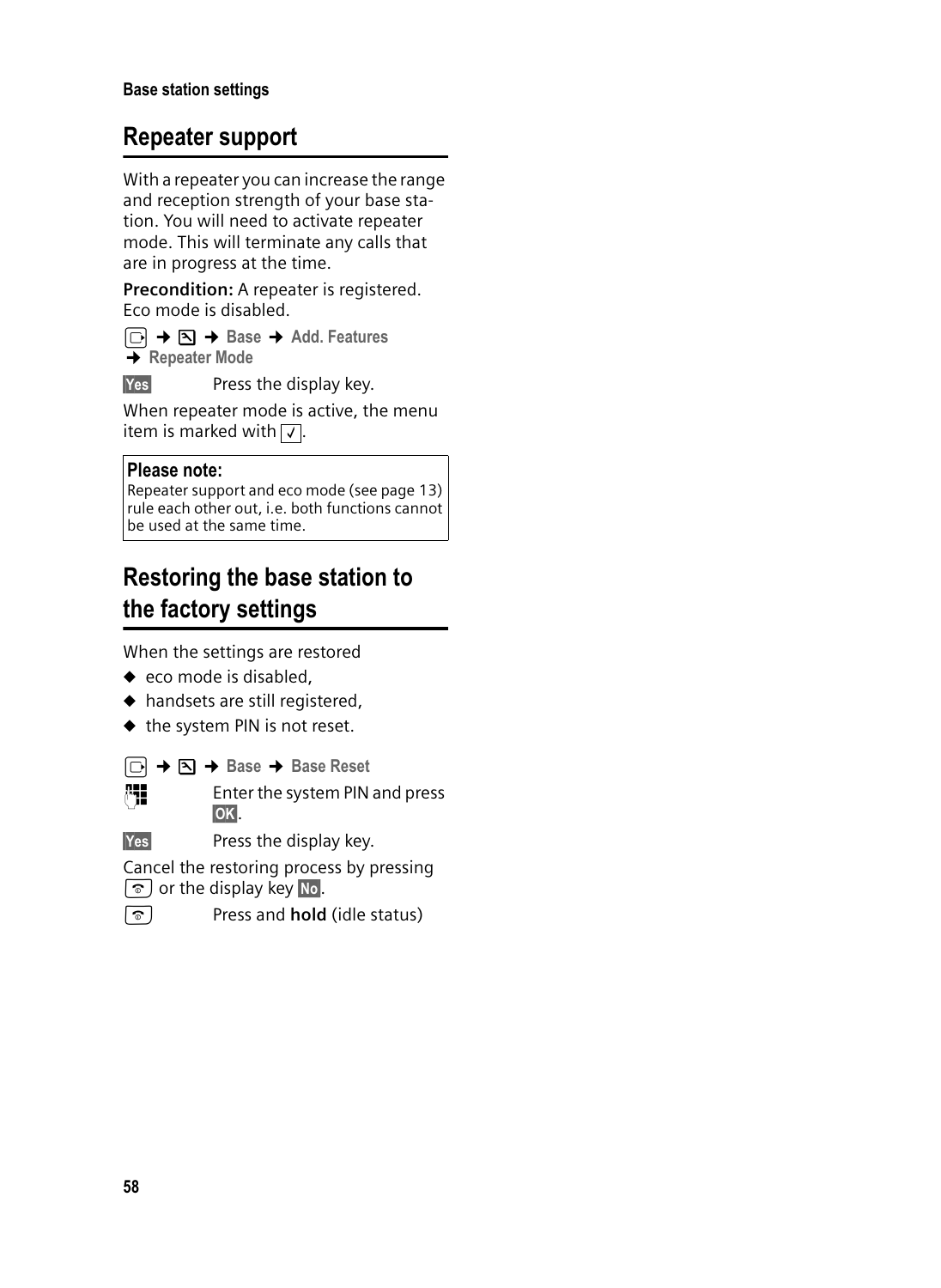## Repeater support

With a repeater you can increase the range and reception strength of your base station. You will need to activate repeater mode. This will terminate any calls that are in progress at the time.

**Precondition:** A repeater is registered. Eco mode is disabled.

→ → **Base** → **Add. Features** → **Repeater Mode**

**Yes** Press the display key.

When repeater mode is active, the menu item is marked with ✓.

> **Please note:**
> Repeater support and eco mode (see page 13) rule each other out, i.e. both functions cannot be used at the same time.

## Restoring the base station to the factory settings

When the settings are restored

- eco mode is disabled,
- handsets are still registered,
- the system PIN is not reset.

→ → **Base** → **Base Reset**

Enter the system PIN and press **OK**.

**Yes** Press the display key.

Cancel the restoring process by pressing or the display key **No**.

Press and **hold** (idle status)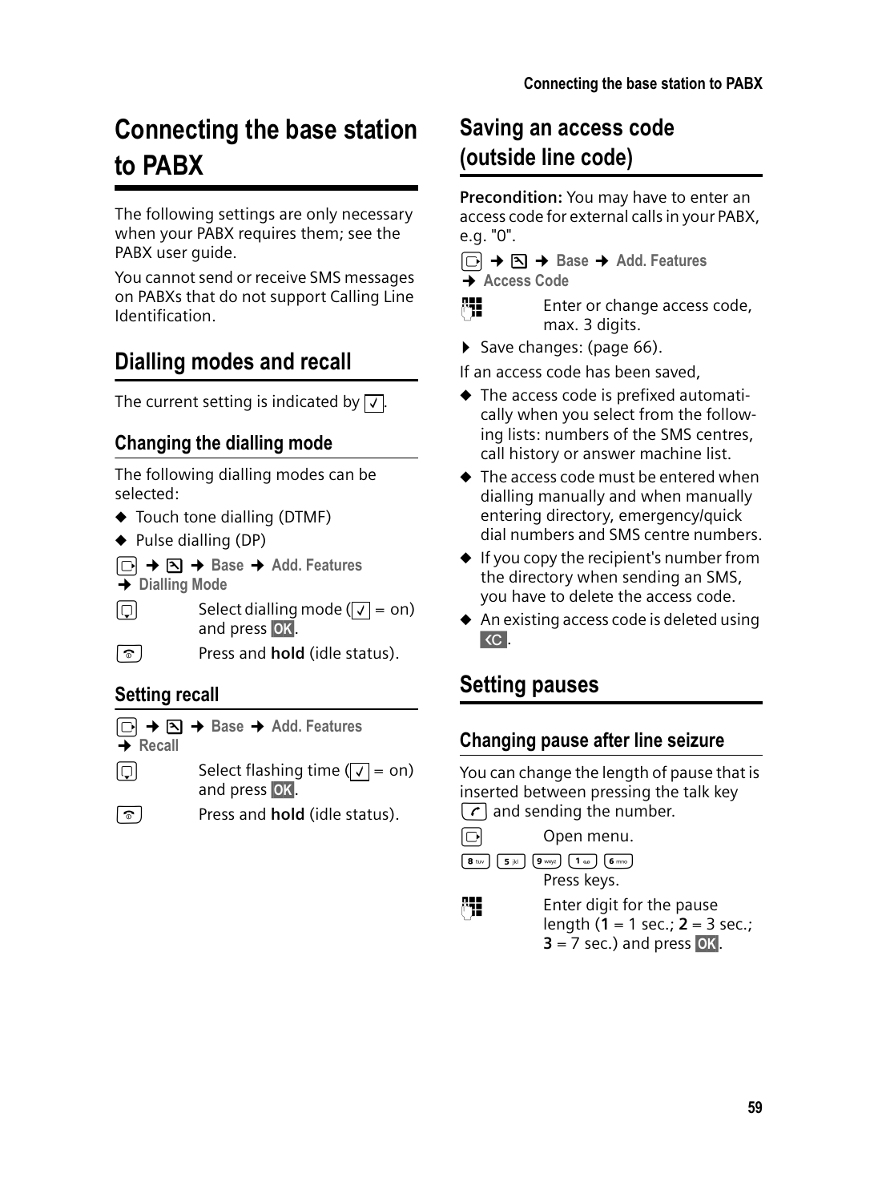# Connecting the base station to PABX

The following settings are only necessary when your PABX requires them; see the PABX user guide.

You cannot send or receive SMS messages on PABXs that do not support Calling Line Identification.

## Dialling modes and recall

The current setting is indicated by ✓.

### Changing the dialling mode

The following dialling modes can be selected:

- ◆ Touch tone dialling (DTMF)
- ◆ Pulse dialling (DP)

➔ ➔ **Base** ➔ **Add. Features** ➔ **Dialling Mode**

Select dialling mode (✓ = on) and press **OK**.

Press and **hold** (idle status).

### Setting recall

➔ ➔ **Base** ➔ **Add. Features** ➔ **Recall**

Select flashing time (✓ = on) and press **OK**.

Press and **hold** (idle status).

## Saving an access code (outside line code)

**Precondition:** You may have to enter an access code for external calls in your PABX, e.g. "0".

➔ ➔ **Base** ➔ **Add. Features** ➔ **Access Code**

Enter or change access code, max. 3 digits.

▶ Save changes: (page 66).

If an access code has been saved,

- ◆ The access code is prefixed automatically when you select from the following lists: numbers of the SMS centres, call history or answer machine list.
- ◆ The access code must be entered when dialling manually and when manually entering directory, emergency/quick dial numbers and SMS centre numbers.
- ◆ If you copy the recipient's number from the directory when sending an SMS, you have to delete the access code.
- ◆ An existing access code is deleted using **<C**.

## Setting pauses

### Changing pause after line seizure

You can change the length of pause that is inserted between pressing the talk key and sending the number.

Open menu.

**8** **5** **9** **1** **6** Press keys.

Enter digit for the pause length (**1** = 1 sec.; **2** = 3 sec.; **3** = 7 sec.) and press **OK**.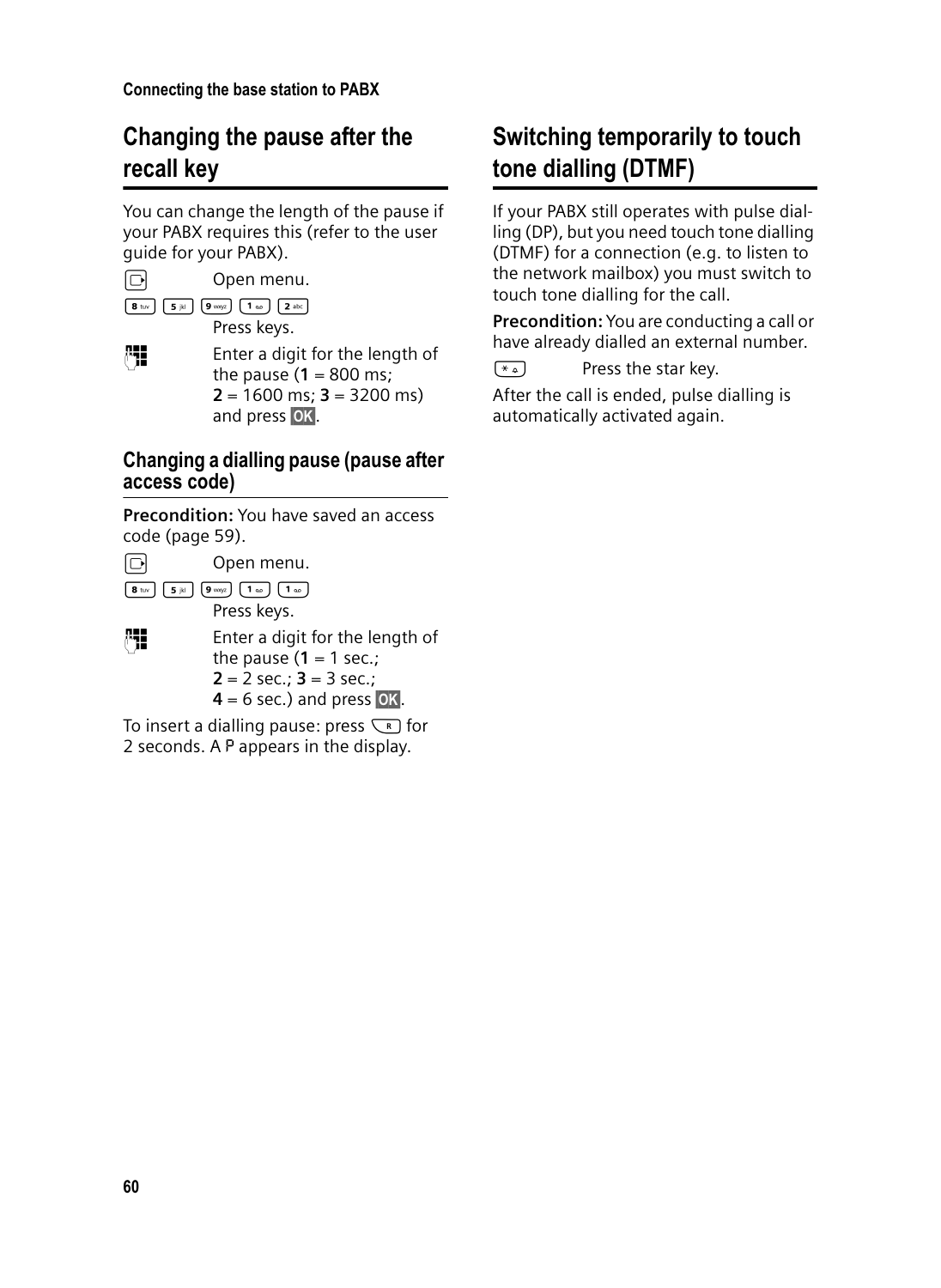## Changing the pause after the recall key

You can change the length of the pause if your PABX requires this (refer to the user guide for your PABX).

Open menu.

8 5 9 1 2

Press keys.

Enter a digit for the length of the pause (**1** = 800 ms; **2** = 1600 ms; **3** = 3200 ms) and press **OK**.

### Changing a dialling pause (pause after access code)

**Precondition:** You have saved an access code (page 59).

Open menu.

8 5 9 1 1

Press keys.

Enter a digit for the length of the pause (**1** = 1 sec.; **2** = 2 sec.; **3** = 3 sec.; **4** = 6 sec.) and press **OK**.

To insert a dialling pause: press R for 2 seconds. A P appears in the display.

## Switching temporarily to touch tone dialling (DTMF)

If your PABX still operates with pulse dialling (DP), but you need touch tone dialling (DTMF) for a connection (e.g. to listen to the network mailbox) you must switch to touch tone dialling for the call.

**Precondition:** You are conducting a call or have already dialled an external number.

* Press the star key.

After the call is ended, pulse dialling is automatically activated again.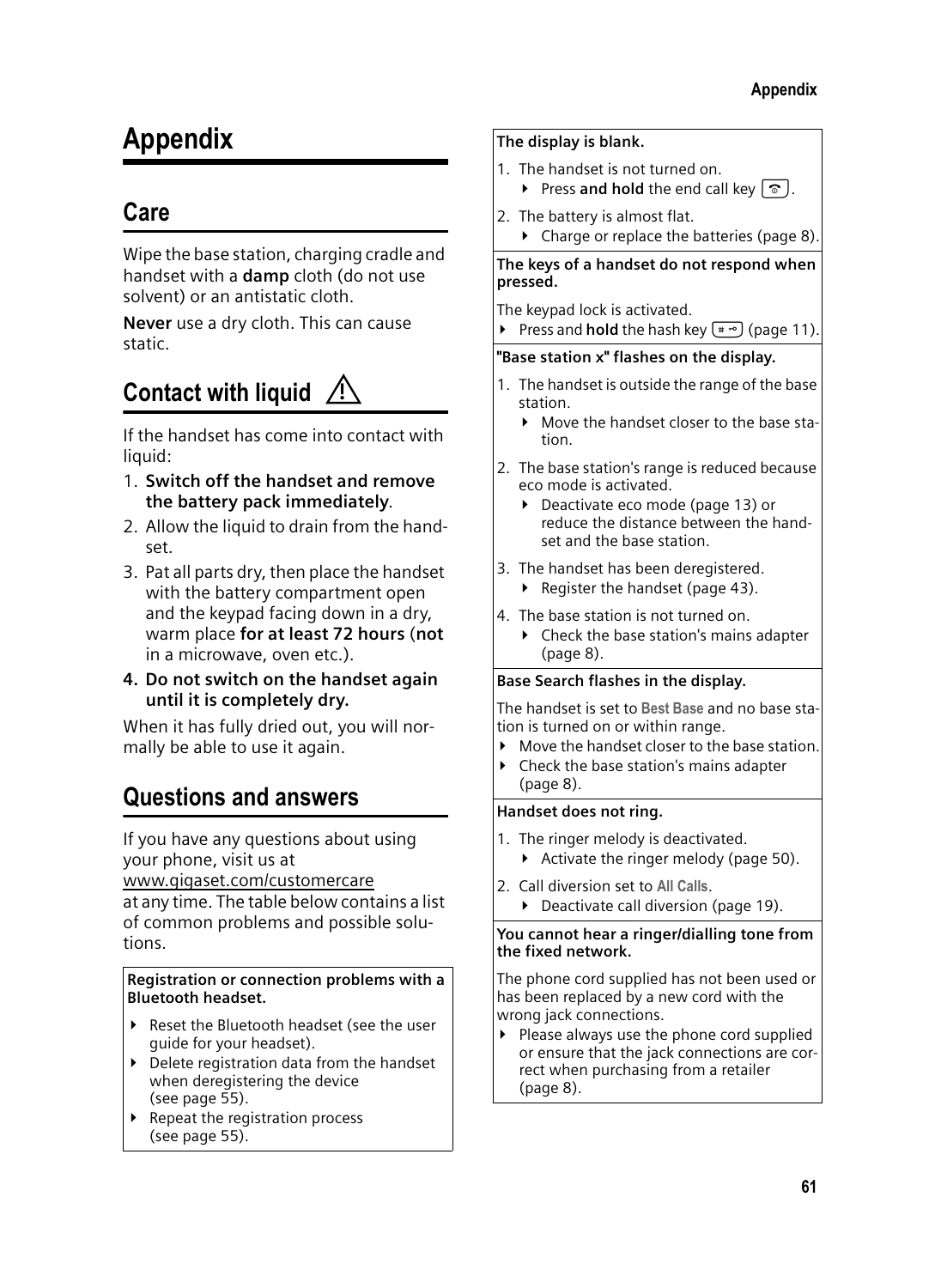# Appendix

## Care

Wipe the base station, charging cradle and handset with a **damp** cloth (do not use solvent) or an antistatic cloth.

**Never** use a dry cloth. This can cause static.

## Contact with liquid ⚠

If the handset has come into contact with liquid:

1. **Switch off the handset and remove the battery pack immediately**.
2. Allow the liquid to drain from the handset.
3. Pat all parts dry, then place the handset with the battery compartment open and the keypad facing down in a dry, warm place **for at least 72 hours** (**not** in a microwave, oven etc.).
4. **Do not switch on the handset again until it is completely dry.**

When it has fully dried out, you will normally be able to use it again.

## Questions and answers

If you have any questions about using your phone, visit us at www.gigaset.com/customercare at any time. The table below contains a list of common problems and possible solutions.

**Registration or connection problems with a Bluetooth headset.**

- Reset the Bluetooth headset (see the user guide for your headset).
- Delete registration data from the handset when deregistering the device (see page 55).
- Repeat the registration process (see page 55).

**The display is blank.**

1. The handset is not turned on.
   - Press **and hold** the end call key.
2. The battery is almost flat.
   - Charge or replace the batteries (page 8).

**The keys of a handset do not respond when pressed.**

The keypad lock is activated.

- Press and **hold** the hash key (page 11).

**"Base station x" flashes on the display.**

1. The handset is outside the range of the base station.
   - Move the handset closer to the base station.
2. The base station's range is reduced because eco mode is activated.
   - Deactivate eco mode (page 13) or reduce the distance between the handset and the base station.
3. The handset has been deregistered.
   - Register the handset (page 43).
4. The base station is not turned on.
   - Check the base station's mains adapter (page 8).

**Base Search flashes in the display.**

The handset is set to **Best Base** and no base station is turned on or within range.

- Move the handset closer to the base station.
- Check the base station's mains adapter (page 8).

**Handset does not ring.**

1. The ringer melody is deactivated.
   - Activate the ringer melody (page 50).
2. Call diversion set to **All Calls**.
   - Deactivate call diversion (page 19).

**You cannot hear a ringer/dialling tone from the fixed network.**

The phone cord supplied has not been used or has been replaced by a new cord with the wrong jack connections.

- Please always use the phone cord supplied or ensure that the jack connections are correct when purchasing from a retailer (page 8).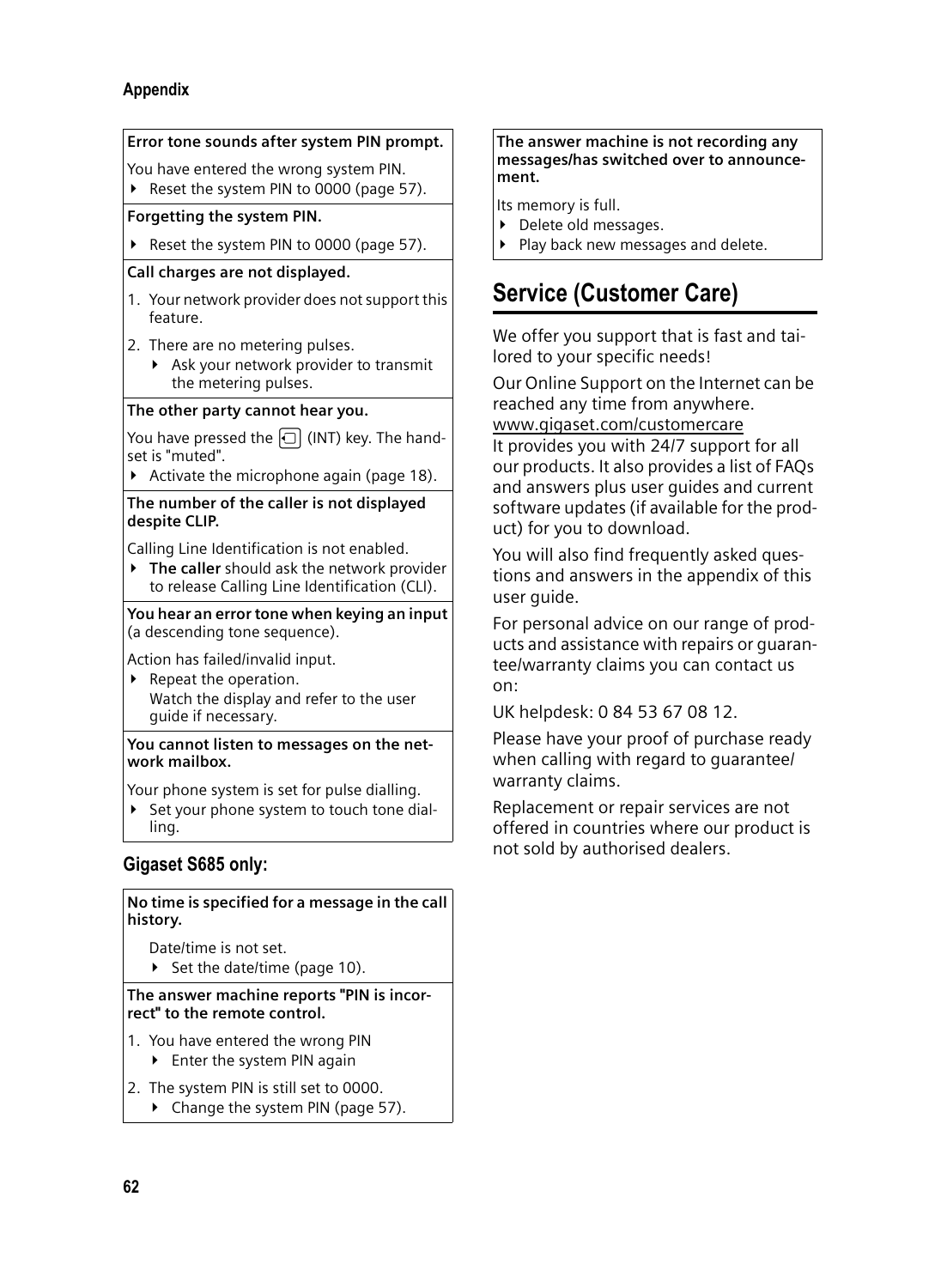**Error tone sounds after system PIN prompt.**

You have entered the wrong system PIN.

- Reset the system PIN to 0000 (page 57).

**Forgetting the system PIN.**

- Reset the system PIN to 0000 (page 57).

**Call charges are not displayed.**

1. Your network provider does not support this feature.
2. There are no metering pulses.
   - Ask your network provider to transmit the metering pulses.

**The other party cannot hear you.**

You have pressed the (INT) key. The handset is "muted".

- Activate the microphone again (page 18).

**The number of the caller is not displayed despite CLIP.**

Calling Line Identification is not enabled.

- **The caller** should ask the network provider to release Calling Line Identification (CLI).

**You hear an error tone when keying an input** (a descending tone sequence).

Action has failed/invalid input.

- Repeat the operation.
  Watch the display and refer to the user guide if necessary.

**You cannot listen to messages on the network mailbox.**

Your phone system is set for pulse dialling.

- Set your phone system to touch tone dialling.

### Gigaset S685 only:

**No time is specified for a message in the call history.**

Date/time is not set.

- Set the date/time (page 10).

**The answer machine reports "PIN is incorrect" to the remote control.**

1. You have entered the wrong PIN
   - Enter the system PIN again
2. The system PIN is still set to 0000.
   - Change the system PIN (page 57).

**The answer machine is not recording any messages/has switched over to announcement.**

Its memory is full.

- Delete old messages.
- Play back new messages and delete.

## Service (Customer Care)

We offer you support that is fast and tailored to your specific needs!

Our Online Support on the Internet can be reached any time from anywhere.
www.gigaset.com/customercare
It provides you with 24/7 support for all our products. It also provides a list of FAQs and answers plus user guides and current software updates (if available for the product) for you to download.

You will also find frequently asked questions and answers in the appendix of this user guide.

For personal advice on our range of products and assistance with repairs or guarantee/warranty claims you can contact us on:

UK helpdesk: 0 84 53 67 08 12.

Please have your proof of purchase ready when calling with regard to guarantee/warranty claims.

Replacement or repair services are not offered in countries where our product is not sold by authorised dealers.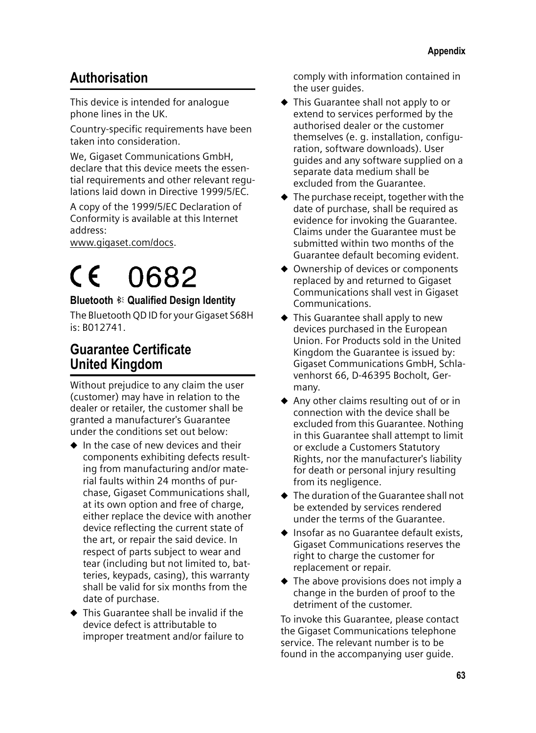## Authorisation

This device is intended for analogue phone lines in the UK.

Country-specific requirements have been taken into consideration.

We, Gigaset Communications GmbH, declare that this device meets the essential requirements and other relevant regulations laid down in Directive 1999/5/EC.

A copy of the 1999/5/EC Declaration of Conformity is available at this Internet address:
www.gigaset.com/docs.

CE 0682

**Bluetooth Qualified Design Identity**

The Bluetooth QD ID for your Gigaset S68H is: B012741.

## Guarantee Certificate United Kingdom

Without prejudice to any claim the user (customer) may have in relation to the dealer or retailer, the customer shall be granted a manufacturer's Guarantee under the conditions set out below:

- In the case of new devices and their components exhibiting defects resulting from manufacturing and/or material faults within 24 months of purchase, Gigaset Communications shall, at its own option and free of charge, either replace the device with another device reflecting the current state of the art, or repair the said device. In respect of parts subject to wear and tear (including but not limited to, batteries, keypads, casing), this warranty shall be valid for six months from the date of purchase.
- This Guarantee shall be invalid if the device defect is attributable to improper treatment and/or failure to comply with information contained in the user guides.
- This Guarantee shall not apply to or extend to services performed by the authorised dealer or the customer themselves (e. g. installation, configuration, software downloads). User guides and any software supplied on a separate data medium shall be excluded from the Guarantee.
- The purchase receipt, together with the date of purchase, shall be required as evidence for invoking the Guarantee. Claims under the Guarantee must be submitted within two months of the Guarantee default becoming evident.
- Ownership of devices or components replaced by and returned to Gigaset Communications shall vest in Gigaset Communications.
- This Guarantee shall apply to new devices purchased in the European Union. For Products sold in the United Kingdom the Guarantee is issued by: Gigaset Communications GmbH, Schlavenhorst 66, D-46395 Bocholt, Germany.
- Any other claims resulting out of or in connection with the device shall be excluded from this Guarantee. Nothing in this Guarantee shall attempt to limit or exclude a Customers Statutory Rights, nor the manufacturer's liability for death or personal injury resulting from its negligence.
- The duration of the Guarantee shall not be extended by services rendered under the terms of the Guarantee.
- Insofar as no Guarantee default exists, Gigaset Communications reserves the right to charge the customer for replacement or repair.
- The above provisions does not imply a change in the burden of proof to the detriment of the customer.

To invoke this Guarantee, please contact the Gigaset Communications telephone service. The relevant number is to be found in the accompanying user guide.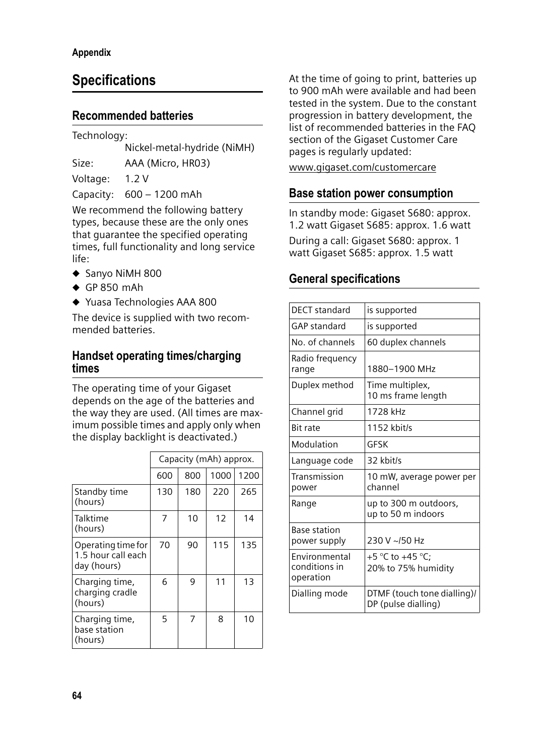## Specifications

### Recommended batteries

Technology:
Nickel-metal-hydride (NiMH)

Size: AAA (Micro, HR03)

Voltage: 1.2 V

Capacity: 600 – 1200 mAh

We recommend the following battery types, because these are the only ones that guarantee the specified operating times, full functionality and long service life:

- Sanyo NiMH 800
- GP 850 mAh
- Yuasa Technologies AAA 800

The device is supplied with two recommended batteries.

### Handset operating times/charging times

The operating time of your Gigaset depends on the age of the batteries and the way they are used. (All times are maximum possible times and apply only when the display backlight is deactivated.)

| | Capacity (mAh) approx. | | | |
|---|---|---|---|---|
| | 600 | 800 | 1000 | 1200 |
| Standby time (hours) | 130 | 180 | 220 | 265 |
| Talktime (hours) | 7 | 10 | 12 | 14 |
| Operating time for 1.5 hour call each day (hours) | 70 | 90 | 115 | 135 |
| Charging time, charging cradle (hours) | 6 | 9 | 11 | 13 |
| Charging time, base station (hours) | 5 | 7 | 8 | 10 |

At the time of going to print, batteries up to 900 mAh were available and had been tested in the system. Due to the constant progression in battery development, the list of recommended batteries in the FAQ section of the Gigaset Customer Care pages is regularly updated:

www.gigaset.com/customercare

### Base station power consumption

In standby mode: Gigaset S680: approx. 1.2 watt Gigaset S685: approx. 1.6 watt

During a call: Gigaset S680: approx. 1 watt Gigaset S685: approx. 1.5 watt

### General specifications

| | |
|---|---|
| DECT standard | is supported |
| GAP standard | is supported |
| No. of channels | 60 duplex channels |
| Radio frequency range | 1880–1900 MHz |
| Duplex method | Time multiplex, 10 ms frame length |
| Channel grid | 1728 kHz |
| Bit rate | 1152 kbit/s |
| Modulation | GFSK |
| Language code | 32 kbit/s |
| Transmission power | 10 mW, average power per channel |
| Range | up to 300 m outdoors, up to 50 m indoors |
| Base station power supply | 230 V ~/50 Hz |
| Environmental conditions in operation | +5 °C to +45 °C; 20% to 75% humidity |
| Dialling mode | DTMF (touch tone dialling)/ DP (pulse dialling) |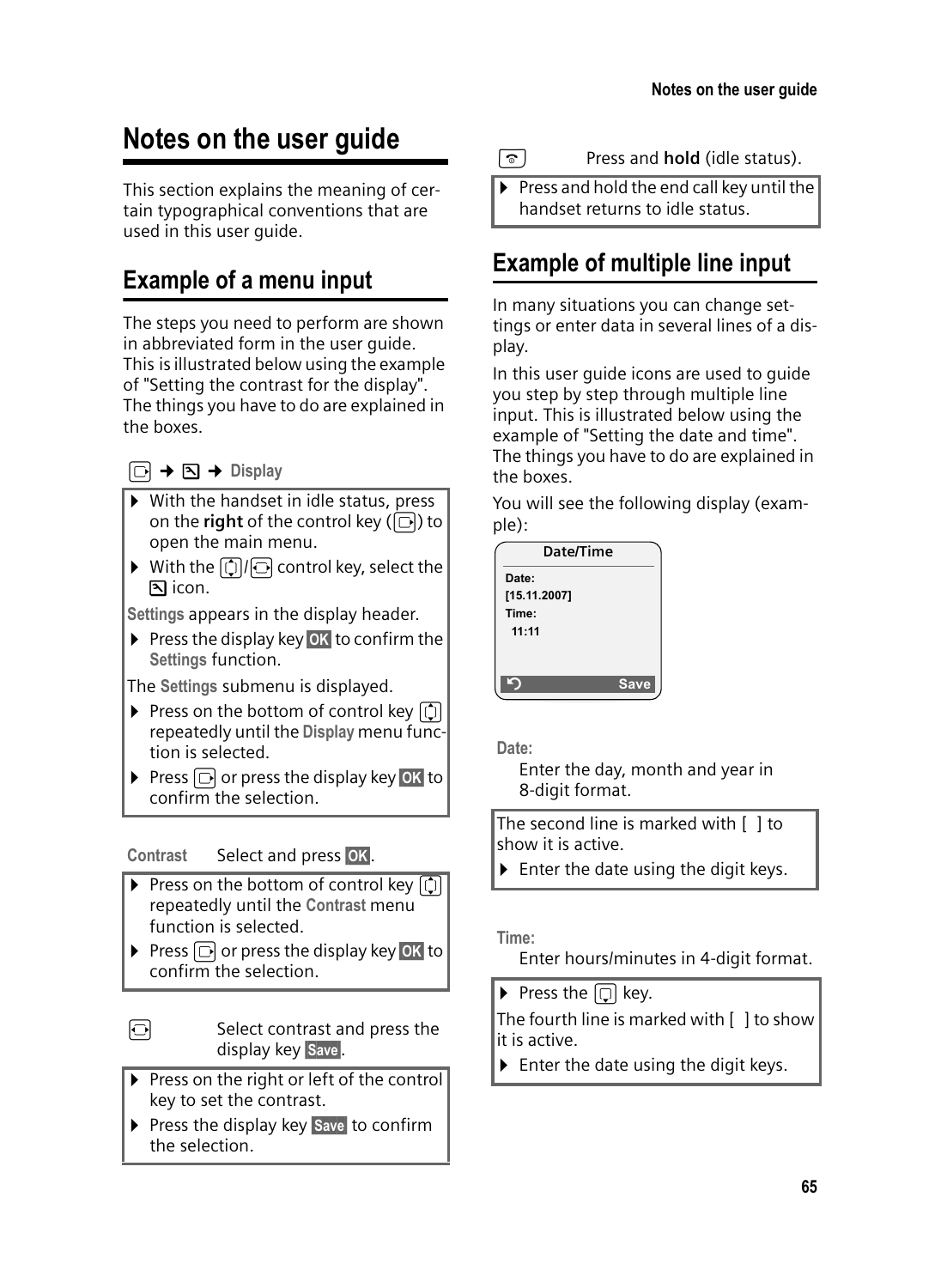# Notes on the user guide

This section explains the meaning of certain typographical conventions that are used in this user guide.

## Example of a menu input

The steps you need to perform are shown in abbreviated form in the user guide. This is illustrated below using the example of "Setting the contrast for the display". The things you have to do are explained in the boxes.

→ → **Display**

- With the handset in idle status, press on the **right** of the control key ( ) to open the main menu.
- With the / control key, select the icon.

**Settings** appears in the display header.

- Press the display key **OK** to confirm the **Settings** function.

The **Settings** submenu is displayed.

- Press on the bottom of control key repeatedly until the **Display** menu function is selected.
- Press or press the display key **OK** to confirm the selection.

**Contrast** Select and press **OK**.

- Press on the bottom of control key repeatedly until the **Contrast** menu function is selected.
- Press or press the display key **OK** to confirm the selection.

Select contrast and press the display key **Save**.

- Press on the right or left of the control key to set the contrast.
- Press the display key **Save** to confirm the selection.

Press and **hold** (idle status).

- Press and hold the end call key until the handset returns to idle status.

## Example of multiple line input

In many situations you can change settings or enter data in several lines of a display.

In this user guide icons are used to guide you step by step through multiple line input. This is illustrated below using the example of "Setting the date and time". The things you have to do are explained in the boxes.

You will see the following display (example):

```
Date/Time
Date:
[15.11.2007]
Time:
 11:11
                Save
```

**Date:**
Enter the day, month and year in 8-digit format.

The second line is marked with [ ] to show it is active.

- Enter the date using the digit keys.

**Time:**
Enter hours/minutes in 4-digit format.

- Press the key.

The fourth line is marked with [ ] to show it is active.

- Enter the date using the digit keys.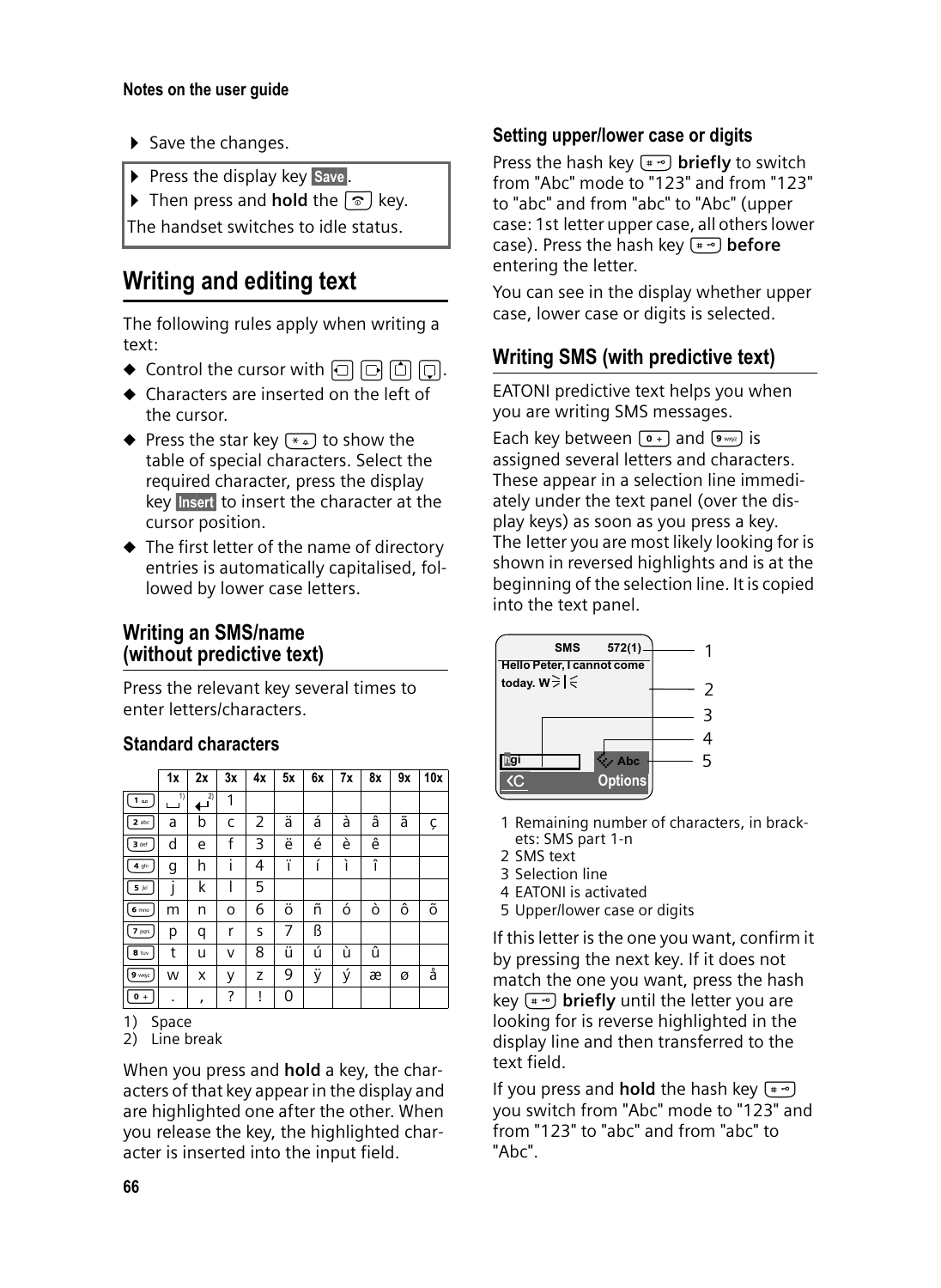- Save the changes.

> - Press the display key **Save**.
> - Then press and **hold** the key.
>
> The handset switches to idle status.

## Writing and editing text

The following rules apply when writing a text:

- Control the cursor with .
- Characters are inserted on the left of the cursor.
- Press the star key to show the table of special characters. Select the required character, press the display key **Insert** to insert the character at the cursor position.
- The first letter of the name of directory entries is automatically capitalised, followed by lower case letters.

### Writing an SMS/name (without predictive text)

Press the relevant key several times to enter letters/characters.

#### Standard characters

| | 1x | 2x | 3x | 4x | 5x | 6x | 7x | 8x | 9x | 10x |
|---|---|---|---|---|---|---|---|---|---|---|
| 1 | ␣ [1] | ↵ [2] | 1 | | | | | | | |
| 2 | a | b | c | 2 | ä | á | à | â | ã | ç |
| 3 | d | e | f | 3 | ë | é | è | ê | | |
| 4 | g | h | i | 4 | ï | í | ì | î | | |
| 5 | j | k | l | 5 | | | | | | |
| 6 | m | n | o | 6 | ö | ñ | ó | ò | ô | õ |
| 7 | p | q | r | s | 7 | ß | | | | |
| 8 | t | u | v | 8 | ü | ú | ù | û | | |
| 9 | w | x | y | z | 9 | ÿ | ý | æ | ø | å |
| 0 | . | , | ? | ! | 0 | | | | | |

1) Space
2) Line break

When you press and **hold** a key, the characters of that key appear in the display and are highlighted one after the other. When you release the key, the highlighted character is inserted into the input field.

#### Setting upper/lower case or digits

Press the hash key **briefly** to switch from "Abc" mode to "123" and from "123" to "abc" and from "abc" to "Abc" (upper case: 1st letter upper case, all others lower case). Press the hash key **before** entering the letter.

You can see in the display whether upper case, lower case or digits is selected.

### Writing SMS (with predictive text)

EATONI predictive text helps you when you are writing SMS messages.

Each key between 0 and 9 is assigned several letters and characters. These appear in a selection line immediately under the text panel (over the display keys) as soon as you press a key. The letter you are most likely looking for is shown in reversed highlights and is at the beginning of the selection line. It is copied into the text panel.

SMS 572(1)
Hello Peter, I cannot come today. W
gi
Abc
Options

1 Remaining number of characters, in brackets: SMS part 1-n
2 SMS text
3 Selection line
4 EATONI is activated
5 Upper/lower case or digits

If this letter is the one you want, confirm it by pressing the next key. If it does not match the one you want, press the hash key **briefly** until the letter you are looking for is reverse highlighted in the display line and then transferred to the text field.

If you press and **hold** the hash key you switch from "Abc" mode to "123" and from "123" to "abc" and from "abc" to "Abc".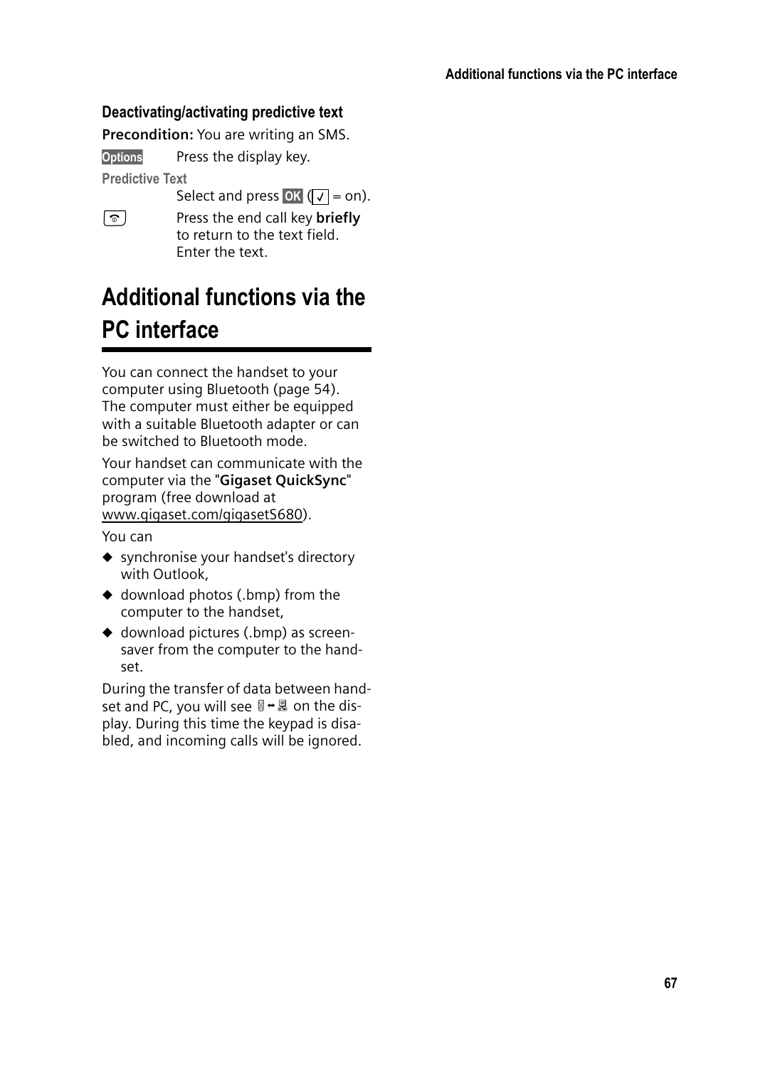### Deactivating/activating predictive text

**Precondition:** You are writing an SMS.

**Options** Press the display key.

**Predictive Text**

Select and press **OK** (✓ = on).

Press the end call key **briefly** to return to the text field. Enter the text.

# Additional functions via the PC interface

You can connect the handset to your computer using Bluetooth (page 54). The computer must either be equipped with a suitable Bluetooth adapter or can be switched to Bluetooth mode.

Your handset can communicate with the computer via the "**Gigaset QuickSync**" program (free download at www.gigaset.com/gigasetS680).

You can

- synchronise your handset's directory with Outlook,
- download photos (.bmp) from the computer to the handset,
- download pictures (.bmp) as screensaver from the computer to the handset.

During the transfer of data between handset and PC, you will see the handset-to-PC transfer icon on the display. During this time the keypad is disabled, and incoming calls will be ignored.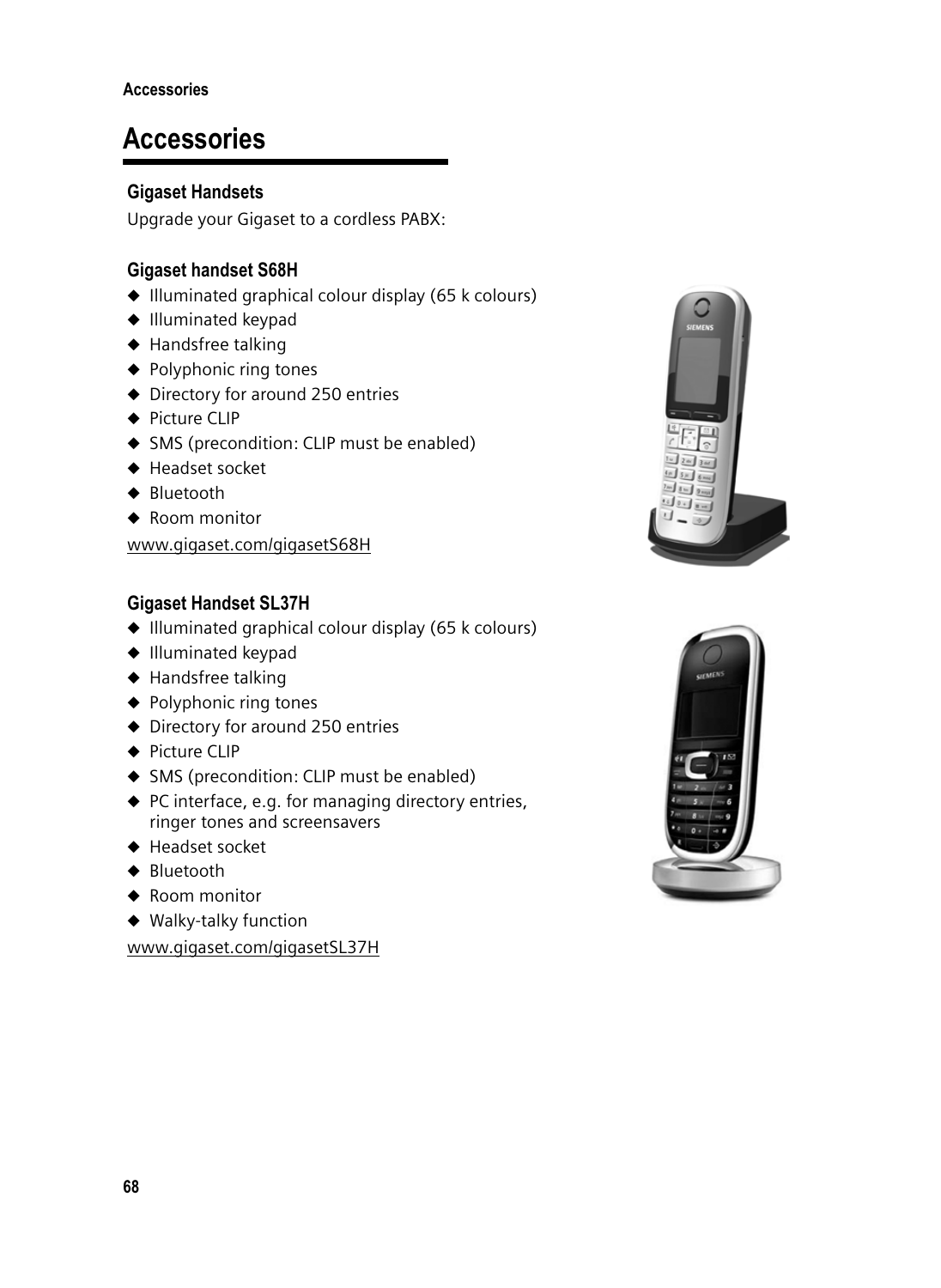# Accessories

### Gigaset Handsets

Upgrade your Gigaset to a cordless PABX:

### Gigaset handset S68H

- Illuminated graphical colour display (65 k colours)
- Illuminated keypad
- Handsfree talking
- Polyphonic ring tones
- Directory for around 250 entries
- Picture CLIP
- SMS (precondition: CLIP must be enabled)
- Headset socket
- Bluetooth
- Room monitor

www.gigaset.com/gigasetS68H

### Gigaset Handset SL37H

- Illuminated graphical colour display (65 k colours)
- Illuminated keypad
- Handsfree talking
- Polyphonic ring tones
- Directory for around 250 entries
- Picture CLIP
- SMS (precondition: CLIP must be enabled)
- PC interface, e.g. for managing directory entries, ringer tones and screensavers
- Headset socket
- Bluetooth
- Room monitor
- Walky-talky function

www.gigaset.com/gigasetSL37H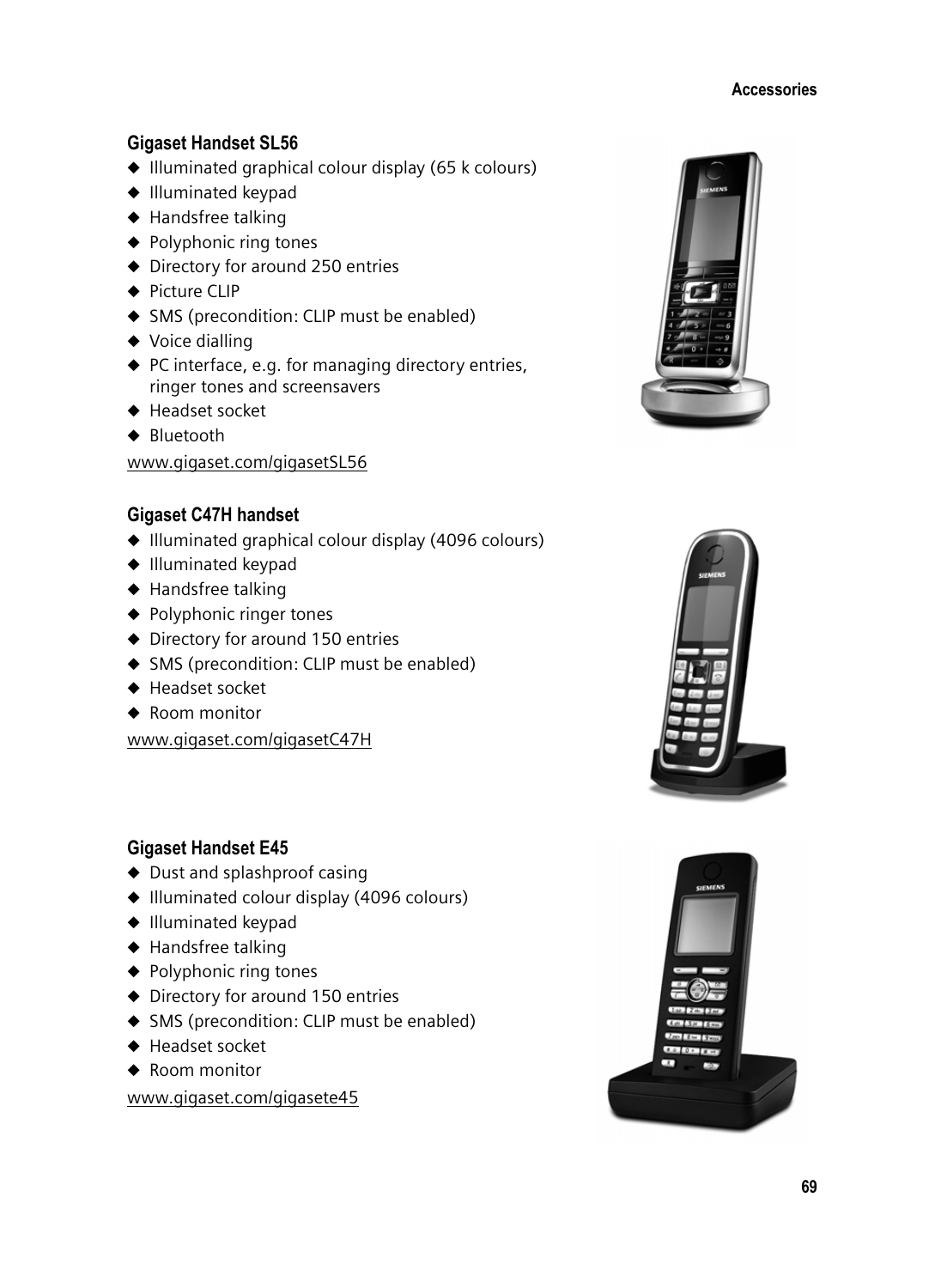### Gigaset Handset SL56

- Illuminated graphical colour display (65 k colours)
- Illuminated keypad
- Handsfree talking
- Polyphonic ring tones
- Directory for around 250 entries
- Picture CLIP
- SMS (precondition: CLIP must be enabled)
- Voice dialling
- PC interface, e.g. for managing directory entries, ringer tones and screensavers
- Headset socket
- Bluetooth

www.gigaset.com/gigasetSL56

### Gigaset C47H handset

- Illuminated graphical colour display (4096 colours)
- Illuminated keypad
- Handsfree talking
- Polyphonic ringer tones
- Directory for around 150 entries
- SMS (precondition: CLIP must be enabled)
- Headset socket
- Room monitor

www.gigaset.com/gigasetC47H

### Gigaset Handset E45

- Dust and splashproof casing
- Illuminated colour display (4096 colours)
- Illuminated keypad
- Handsfree talking
- Polyphonic ring tones
- Directory for around 150 entries
- SMS (precondition: CLIP must be enabled)
- Headset socket
- Room monitor

www.gigaset.com/gigasete45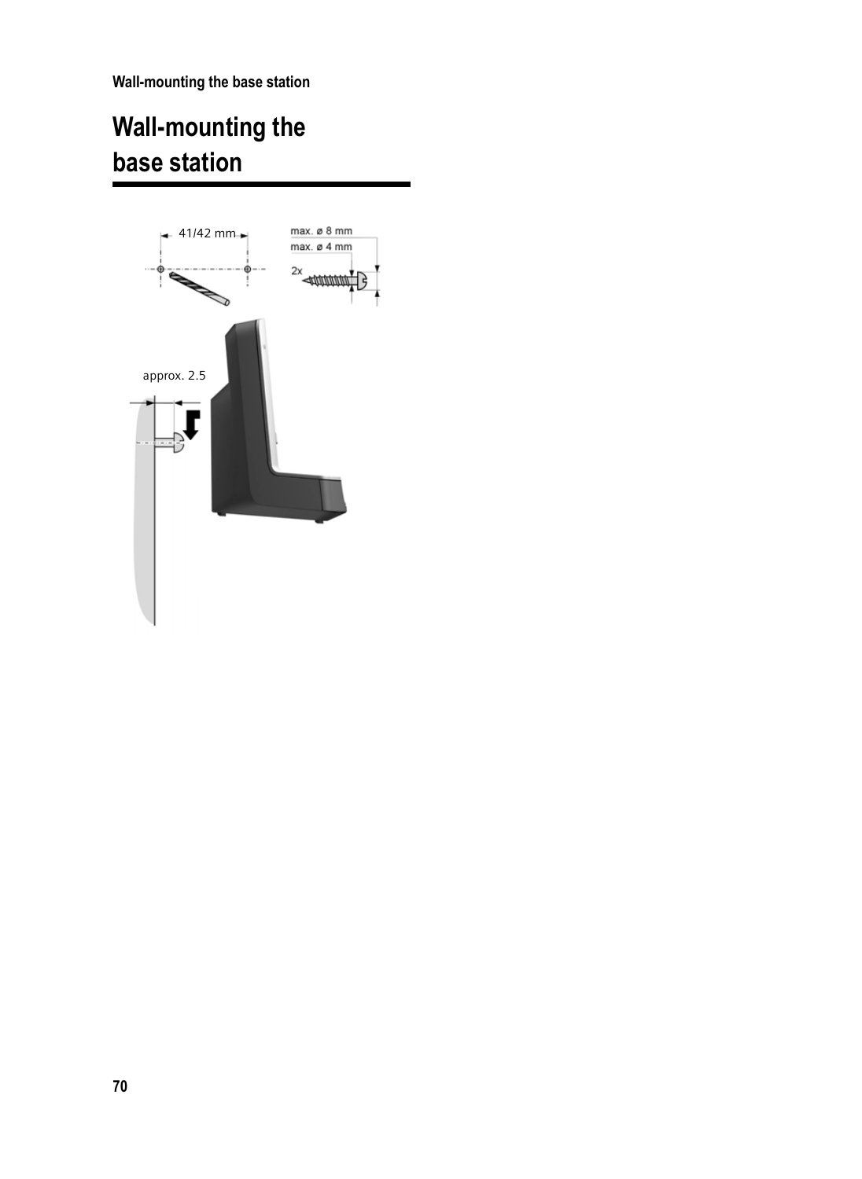# Wall-mounting the base station

41/42 mm

max. ø 8 mm

max. ø 4 mm

2x

approx. 2.5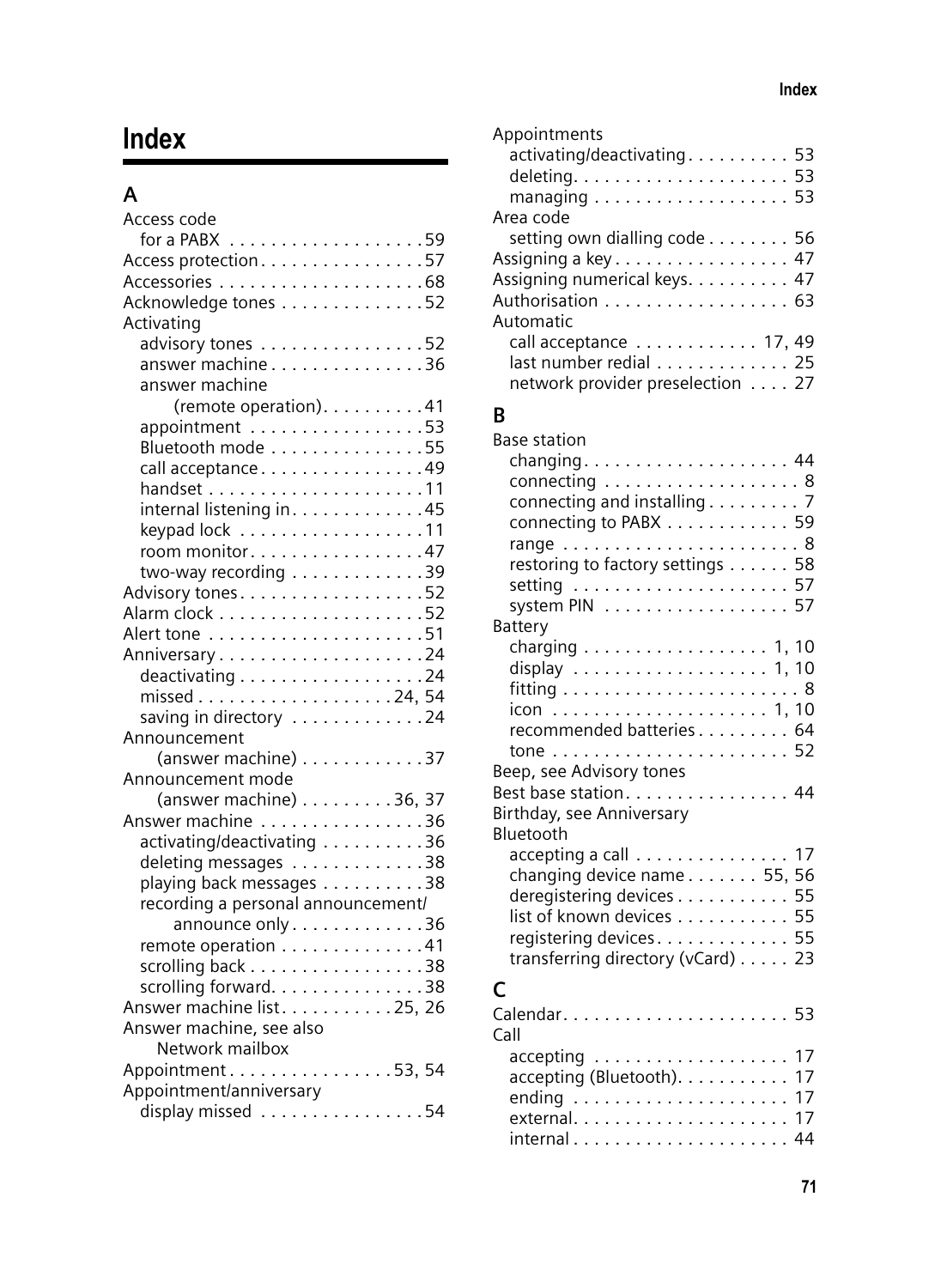# Index

## A

Access code
- for a PABX . . . . . . . . . . . . . . . . . . . 59

Access protection . . . . . . . . . . . . . . . . 57

Accessories . . . . . . . . . . . . . . . . . . . . 68

Acknowledge tones . . . . . . . . . . . . . . 52

Activating
- advisory tones . . . . . . . . . . . . . . . . 52
- answer machine . . . . . . . . . . . . . . . 36
- answer machine (remote operation) . . . . . . . . . . 41
- appointment . . . . . . . . . . . . . . . . . 53
- Bluetooth mode . . . . . . . . . . . . . . . 55
- call acceptance . . . . . . . . . . . . . . . . 49
- handset . . . . . . . . . . . . . . . . . . . . . 11
- internal listening in . . . . . . . . . . . . . 45
- keypad lock . . . . . . . . . . . . . . . . . . 11
- room monitor . . . . . . . . . . . . . . . . . 47
- two-way recording . . . . . . . . . . . . . 39

Advisory tones . . . . . . . . . . . . . . . . . . 52

Alarm clock . . . . . . . . . . . . . . . . . . . . 52

Alert tone . . . . . . . . . . . . . . . . . . . . . 51

Anniversary . . . . . . . . . . . . . . . . . . . . 24
- deactivating . . . . . . . . . . . . . . . . . . 24
- missed . . . . . . . . . . . . . . . . . . . 24, 54
- saving in directory . . . . . . . . . . . . . 24

Announcement (answer machine) . . . . . . . . . . . . 37

Announcement mode (answer machine) . . . . . . . . . 36, 37

Answer machine . . . . . . . . . . . . . . . . 36
- activating/deactivating . . . . . . . . . . 36
- deleting messages . . . . . . . . . . . . . 38
- playing back messages . . . . . . . . . . 38
- recording a personal announcement/ announce only . . . . . . . . . . . . . 36
- remote operation . . . . . . . . . . . . . . 41
- scrolling back . . . . . . . . . . . . . . . . . 38
- scrolling forward. . . . . . . . . . . . . . . 38

Answer machine list . . . . . . . . . . . 25, 26

Answer machine, see also Network mailbox

Appointment . . . . . . . . . . . . . . . . 53, 54

Appointment/anniversary
- display missed . . . . . . . . . . . . . . . . 54

Appointments
- activating/deactivating . . . . . . . . . . 53
- deleting. . . . . . . . . . . . . . . . . . . . . 53
- managing . . . . . . . . . . . . . . . . . . . 53

Area code
- setting own dialling code . . . . . . . . 56

Assigning a key . . . . . . . . . . . . . . . . . 47

Assigning numerical keys. . . . . . . . . . 47

Authorisation . . . . . . . . . . . . . . . . . . 63

Automatic
- call acceptance . . . . . . . . . . . . 17, 49
- last number redial . . . . . . . . . . . . . 25
- network provider preselection . . . . 27

## B

Base station
- changing . . . . . . . . . . . . . . . . . . . . 44
- connecting . . . . . . . . . . . . . . . . . . . 8
- connecting and installing . . . . . . . . . 7
- connecting to PABX . . . . . . . . . . . . 59
- range . . . . . . . . . . . . . . . . . . . . . . . 8
- restoring to factory settings . . . . . . 58
- setting . . . . . . . . . . . . . . . . . . . . . 57
- system PIN . . . . . . . . . . . . . . . . . . 57

Battery
- charging . . . . . . . . . . . . . . . . . . 1, 10
- display . . . . . . . . . . . . . . . . . . . 1, 10
- fitting . . . . . . . . . . . . . . . . . . . . . . . 8
- icon . . . . . . . . . . . . . . . . . . . . . 1, 10
- recommended batteries . . . . . . . . . 64
- tone . . . . . . . . . . . . . . . . . . . . . . . 52

Beep, see Advisory tones

Best base station. . . . . . . . . . . . . . . . 44

Birthday, see Anniversary

Bluetooth
- accepting a call . . . . . . . . . . . . . . . 17
- changing device name . . . . . . . 55, 56
- deregistering devices . . . . . . . . . . . 55
- list of known devices . . . . . . . . . . . 55
- registering devices . . . . . . . . . . . . . 55
- transferring directory (vCard) . . . . . 23

## C

Calendar. . . . . . . . . . . . . . . . . . . . . . 53

Call
- accepting . . . . . . . . . . . . . . . . . . . 17
- accepting (Bluetooth). . . . . . . . . . . 17
- ending . . . . . . . . . . . . . . . . . . . . . 17
- external. . . . . . . . . . . . . . . . . . . . . 17
- internal . . . . . . . . . . . . . . . . . . . . . 44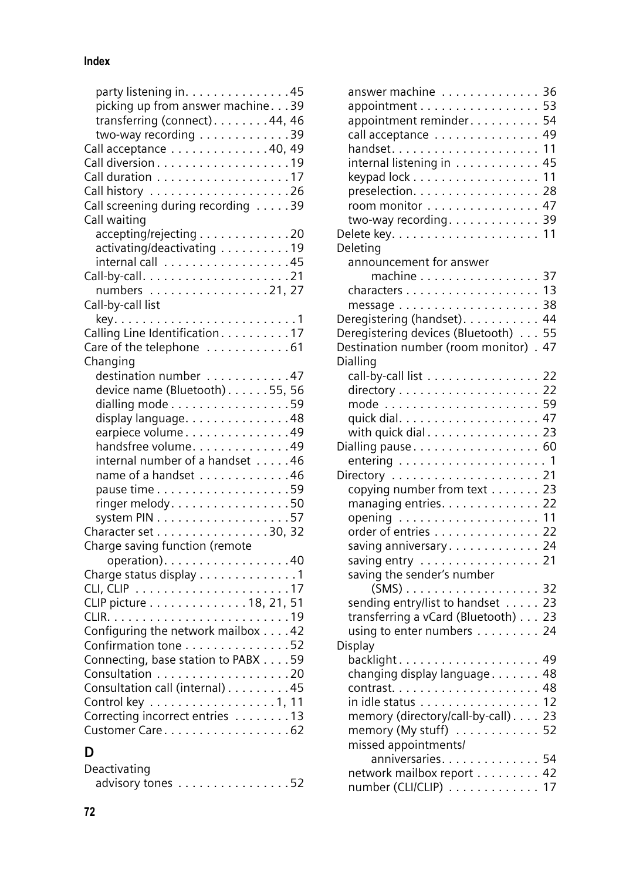party listening in . . . . . . . . . . . . . . . 45
picking up from answer machine . . . 39
transferring (connect) . . . . . . . . 44, 46
two-way recording . . . . . . . . . . . . 39

Call acceptance . . . . . . . . . . . . . . 40, 49
Call diversion . . . . . . . . . . . . . . . . . . . 19
Call duration . . . . . . . . . . . . . . . . . . . 17
Call history . . . . . . . . . . . . . . . . . . . . 26
Call screening during recording . . . . . 39
Call waiting
accepting/rejecting . . . . . . . . . . . . . 20
activating/deactivating . . . . . . . . . . 19
internal call . . . . . . . . . . . . . . . . . . 45

Call-by-call . . . . . . . . . . . . . . . . . . . . 21
numbers . . . . . . . . . . . . . . . . . 21, 27

Call-by-call list
key . . . . . . . . . . . . . . . . . . . . . . . . . . 1

Calling Line Identification . . . . . . . . . . 17
Care of the telephone . . . . . . . . . . . . 61
Changing
destination number . . . . . . . . . . . . 47
device name (Bluetooth) . . . . . . 55, 56
dialling mode . . . . . . . . . . . . . . . . . 59
display language . . . . . . . . . . . . . . . 48
earpiece volume . . . . . . . . . . . . . . . 49
handsfree volume . . . . . . . . . . . . . . 49
internal number of a handset . . . . . 46
name of a handset . . . . . . . . . . . . . 46
pause time . . . . . . . . . . . . . . . . . . . 59
ringer melody . . . . . . . . . . . . . . . . . 50
system PIN . . . . . . . . . . . . . . . . . . . 57

Character set . . . . . . . . . . . . . . . . 30, 32
Charge saving function (remote operation) . . . . . . . . . . . . . . . . . . 40
Charge status display . . . . . . . . . . . . . . 1
CLI, CLIP . . . . . . . . . . . . . . . . . . . . . . 17
CLIP picture . . . . . . . . . . . . . . 18, 21, 51
CLIR . . . . . . . . . . . . . . . . . . . . . . . . . . 19
Configuring the network mailbox . . . . 42
Confirmation tone . . . . . . . . . . . . . . . 52
Connecting, base station to PABX . . . . 59
Consultation . . . . . . . . . . . . . . . . . . . 20
Consultation call (internal) . . . . . . . . . 45
Control key . . . . . . . . . . . . . . . . . . 1, 11
Correcting incorrect entries . . . . . . . . 13
Customer Care . . . . . . . . . . . . . . . . . . 62

## D

Deactivating
advisory tones . . . . . . . . . . . . . . . . 52
answer machine . . . . . . . . . . . . . . 36
appointment . . . . . . . . . . . . . . . . . 53
appointment reminder . . . . . . . . . . 54
call acceptance . . . . . . . . . . . . . . . 49
handset . . . . . . . . . . . . . . . . . . . . . 11
internal listening in . . . . . . . . . . . . 45
keypad lock . . . . . . . . . . . . . . . . . . 11
preselection . . . . . . . . . . . . . . . . . . 28
room monitor . . . . . . . . . . . . . . . . 47
two-way recording . . . . . . . . . . . . . 39

Delete key . . . . . . . . . . . . . . . . . . . . . 11
Deleting
announcement for answer machine . . . . . . . . . . . . . . . . . 37
characters . . . . . . . . . . . . . . . . . . . 13
message . . . . . . . . . . . . . . . . . . . . 38

Deregistering (handset) . . . . . . . . . . . 44
Deregistering devices (Bluetooth) . . . 55
Destination number (room monitor) . 47
Dialling
call-by-call list . . . . . . . . . . . . . . . . 22
directory . . . . . . . . . . . . . . . . . . . . 22
mode . . . . . . . . . . . . . . . . . . . . . . 59
quick dial . . . . . . . . . . . . . . . . . . . . 47
with quick dial . . . . . . . . . . . . . . . . 23

Dialling pause . . . . . . . . . . . . . . . . . . 60
entering . . . . . . . . . . . . . . . . . . . . . 1

Directory . . . . . . . . . . . . . . . . . . . . . 21
copying number from text . . . . . . . 23
managing entries . . . . . . . . . . . . . . 22
opening . . . . . . . . . . . . . . . . . . . . 11
order of entries . . . . . . . . . . . . . . . 22
saving anniversary . . . . . . . . . . . . . 24
saving entry . . . . . . . . . . . . . . . . . 21
saving the sender's number (SMS) . . . . . . . . . . . . . . . . . . . 32
sending entry/list to handset . . . . . 23
transferring a vCard (Bluetooth) . . . 23
using to enter numbers . . . . . . . . . 24

Display
backlight . . . . . . . . . . . . . . . . . . . . 49
changing display language . . . . . . . 48
contrast . . . . . . . . . . . . . . . . . . . . . 48
in idle status . . . . . . . . . . . . . . . . . 12
memory (directory/call-by-call) . . . . 23
memory (My stuff) . . . . . . . . . . . . 52
missed appointments/ anniversaries . . . . . . . . . . . . . . 54
network mailbox report . . . . . . . . . 42
number (CLI/CLIP) . . . . . . . . . . . . 17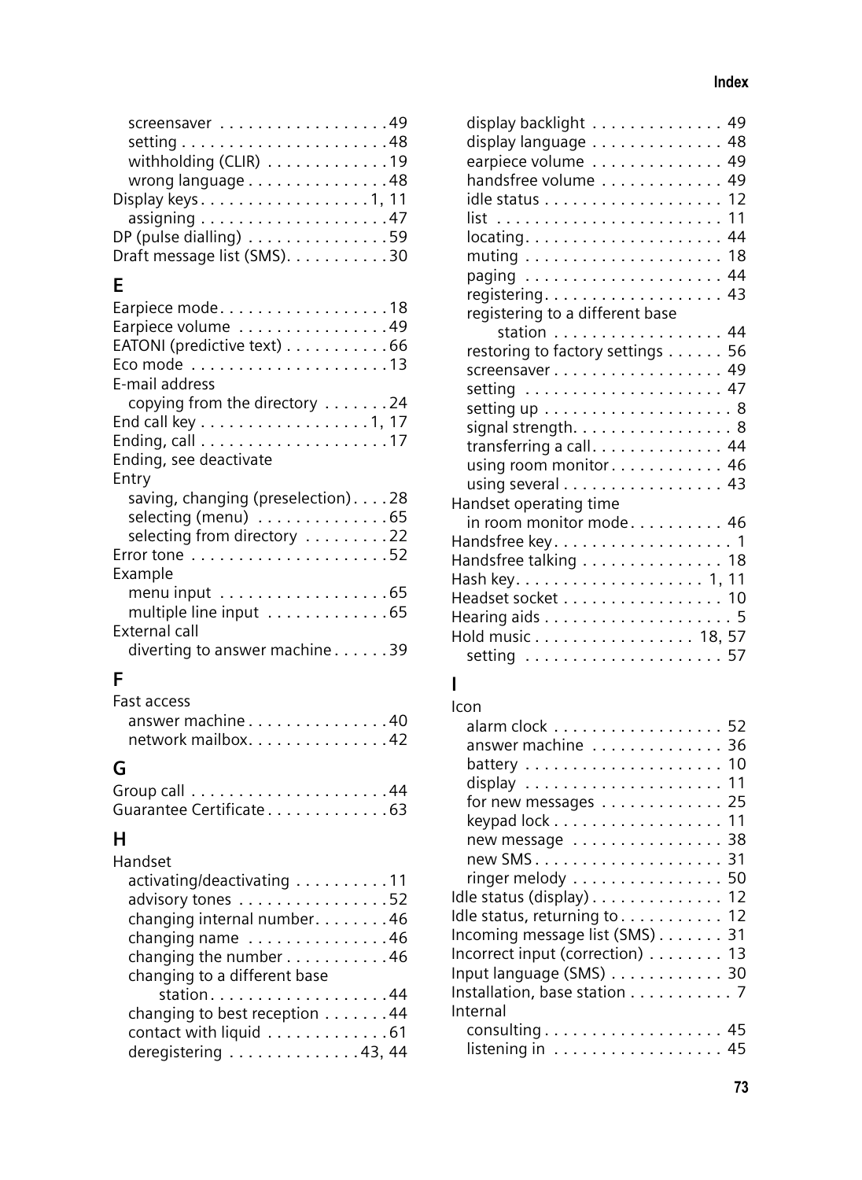screensaver . . . . . . . . . . . . . . . . . .49
setting . . . . . . . . . . . . . . . . . . . . . .48
withholding (CLIR) . . . . . . . . . . . . .19
wrong language . . . . . . . . . . . . . . .48
Display keys . . . . . . . . . . . . . . . . . . 1, 11
assigning . . . . . . . . . . . . . . . . . . . .47
DP (pulse dialling) . . . . . . . . . . . . . . .59
Draft message list (SMS). . . . . . . . . . .30

## E

Earpiece mode . . . . . . . . . . . . . . . . . .18
Earpiece volume . . . . . . . . . . . . . . . .49
EATONI (predictive text) . . . . . . . . . . .66
Eco mode . . . . . . . . . . . . . . . . . . . . .13
E-mail address
copying from the directory . . . . . . .24
End call key . . . . . . . . . . . . . . . . . . 1, 17
Ending, call . . . . . . . . . . . . . . . . . . . .17
Ending, see deactivate
Entry
saving, changing (preselection) . . . .28
selecting (menu) . . . . . . . . . . . . . .65
selecting from directory . . . . . . . . .22
Error tone . . . . . . . . . . . . . . . . . . . . .52
Example
menu input . . . . . . . . . . . . . . . . . .65
multiple line input . . . . . . . . . . . . .65
External call
diverting to answer machine . . . . . .39

## F

Fast access
answer machine . . . . . . . . . . . . . . .40
network mailbox. . . . . . . . . . . . . . .42

## G

Group call . . . . . . . . . . . . . . . . . . . . .44
Guarantee Certificate . . . . . . . . . . . . .63

## H

Handset
activating/deactivating . . . . . . . . . .11
advisory tones . . . . . . . . . . . . . . . .52
changing internal number. . . . . . . .46
changing name . . . . . . . . . . . . . . .46
changing the number . . . . . . . . . . .46
changing to a different base
station . . . . . . . . . . . . . . . . . . .44
changing to best reception . . . . . . .44
contact with liquid . . . . . . . . . . . . .61
deregistering . . . . . . . . . . . . . .43, 44
display backlight . . . . . . . . . . . . . . 49
display language . . . . . . . . . . . . . . 48
earpiece volume . . . . . . . . . . . . . . 49
handsfree volume . . . . . . . . . . . . . 49
idle status . . . . . . . . . . . . . . . . . . . 12
list . . . . . . . . . . . . . . . . . . . . . . . . 11
locating. . . . . . . . . . . . . . . . . . . . . 44
muting . . . . . . . . . . . . . . . . . . . . . 18
paging . . . . . . . . . . . . . . . . . . . . . 44
registering. . . . . . . . . . . . . . . . . . . 43
registering to a different base
station . . . . . . . . . . . . . . . . . . 44
restoring to factory settings . . . . . . 56
screensaver . . . . . . . . . . . . . . . . . . 49
setting . . . . . . . . . . . . . . . . . . . . . 47
setting up . . . . . . . . . . . . . . . . . . . . 8
signal strength. . . . . . . . . . . . . . . . . 8
transferring a call. . . . . . . . . . . . . . 44
using room monitor . . . . . . . . . . . . 46
using several . . . . . . . . . . . . . . . . . 43
Handset operating time
in room monitor mode . . . . . . . . . . 46
Handsfree key. . . . . . . . . . . . . . . . . . . 1
Handsfree talking . . . . . . . . . . . . . . . 18
Hash key. . . . . . . . . . . . . . . . . . . . 1, 11
Headset socket . . . . . . . . . . . . . . . . . 10
Hearing aids . . . . . . . . . . . . . . . . . . . . 5
Hold music . . . . . . . . . . . . . . . . . 18, 57
setting . . . . . . . . . . . . . . . . . . . . . 57

## I

Icon
alarm clock . . . . . . . . . . . . . . . . . . 52
answer machine . . . . . . . . . . . . . . 36
battery . . . . . . . . . . . . . . . . . . . . . 10
display . . . . . . . . . . . . . . . . . . . . . 11
for new messages . . . . . . . . . . . . . 25
keypad lock . . . . . . . . . . . . . . . . . . 11
new message . . . . . . . . . . . . . . . . 38
new SMS . . . . . . . . . . . . . . . . . . . . 31
ringer melody . . . . . . . . . . . . . . . . 50
Idle status (display) . . . . . . . . . . . . . . 12
Idle status, returning to . . . . . . . . . . . 12
Incoming message list (SMS) . . . . . . . 31
Incorrect input (correction) . . . . . . . . 13
Input language (SMS) . . . . . . . . . . . . 30
Installation, base station . . . . . . . . . . . 7
Internal
consulting . . . . . . . . . . . . . . . . . . . 45
listening in . . . . . . . . . . . . . . . . . . 45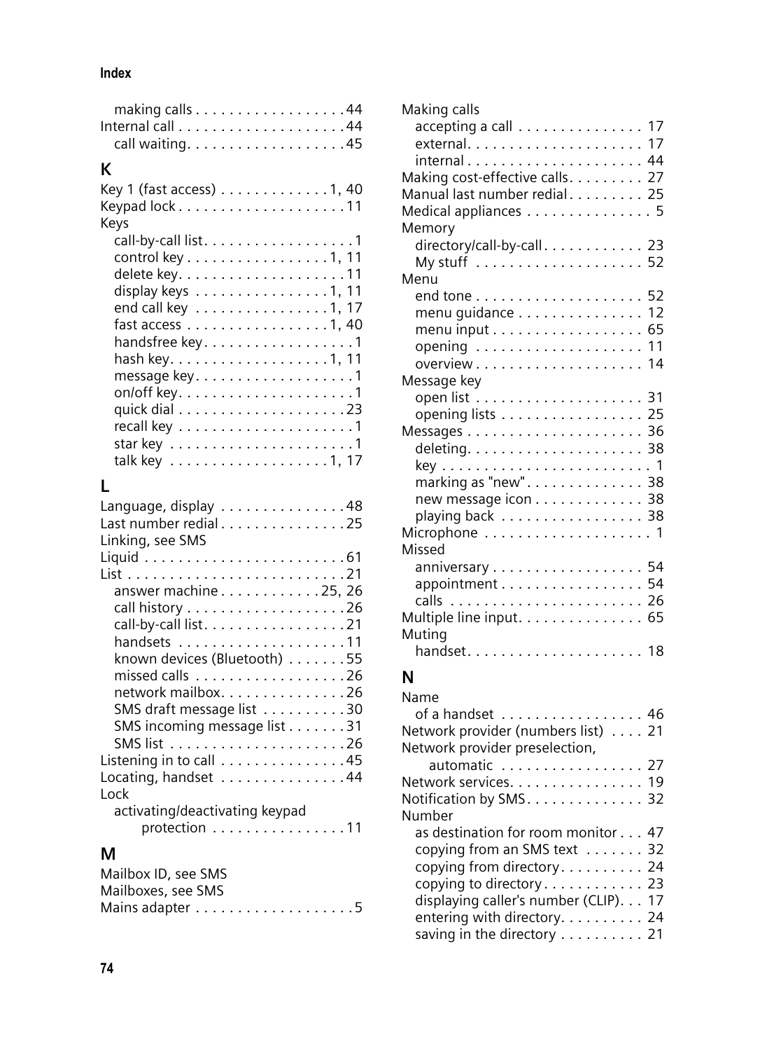making calls . . . . . . . . . . . . . . . . . . 44
Internal call . . . . . . . . . . . . . . . . . . . . 44
call waiting. . . . . . . . . . . . . . . . . . . 45

## K

Key 1 (fast access) . . . . . . . . . . . . . 1, 40
Keypad lock . . . . . . . . . . . . . . . . . . . . 11
Keys
call-by-call list. . . . . . . . . . . . . . . . . . 1
control key . . . . . . . . . . . . . . . . . 1, 11
delete key. . . . . . . . . . . . . . . . . . . . 11
display keys . . . . . . . . . . . . . . . . 1, 11
end call key . . . . . . . . . . . . . . . . 1, 17
fast access . . . . . . . . . . . . . . . . . 1, 40
handsfree key. . . . . . . . . . . . . . . . . . 1
hash key. . . . . . . . . . . . . . . . . . . 1, 11
message key. . . . . . . . . . . . . . . . . . . 1
on/off key. . . . . . . . . . . . . . . . . . . . . 1
quick dial . . . . . . . . . . . . . . . . . . . . 23
recall key . . . . . . . . . . . . . . . . . . . . . 1
star key . . . . . . . . . . . . . . . . . . . . . . 1
talk key . . . . . . . . . . . . . . . . . . . 1, 17

## L

Language, display . . . . . . . . . . . . . . . 48
Last number redial . . . . . . . . . . . . . . . 25
Linking, see SMS
Liquid . . . . . . . . . . . . . . . . . . . . . . . . 61
List . . . . . . . . . . . . . . . . . . . . . . . . . . 21
answer machine . . . . . . . . . . . . 25, 26
call history . . . . . . . . . . . . . . . . . . . 26
call-by-call list. . . . . . . . . . . . . . . . . 21
handsets . . . . . . . . . . . . . . . . . . . . 11
known devices (Bluetooth) . . . . . . . 55
missed calls . . . . . . . . . . . . . . . . . . 26
network mailbox. . . . . . . . . . . . . . . 26
SMS draft message list . . . . . . . . . . 30
SMS incoming message list . . . . . . . 31
SMS list . . . . . . . . . . . . . . . . . . . . . 26
Listening in to call . . . . . . . . . . . . . . . 45
Locating, handset . . . . . . . . . . . . . . . 44
Lock
activating/deactivating keypad protection . . . . . . . . . . . . . . . . 11

## M

Mailbox ID, see SMS
Mailboxes, see SMS
Mains adapter . . . . . . . . . . . . . . . . . . . 5
Making calls
accepting a call . . . . . . . . . . . . . . . 17
external. . . . . . . . . . . . . . . . . . . . . 17
internal . . . . . . . . . . . . . . . . . . . . . 44
Making cost-effective calls. . . . . . . . . 27
Manual last number redial . . . . . . . . . 25
Medical appliances . . . . . . . . . . . . . . . 5
Memory
directory/call-by-call . . . . . . . . . . . . 23
My stuff . . . . . . . . . . . . . . . . . . . . 52
Menu
end tone . . . . . . . . . . . . . . . . . . . . 52
menu guidance . . . . . . . . . . . . . . . 12
menu input . . . . . . . . . . . . . . . . . . 65
opening . . . . . . . . . . . . . . . . . . . . 11
overview . . . . . . . . . . . . . . . . . . . . 14
Message key
open list . . . . . . . . . . . . . . . . . . . . 31
opening lists . . . . . . . . . . . . . . . . . 25
Messages . . . . . . . . . . . . . . . . . . . . . 36
deleting. . . . . . . . . . . . . . . . . . . . . 38
key . . . . . . . . . . . . . . . . . . . . . . . . . 1
marking as "new" . . . . . . . . . . . . . . 38
new message icon . . . . . . . . . . . . . 38
playing back . . . . . . . . . . . . . . . . . 38
Microphone . . . . . . . . . . . . . . . . . . . . 1
Missed
anniversary . . . . . . . . . . . . . . . . . . 54
appointment . . . . . . . . . . . . . . . . . 54
calls . . . . . . . . . . . . . . . . . . . . . . . 26
Multiple line input. . . . . . . . . . . . . . . 65
Muting
handset. . . . . . . . . . . . . . . . . . . . . 18

## N

Name
of a handset . . . . . . . . . . . . . . . . . 46
Network provider (numbers list) . . . . 21
Network provider preselection, automatic . . . . . . . . . . . . . . . . . 27
Network services. . . . . . . . . . . . . . . . 19
Notification by SMS. . . . . . . . . . . . . . 32
Number
as destination for room monitor . . . 47
copying from an SMS text . . . . . . . 32
copying from directory. . . . . . . . . . 24
copying to directory. . . . . . . . . . . . 23
displaying caller's number (CLIP). . . 17
entering with directory. . . . . . . . . . 24
saving in the directory . . . . . . . . . . 21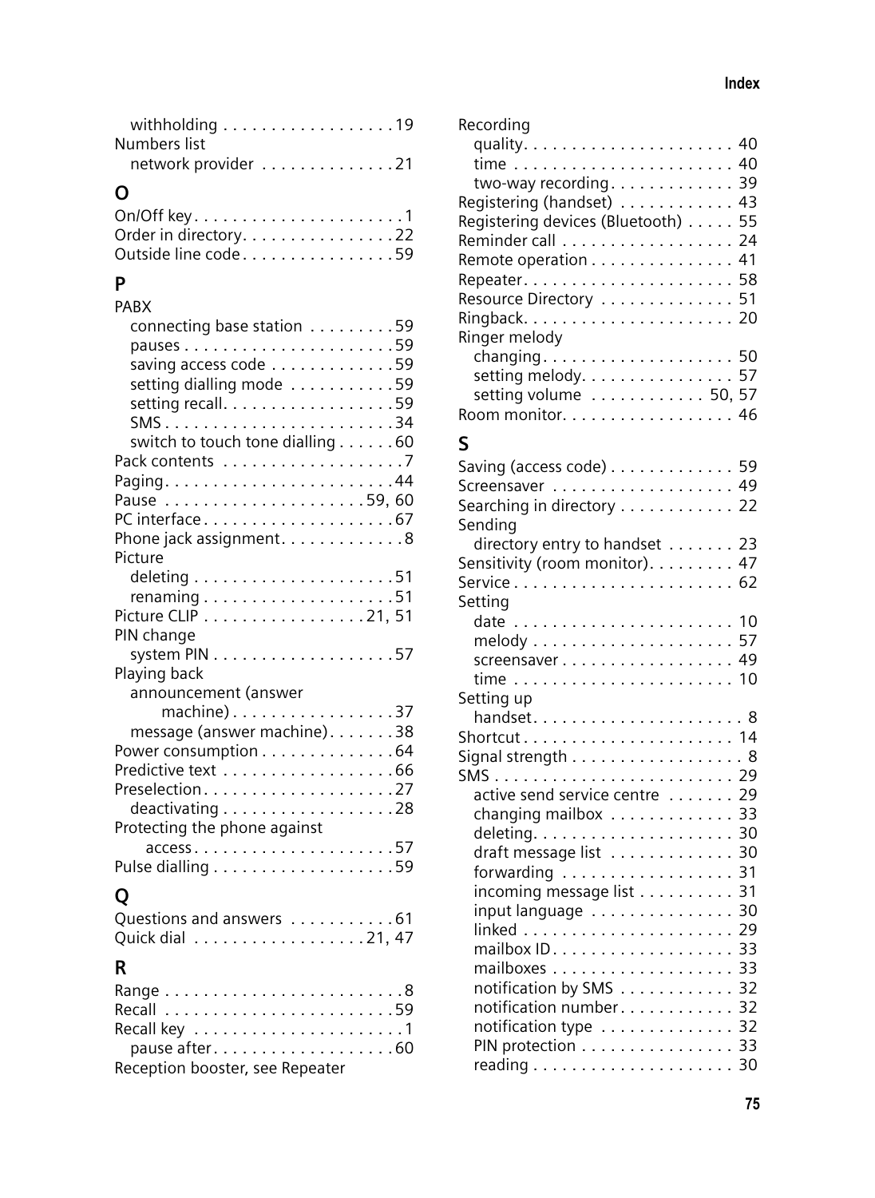withholding . . . . . . . . . . . . . . . . . . 19
Numbers list
network provider . . . . . . . . . . . . . . 21

## O

On/Off key. . . . . . . . . . . . . . . . . . . . . . 1
Order in directory. . . . . . . . . . . . . . . . 22
Outside line code . . . . . . . . . . . . . . . . 59

## P

PABX
connecting base station . . . . . . . . . 59
pauses . . . . . . . . . . . . . . . . . . . . . . 59
saving access code . . . . . . . . . . . . . 59
setting dialling mode . . . . . . . . . . . 59
setting recall. . . . . . . . . . . . . . . . . . 59
SMS . . . . . . . . . . . . . . . . . . . . . . . . 34
switch to touch tone dialling . . . . . . 60
Pack contents . . . . . . . . . . . . . . . . . . . 7
Paging. . . . . . . . . . . . . . . . . . . . . . . . 44
Pause . . . . . . . . . . . . . . . . . . . . . 59, 60
PC interface . . . . . . . . . . . . . . . . . . . . 67
Phone jack assignment. . . . . . . . . . . . . 8
Picture
deleting . . . . . . . . . . . . . . . . . . . . . 51
renaming . . . . . . . . . . . . . . . . . . . . 51
Picture CLIP . . . . . . . . . . . . . . . . . 21, 51
PIN change
system PIN . . . . . . . . . . . . . . . . . . . 57
Playing back
announcement (answer machine) . . . . . . . . . . . . . . . . . 37
message (answer machine). . . . . . . 38
Power consumption . . . . . . . . . . . . . . 64
Predictive text . . . . . . . . . . . . . . . . . . 66
Preselection. . . . . . . . . . . . . . . . . . . . 27
deactivating . . . . . . . . . . . . . . . . . . 28
Protecting the phone against access. . . . . . . . . . . . . . . . . . . . . 57
Pulse dialling . . . . . . . . . . . . . . . . . . . 59

## Q

Questions and answers . . . . . . . . . . . 61
Quick dial . . . . . . . . . . . . . . . . . . 21, 47

## R

Range . . . . . . . . . . . . . . . . . . . . . . . . . 8
Recall . . . . . . . . . . . . . . . . . . . . . . . . 59
Recall key . . . . . . . . . . . . . . . . . . . . . . 1
pause after. . . . . . . . . . . . . . . . . . . 60
Reception booster, see Repeater
Recording
quality. . . . . . . . . . . . . . . . . . . . . . 40
time . . . . . . . . . . . . . . . . . . . . . . . 40
two-way recording. . . . . . . . . . . . . 39
Registering (handset) . . . . . . . . . . . . 43
Registering devices (Bluetooth) . . . . . 55
Reminder call . . . . . . . . . . . . . . . . . . 24
Remote operation . . . . . . . . . . . . . . . 41
Repeater. . . . . . . . . . . . . . . . . . . . . . 58
Resource Directory . . . . . . . . . . . . . . 51
Ringback. . . . . . . . . . . . . . . . . . . . . . 20
Ringer melody
changing. . . . . . . . . . . . . . . . . . . . 50
setting melody. . . . . . . . . . . . . . . . 57
setting volume . . . . . . . . . . . . 50, 57
Room monitor. . . . . . . . . . . . . . . . . . 46

## S

Saving (access code) . . . . . . . . . . . . . 59
Screensaver . . . . . . . . . . . . . . . . . . . 49
Searching in directory . . . . . . . . . . . . 22
Sending
directory entry to handset . . . . . . . 23
Sensitivity (room monitor). . . . . . . . . 47
Service . . . . . . . . . . . . . . . . . . . . . . . 62
Setting
date . . . . . . . . . . . . . . . . . . . . . . . 10
melody . . . . . . . . . . . . . . . . . . . . . 57
screensaver . . . . . . . . . . . . . . . . . . 49
time . . . . . . . . . . . . . . . . . . . . . . . 10
Setting up
handset. . . . . . . . . . . . . . . . . . . . . . 8
Shortcut . . . . . . . . . . . . . . . . . . . . . . 14
Signal strength . . . . . . . . . . . . . . . . . . 8
SMS . . . . . . . . . . . . . . . . . . . . . . . . . 29
active send service centre . . . . . . . 29
changing mailbox . . . . . . . . . . . . . 33
deleting. . . . . . . . . . . . . . . . . . . . . 30
draft message list . . . . . . . . . . . . . 30
forwarding . . . . . . . . . . . . . . . . . . 31
incoming message list . . . . . . . . . . 31
input language . . . . . . . . . . . . . . . 30
linked . . . . . . . . . . . . . . . . . . . . . . 29
mailbox ID. . . . . . . . . . . . . . . . . . . 33
mailboxes . . . . . . . . . . . . . . . . . . . 33
notification by SMS . . . . . . . . . . . . 32
notification number. . . . . . . . . . . . 32
notification type . . . . . . . . . . . . . . 32
PIN protection . . . . . . . . . . . . . . . . 33
reading . . . . . . . . . . . . . . . . . . . . . 30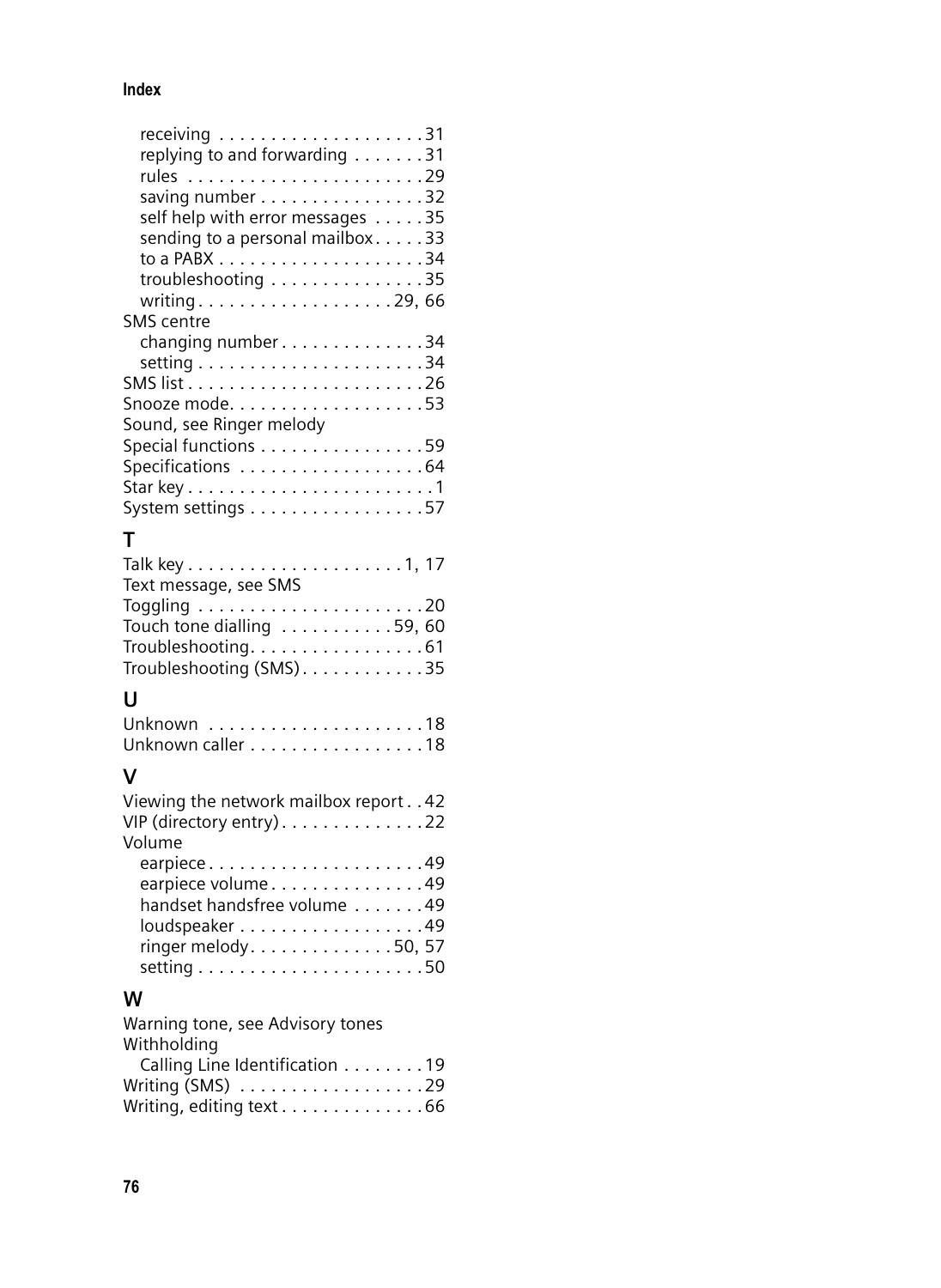receiving . . . . . . . . . . . . . . . . . . . .31
replying to and forwarding . . . . . . .31
rules . . . . . . . . . . . . . . . . . . . . . . .29
saving number . . . . . . . . . . . . . . . .32
self help with error messages . . . . .35
sending to a personal mailbox . . . . .33
to a PABX . . . . . . . . . . . . . . . . . . . .34
troubleshooting . . . . . . . . . . . . . . .35
writing . . . . . . . . . . . . . . . . . . . 29, 66

SMS centre
changing number . . . . . . . . . . . . . .34
setting . . . . . . . . . . . . . . . . . . . . . .34

SMS list . . . . . . . . . . . . . . . . . . . . . . .26
Snooze mode. . . . . . . . . . . . . . . . . . .53
Sound, see Ringer melody
Special functions . . . . . . . . . . . . . . . .59
Specifications . . . . . . . . . . . . . . . . . .64
Star key . . . . . . . . . . . . . . . . . . . . . . . .1
System settings . . . . . . . . . . . . . . . . .57

## T

Talk key . . . . . . . . . . . . . . . . . . . . . 1, 17
Text message, see SMS
Toggling . . . . . . . . . . . . . . . . . . . . . .20
Touch tone dialling . . . . . . . . . . . 59, 60
Troubleshooting. . . . . . . . . . . . . . . . .61
Troubleshooting (SMS) . . . . . . . . . . . .35

## U

Unknown . . . . . . . . . . . . . . . . . . . . .18
Unknown caller . . . . . . . . . . . . . . . . .18

## V

Viewing the network mailbox report . . 42
VIP (directory entry) . . . . . . . . . . . . . .22
Volume
earpiece . . . . . . . . . . . . . . . . . . . . .49
earpiece volume . . . . . . . . . . . . . . .49
handset handsfree volume . . . . . . .49
loudspeaker . . . . . . . . . . . . . . . . . .49
ringer melody. . . . . . . . . . . . . . 50, 57
setting . . . . . . . . . . . . . . . . . . . . . .50

## W

Warning tone, see Advisory tones
Withholding
Calling Line Identification . . . . . . . .19
Writing (SMS) . . . . . . . . . . . . . . . . . .29
Writing, editing text . . . . . . . . . . . . . .66